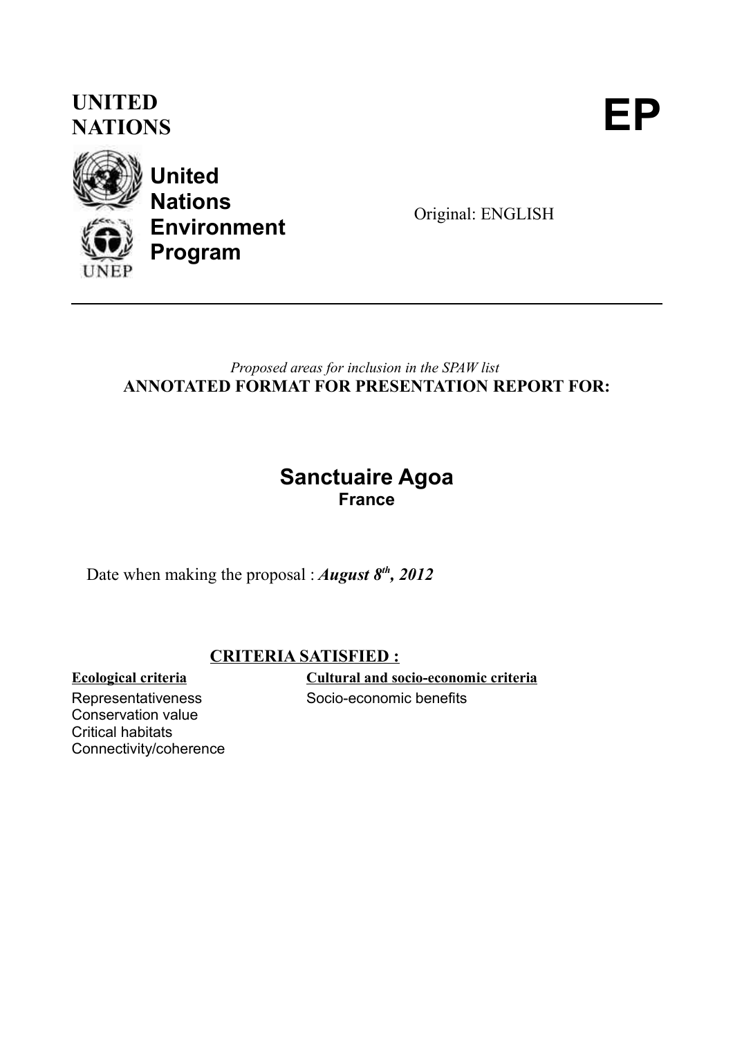**UNITED NATIONS**

# EP

**United Nations Environment Program**

Original: ENGLISH

---

*Proposed areas for inclusion in the SPAW list*

**ANNOTATED FORMAT FOR PRESENTATION REPORT FOR:**

## Sanctuaire Agoa

**France**

Date when making the proposal : ***August 8th, 2012***

**CRITERIA SATISFIED :**

**Ecological criteria**

Representativeness
Conservation value
Critical habitats
Connectivity/coherence

**Cultural and socio-economic criteria**

Socio-economic benefits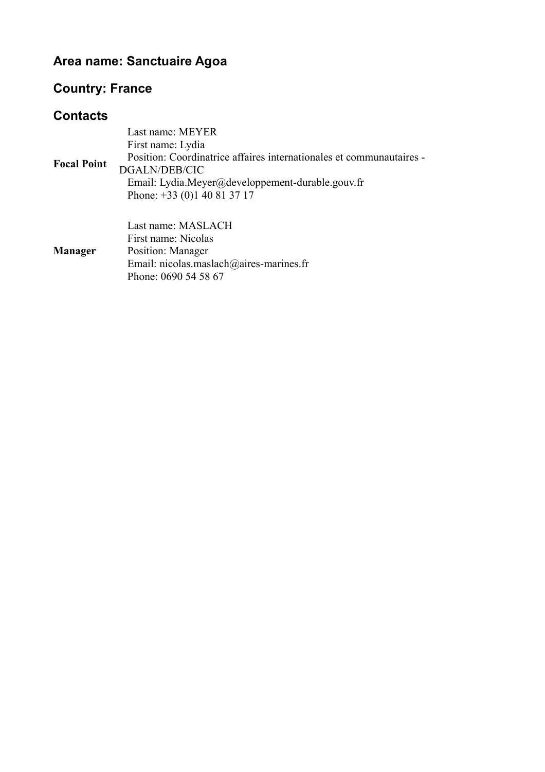## Area name: Sanctuaire Agoa

## Country: France

## Contacts

| | |
|---|---|
| **Focal Point** | Last name: MEYER<br>First name: Lydia<br>Position: Coordinatrice affaires internationales et communautaires - DGALN/DEB/CIC<br>Email: Lydia.Meyer@developpement-durable.gouv.fr<br>Phone: +33 (0)1 40 81 37 17 |
| **Manager** | Last name: MASLACH<br>First name: Nicolas<br>Position: Manager<br>Email: nicolas.maslach@aires-marines.fr<br>Phone: 0690 54 58 67 |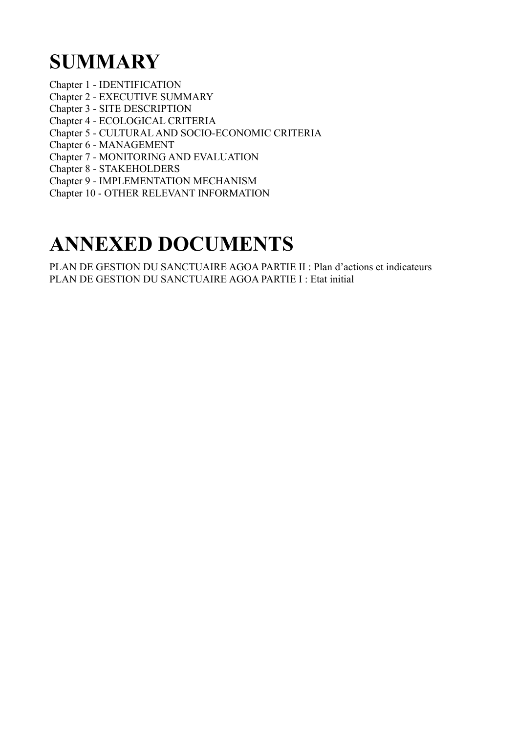# SUMMARY

Chapter 1 - IDENTIFICATION
Chapter 2 - EXECUTIVE SUMMARY
Chapter 3 - SITE DESCRIPTION
Chapter 4 - ECOLOGICAL CRITERIA
Chapter 5 - CULTURAL AND SOCIO-ECONOMIC CRITERIA
Chapter 6 - MANAGEMENT
Chapter 7 - MONITORING AND EVALUATION
Chapter 8 - STAKEHOLDERS
Chapter 9 - IMPLEMENTATION MECHANISM
Chapter 10 - OTHER RELEVANT INFORMATION

# ANNEXED DOCUMENTS

PLAN DE GESTION DU SANCTUAIRE AGOA PARTIE II : Plan d'actions et indicateurs
PLAN DE GESTION DU SANCTUAIRE AGOA PARTIE I : Etat initial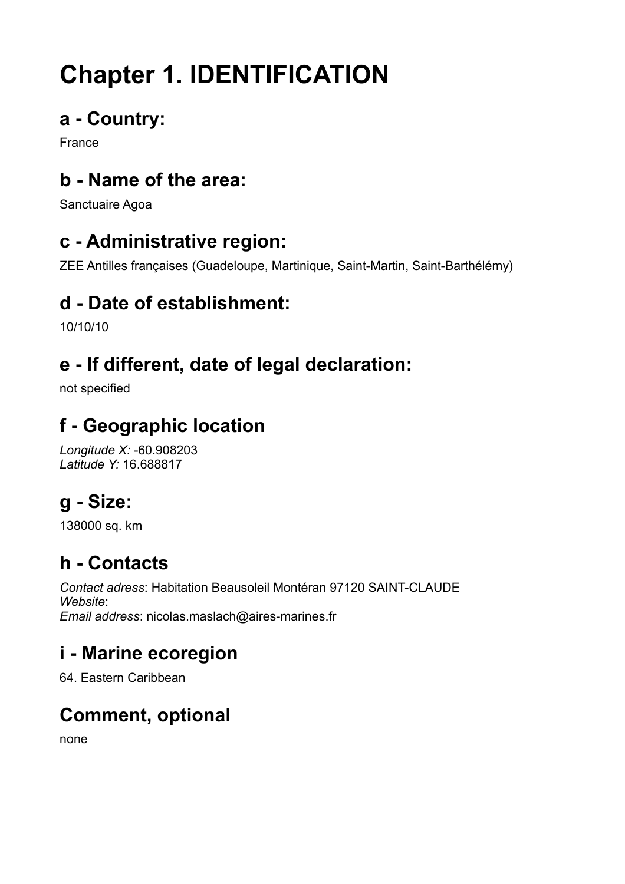# Chapter 1. IDENTIFICATION

## a - Country:

France

## b - Name of the area:

Sanctuaire Agoa

## c - Administrative region:

ZEE Antilles françaises (Guadeloupe, Martinique, Saint-Martin, Saint-Barthélémy)

## d - Date of establishment:

10/10/10

## e - If different, date of legal declaration:

not specified

## f - Geographic location

*Longitude X:* -60.908203
*Latitude Y:* 16.688817

## g - Size:

138000 sq. km

## h - Contacts

*Contact adress*: Habitation Beausoleil Montéran 97120 SAINT-CLAUDE
*Website*:
*Email address*: nicolas.maslach@aires-marines.fr

## i - Marine ecoregion

64. Eastern Caribbean

## Comment, optional

none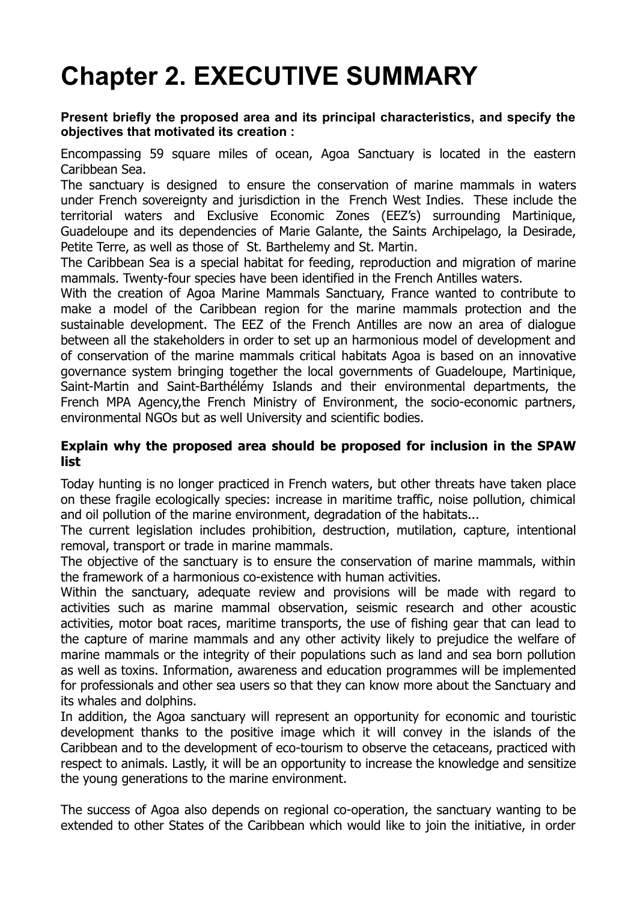# Chapter 2. EXECUTIVE SUMMARY

**Present briefly the proposed area and its principal characteristics, and specify the objectives that motivated its creation :**

Encompassing 59 square miles of ocean, Agoa Sanctuary is located in the eastern Caribbean Sea.

The sanctuary is designed to ensure the conservation of marine mammals in waters under French sovereignty and jurisdiction in the French West Indies. These include the territorial waters and Exclusive Economic Zones (EEZ's) surrounding Martinique, Guadeloupe and its dependencies of Marie Galante, the Saints Archipelago, la Desirade, Petite Terre, as well as those of St. Barthelemy and St. Martin.

The Caribbean Sea is a special habitat for feeding, reproduction and migration of marine mammals. Twenty-four species have been identified in the French Antilles waters.

With the creation of Agoa Marine Mammals Sanctuary, France wanted to contribute to make a model of the Caribbean region for the marine mammals protection and the sustainable development. The EEZ of the French Antilles are now an area of dialogue between all the stakeholders in order to set up an harmonious model of development and of conservation of the marine mammals critical habitats Agoa is based on an innovative governance system bringing together the local governments of Guadeloupe, Martinique, Saint-Martin and Saint-Barthélémy Islands and their environmental departments, the French MPA Agency,the French Ministry of Environment, the socio-economic partners, environmental NGOs but as well University and scientific bodies.

**Explain why the proposed area should be proposed for inclusion in the SPAW list**

Today hunting is no longer practiced in French waters, but other threats have taken place on these fragile ecologically species: increase in maritime traffic, noise pollution, chimical and oil pollution of the marine environment, degradation of the habitats...

The current legislation includes prohibition, destruction, mutilation, capture, intentional removal, transport or trade in marine mammals.

The objective of the sanctuary is to ensure the conservation of marine mammals, within the framework of a harmonious co-existence with human activities.

Within the sanctuary, adequate review and provisions will be made with regard to activities such as marine mammal observation, seismic research and other acoustic activities, motor boat races, maritime transports, the use of fishing gear that can lead to the capture of marine mammals and any other activity likely to prejudice the welfare of marine mammals or the integrity of their populations such as land and sea born pollution as well as toxins. Information, awareness and education programmes will be implemented for professionals and other sea users so that they can know more about the Sanctuary and its whales and dolphins.

In addition, the Agoa sanctuary will represent an opportunity for economic and touristic development thanks to the positive image which it will convey in the islands of the Caribbean and to the development of eco-tourism to observe the cetaceans, practiced with respect to animals. Lastly, it will be an opportunity to increase the knowledge and sensitize the young generations to the marine environment.

The success of Agoa also depends on regional co-operation, the sanctuary wanting to be extended to other States of the Caribbean which would like to join the initiative, in order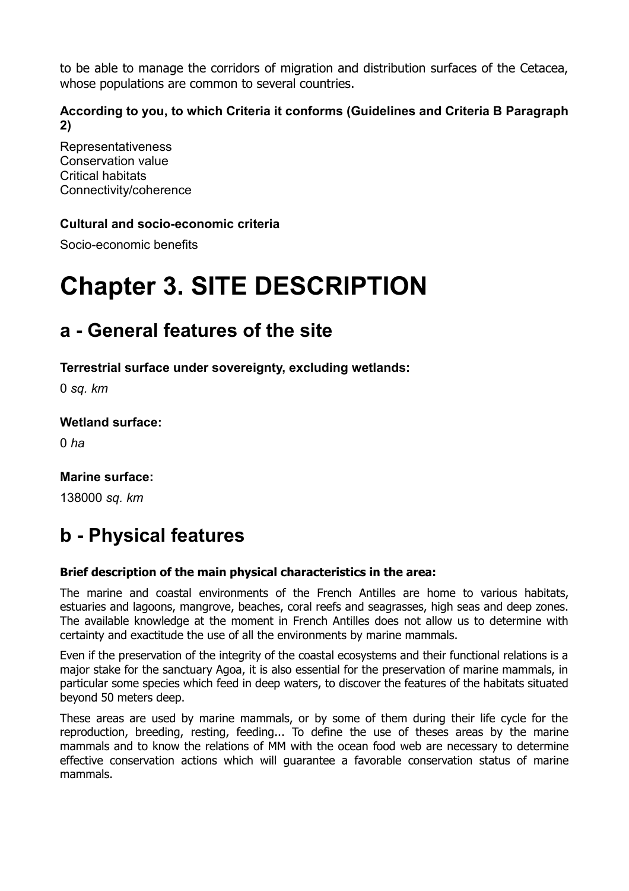to be able to manage the corridors of migration and distribution surfaces of the Cetacea, whose populations are common to several countries.

**According to you, to which Criteria it conforms (Guidelines and Criteria B Paragraph 2)**

Representativeness
Conservation value
Critical habitats
Connectivity/coherence

**Cultural and socio-economic criteria**

Socio-economic benefits

# Chapter 3. SITE DESCRIPTION

## a - General features of the site

**Terrestrial surface under sovereignty, excluding wetlands:**

0 *sq. km*

**Wetland surface:**

0 *ha*

**Marine surface:**

138000 *sq. km*

## b - Physical features

**Brief description of the main physical characteristics in the area:**

The marine and coastal environments of the French Antilles are home to various habitats, estuaries and lagoons, mangrove, beaches, coral reefs and seagrasses, high seas and deep zones. The available knowledge at the moment in French Antilles does not allow us to determine with certainty and exactitude the use of all the environments by marine mammals.

Even if the preservation of the integrity of the coastal ecosystems and their functional relations is a major stake for the sanctuary Agoa, it is also essential for the preservation of marine mammals, in particular some species which feed in deep waters, to discover the features of the habitats situated beyond 50 meters deep.

These areas are used by marine mammals, or by some of them during their life cycle for the reproduction, breeding, resting, feeding... To define the use of theses areas by the marine mammals and to know the relations of MM with the ocean food web are necessary to determine effective conservation actions which will guarantee a favorable conservation status of marine mammals.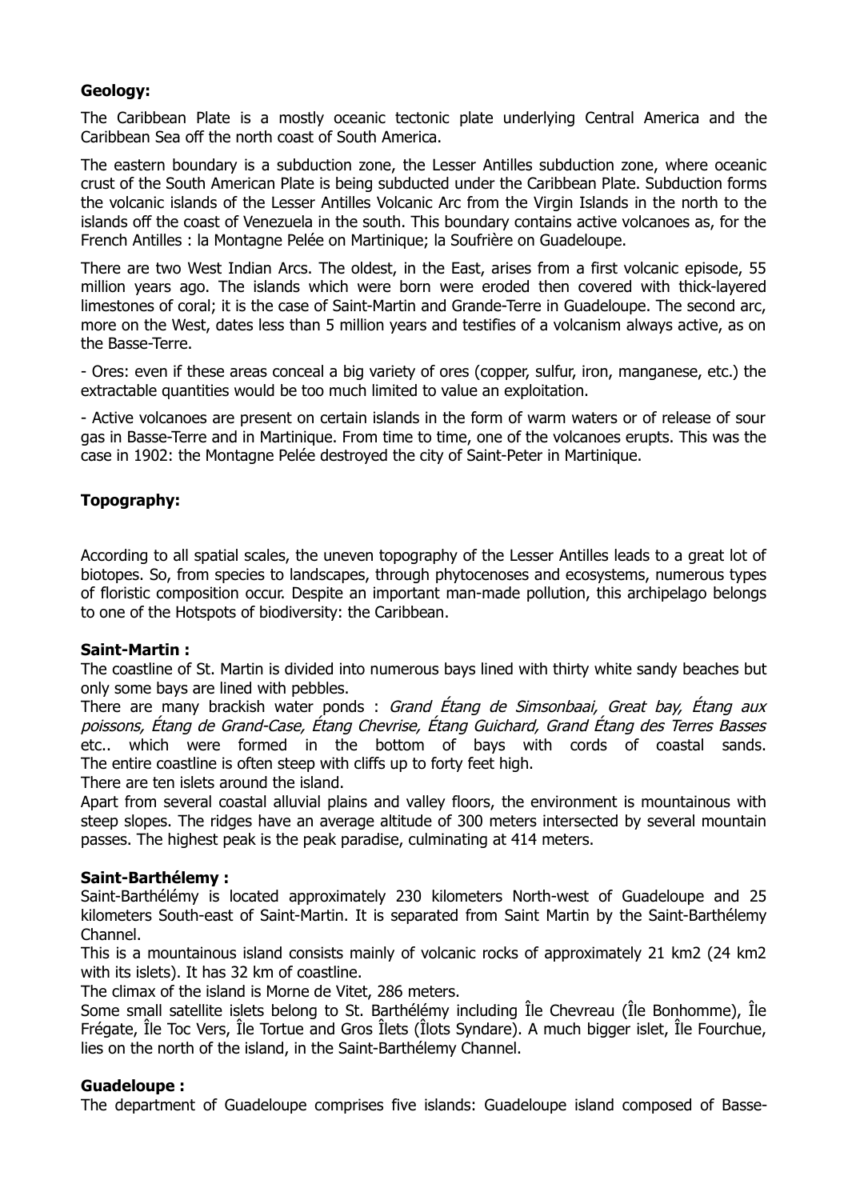**Geology:**

The Caribbean Plate is a mostly oceanic tectonic plate underlying Central America and the Caribbean Sea off the north coast of South America.

The eastern boundary is a subduction zone, the Lesser Antilles subduction zone, where oceanic crust of the South American Plate is being subducted under the Caribbean Plate. Subduction forms the volcanic islands of the Lesser Antilles Volcanic Arc from the Virgin Islands in the north to the islands off the coast of Venezuela in the south. This boundary contains active volcanoes as, for the French Antilles : la Montagne Pelée on Martinique; la Soufrière on Guadeloupe.

There are two West Indian Arcs. The oldest, in the East, arises from a first volcanic episode, 55 million years ago. The islands which were born were eroded then covered with thick-layered limestones of coral; it is the case of Saint-Martin and Grande-Terre in Guadeloupe. The second arc, more on the West, dates less than 5 million years and testifies of a volcanism always active, as on the Basse-Terre.

- Ores: even if these areas conceal a big variety of ores (copper, sulfur, iron, manganese, etc.) the extractable quantities would be too much limited to value an exploitation.

- Active volcanoes are present on certain islands in the form of warm waters or of release of sour gas in Basse-Terre and in Martinique. From time to time, one of the volcanoes erupts. This was the case in 1902: the Montagne Pelée destroyed the city of Saint-Peter in Martinique.

**Topography:**

According to all spatial scales, the uneven topography of the Lesser Antilles leads to a great lot of biotopes. So, from species to landscapes, through phytocenoses and ecosystems, numerous types of floristic composition occur. Despite an important man-made pollution, this archipelago belongs to one of the Hotspots of biodiversity: the Caribbean.

**Saint-Martin :**

The coastline of St. Martin is divided into numerous bays lined with thirty white sandy beaches but only some bays are lined with pebbles.
There are many brackish water ponds : *Grand Étang de Simsonbaai, Great bay, Étang aux poissons, Étang de Grand-Case, Étang Chevrise, Étang Guichard, Grand Étang des Terres Basses* etc.. which were formed in the bottom of bays with cords of coastal sands. The entire coastline is often steep with cliffs up to forty feet high.
There are ten islets around the island.
Apart from several coastal alluvial plains and valley floors, the environment is mountainous with steep slopes. The ridges have an average altitude of 300 meters intersected by several mountain passes. The highest peak is the peak paradise, culminating at 414 meters.

**Saint-Barthélemy :**

Saint-Barthélémy is located approximately 230 kilometers North-west of Guadeloupe and 25 kilometers South-east of Saint-Martin. It is separated from Saint Martin by the Saint-Barthélemy Channel.
This is a mountainous island consists mainly of volcanic rocks of approximately 21 km2 (24 km2 with its islets). It has 32 km of coastline.
The climax of the island is Morne de Vitet, 286 meters.
Some small satellite islets belong to St. Barthélémy including Île Chevreau (Île Bonhomme), Île Frégate, Île Toc Vers, Île Tortue and Gros Îlets (Îlots Syndare). A much bigger islet, Île Fourchue, lies on the north of the island, in the Saint-Barthélemy Channel.

**Guadeloupe :**

The department of Guadeloupe comprises five islands: Guadeloupe island composed of Basse-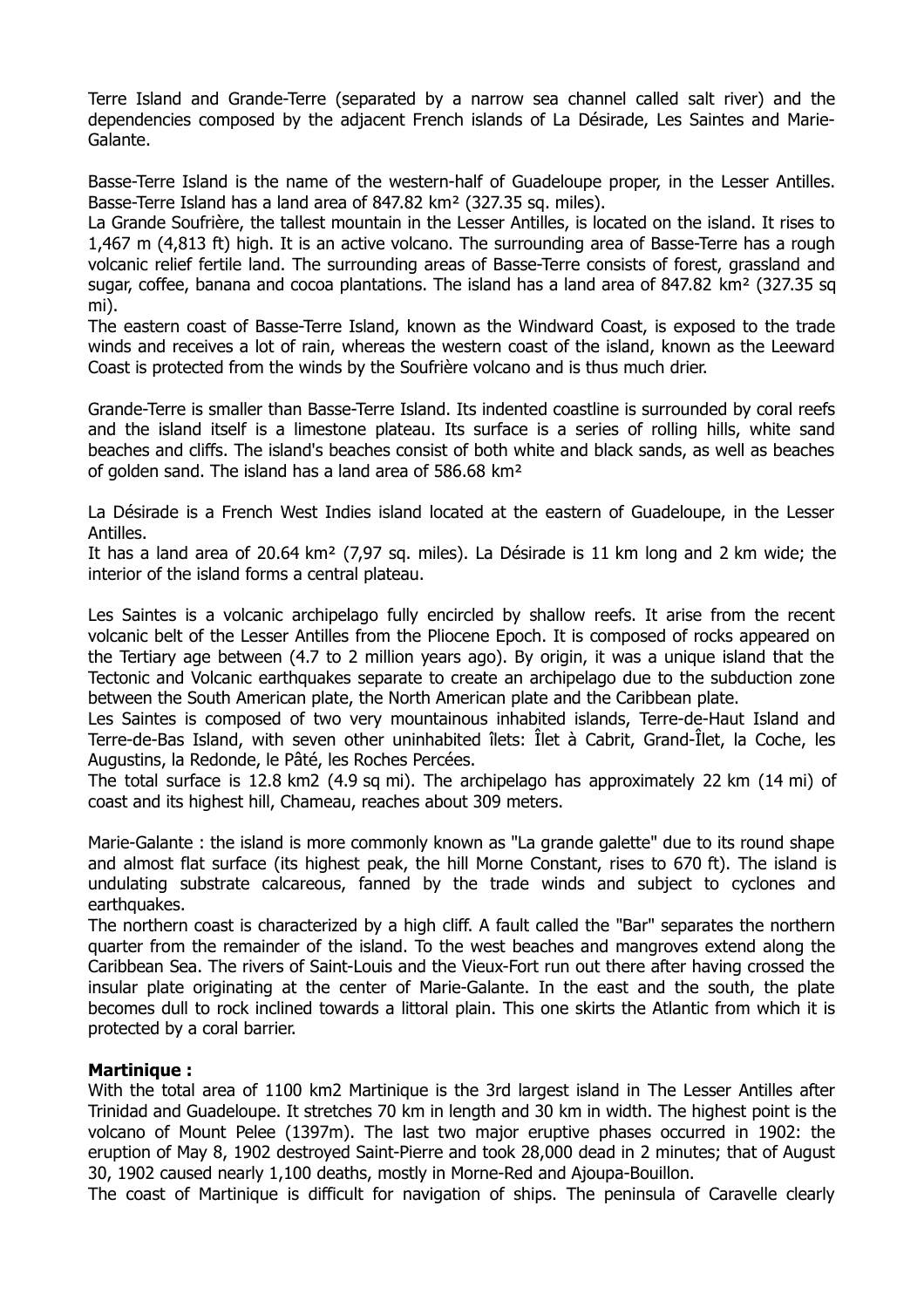Terre Island and Grande-Terre (separated by a narrow sea channel called salt river) and the dependencies composed by the adjacent French islands of La Désirade, Les Saintes and Marie-Galante.

Basse-Terre Island is the name of the western-half of Guadeloupe proper, in the Lesser Antilles. Basse-Terre Island has a land area of 847.82 km² (327.35 sq. miles).
La Grande Soufrière, the tallest mountain in the Lesser Antilles, is located on the island. It rises to 1,467 m (4,813 ft) high. It is an active volcano. The surrounding area of Basse-Terre has a rough volcanic relief fertile land. The surrounding areas of Basse-Terre consists of forest, grassland and sugar, coffee, banana and cocoa plantations. The island has a land area of 847.82 km² (327.35 sq mi).
The eastern coast of Basse-Terre Island, known as the Windward Coast, is exposed to the trade winds and receives a lot of rain, whereas the western coast of the island, known as the Leeward Coast is protected from the winds by the Soufrière volcano and is thus much drier.

Grande-Terre is smaller than Basse-Terre Island. Its indented coastline is surrounded by coral reefs and the island itself is a limestone plateau. Its surface is a series of rolling hills, white sand beaches and cliffs. The island's beaches consist of both white and black sands, as well as beaches of golden sand. The island has a land area of 586.68 km²

La Désirade is a French West Indies island located at the eastern of Guadeloupe, in the Lesser Antilles.
It has a land area of 20.64 km² (7,97 sq. miles). La Désirade is 11 km long and 2 km wide; the interior of the island forms a central plateau.

Les Saintes is a volcanic archipelago fully encircled by shallow reefs. It arise from the recent volcanic belt of the Lesser Antilles from the Pliocene Epoch. It is composed of rocks appeared on the Tertiary age between (4.7 to 2 million years ago). By origin, it was a unique island that the Tectonic and Volcanic earthquakes separate to create an archipelago due to the subduction zone between the South American plate, the North American plate and the Caribbean plate.
Les Saintes is composed of two very mountainous inhabited islands, Terre-de-Haut Island and Terre-de-Bas Island, with seven other uninhabited îlets: Îlet à Cabrit, Grand-Îlet, la Coche, les Augustins, la Redonde, le Pâté, les Roches Percées.
The total surface is 12.8 km2 (4.9 sq mi). The archipelago has approximately 22 km (14 mi) of coast and its highest hill, Chameau, reaches about 309 meters.

Marie-Galante : the island is more commonly known as "La grande galette" due to its round shape and almost flat surface (its highest peak, the hill Morne Constant, rises to 670 ft). The island is undulating substrate calcareous, fanned by the trade winds and subject to cyclones and earthquakes.
The northern coast is characterized by a high cliff. A fault called the "Bar" separates the northern quarter from the remainder of the island. To the west beaches and mangroves extend along the Caribbean Sea. The rivers of Saint-Louis and the Vieux-Fort run out there after having crossed the insular plate originating at the center of Marie-Galante. In the east and the south, the plate becomes dull to rock inclined towards a littoral plain. This one skirts the Atlantic from which it is protected by a coral barrier.

**Martinique :**
With the total area of 1100 km2 Martinique is the 3rd largest island in The Lesser Antilles after Trinidad and Guadeloupe. It stretches 70 km in length and 30 km in width. The highest point is the volcano of Mount Pelee (1397m). The last two major eruptive phases occurred in 1902: the eruption of May 8, 1902 destroyed Saint-Pierre and took 28,000 dead in 2 minutes; that of August 30, 1902 caused nearly 1,100 deaths, mostly in Morne-Red and Ajoupa-Bouillon.
The coast of Martinique is difficult for navigation of ships. The peninsula of Caravelle clearly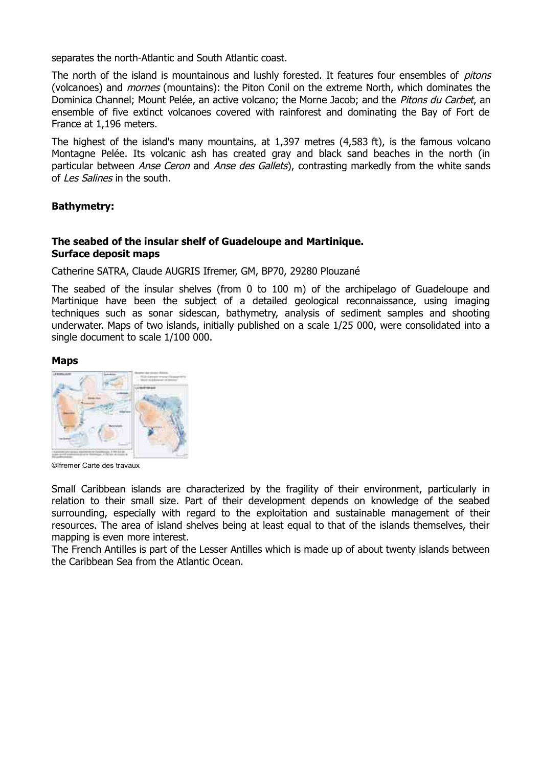separates the north-Atlantic and South Atlantic coast.

The north of the island is mountainous and lushly forested. It features four ensembles of *pitons* (volcanoes) and *mornes* (mountains): the Piton Conil on the extreme North, which dominates the Dominica Channel; Mount Pelée, an active volcano; the Morne Jacob; and the *Pitons du Carbet*, an ensemble of five extinct volcanoes covered with rainforest and dominating the Bay of Fort de France at 1,196 meters.

The highest of the island's many mountains, at 1,397 metres (4,583 ft), is the famous volcano Montagne Pelée. Its volcanic ash has created gray and black sand beaches in the north (in particular between *Anse Ceron* and *Anse des Gallets*), contrasting markedly from the white sands of *Les Salines* in the south.

**Bathymetry:**

**The seabed of the insular shelf of Guadeloupe and Martinique.**
**Surface deposit maps**

Catherine SATRA, Claude AUGRIS Ifremer, GM, BP70, 29280 Plouzané

The seabed of the insular shelves (from 0 to 100 m) of the archipelago of Guadeloupe and Martinique have been the subject of a detailed geological reconnaissance, using imaging techniques such as sonar sidescan, bathymetry, analysis of sediment samples and shooting underwater. Maps of two islands, initially published on a scale 1/25 000, were consolidated into a single document to scale 1/100 000.

**Maps**

©Ifremer Carte des travaux

Small Caribbean islands are characterized by the fragility of their environment, particularly in relation to their small size. Part of their development depends on knowledge of the seabed surrounding, especially with regard to the exploitation and sustainable management of their resources. The area of island shelves being at least equal to that of the islands themselves, their mapping is even more interest.
The French Antilles is part of the Lesser Antilles which is made up of about twenty islands between the Caribbean Sea from the Atlantic Ocean.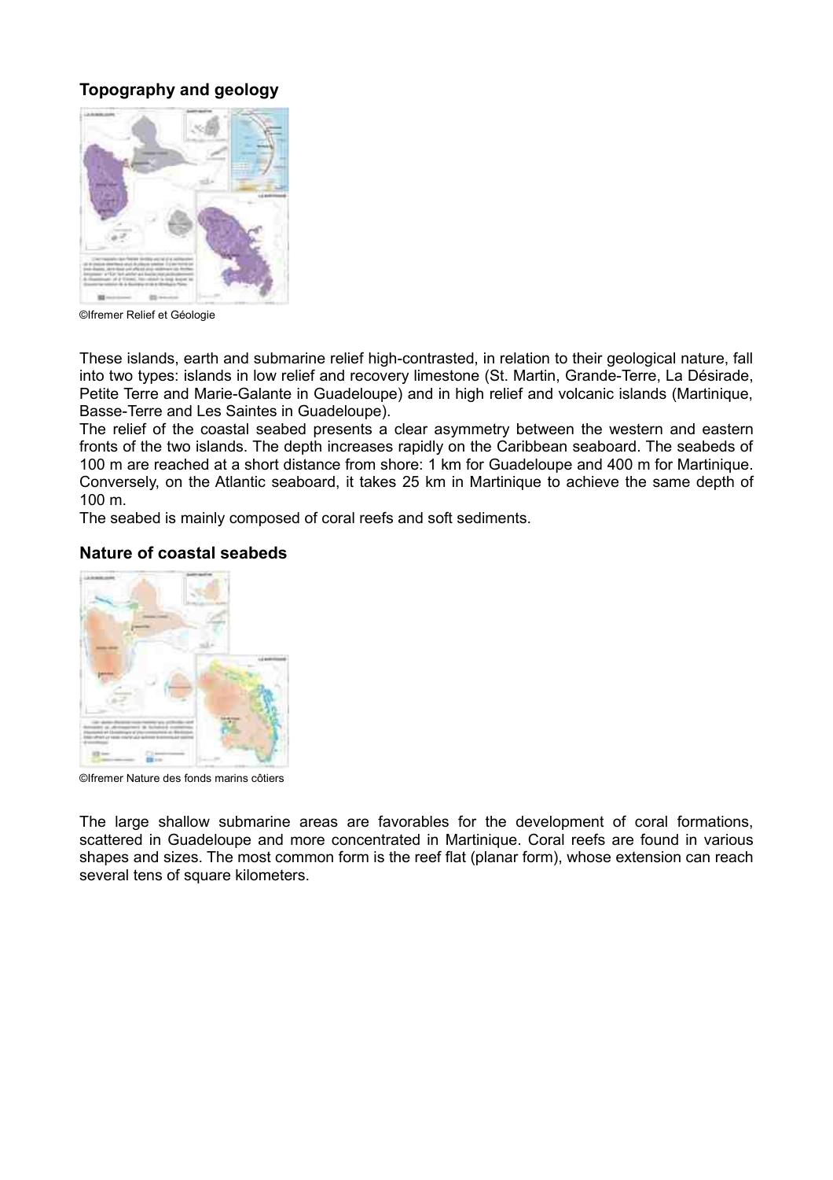## Topography and geology

©Ifremer Relief et Géologie

These islands, earth and submarine relief high-contrasted, in relation to their geological nature, fall into two types: islands in low relief and recovery limestone (St. Martin, Grande-Terre, La Désirade, Petite Terre and Marie-Galante in Guadeloupe) and in high relief and volcanic islands (Martinique, Basse-Terre and Les Saintes in Guadeloupe).

The relief of the coastal seabed presents a clear asymmetry between the western and eastern fronts of the two islands. The depth increases rapidly on the Caribbean seaboard. The seabeds of 100 m are reached at a short distance from shore: 1 km for Guadeloupe and 400 m for Martinique. Conversely, on the Atlantic seaboard, it takes 25 km in Martinique to achieve the same depth of 100 m.

The seabed is mainly composed of coral reefs and soft sediments.

## Nature of coastal seabeds

©Ifremer Nature des fonds marins côtiers

The large shallow submarine areas are favorables for the development of coral formations, scattered in Guadeloupe and more concentrated in Martinique. Coral reefs are found in various shapes and sizes. The most common form is the reef flat (planar form), whose extension can reach several tens of square kilometers.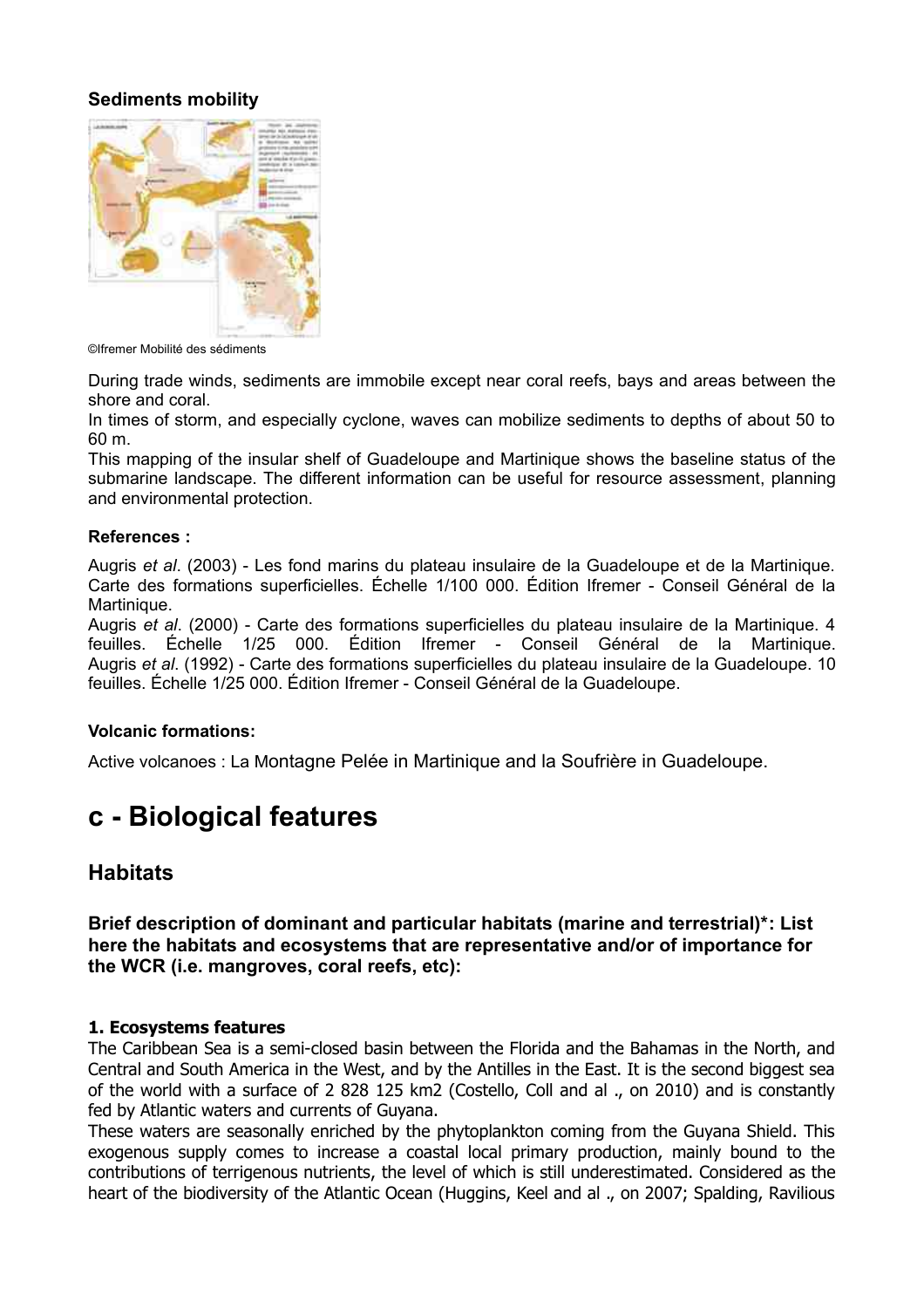### Sediments mobility

©Ifremer Mobilité des sédiments

During trade winds, sediments are immobile except near coral reefs, bays and areas between the shore and coral.

In times of storm, and especially cyclone, waves can mobilize sediments to depths of about 50 to 60 m.

This mapping of the insular shelf of Guadeloupe and Martinique shows the baseline status of the submarine landscape. The different information can be useful for resource assessment, planning and environmental protection.

#### References :

Augris *et al*. (2003) - Les fond marins du plateau insulaire de la Guadeloupe et de la Martinique. Carte des formations superficielles. Échelle 1/100 000. Édition Ifremer - Conseil Général de la Martinique.

Augris *et al*. (2000) - Carte des formations superficielles du plateau insulaire de la Martinique. 4 feuilles. Échelle 1/25 000. Édition Ifremer - Conseil Général de la Martinique.

Augris *et al*. (1992) - Carte des formations superficielles du plateau insulaire de la Guadeloupe. 10 feuilles. Échelle 1/25 000. Édition Ifremer - Conseil Général de la Guadeloupe.

#### Volcanic formations:

Active volcanoes : La Montagne Pelée in Martinique and la Soufrière in Guadeloupe.

# c - Biological features

## Habitats

### Brief description of dominant and particular habitats (marine and terrestrial)*: List here the habitats and ecosystems that are representative and/or of importance for the WCR (i.e. mangroves, coral reefs, etc):

#### 1. Ecosystems features

The Caribbean Sea is a semi-closed basin between the Florida and the Bahamas in the North, and Central and South America in the West, and by the Antilles in the East. It is the second biggest sea of the world with a surface of 2 828 125 km2 (Costello, Coll and al ., on 2010) and is constantly fed by Atlantic waters and currents of Guyana.

These waters are seasonally enriched by the phytoplankton coming from the Guyana Shield. This exogenous supply comes to increase a coastal local primary production, mainly bound to the contributions of terrigenous nutrients, the level of which is still underestimated. Considered as the heart of the biodiversity of the Atlantic Ocean (Huggins, Keel and al ., on 2007; Spalding, Ravilious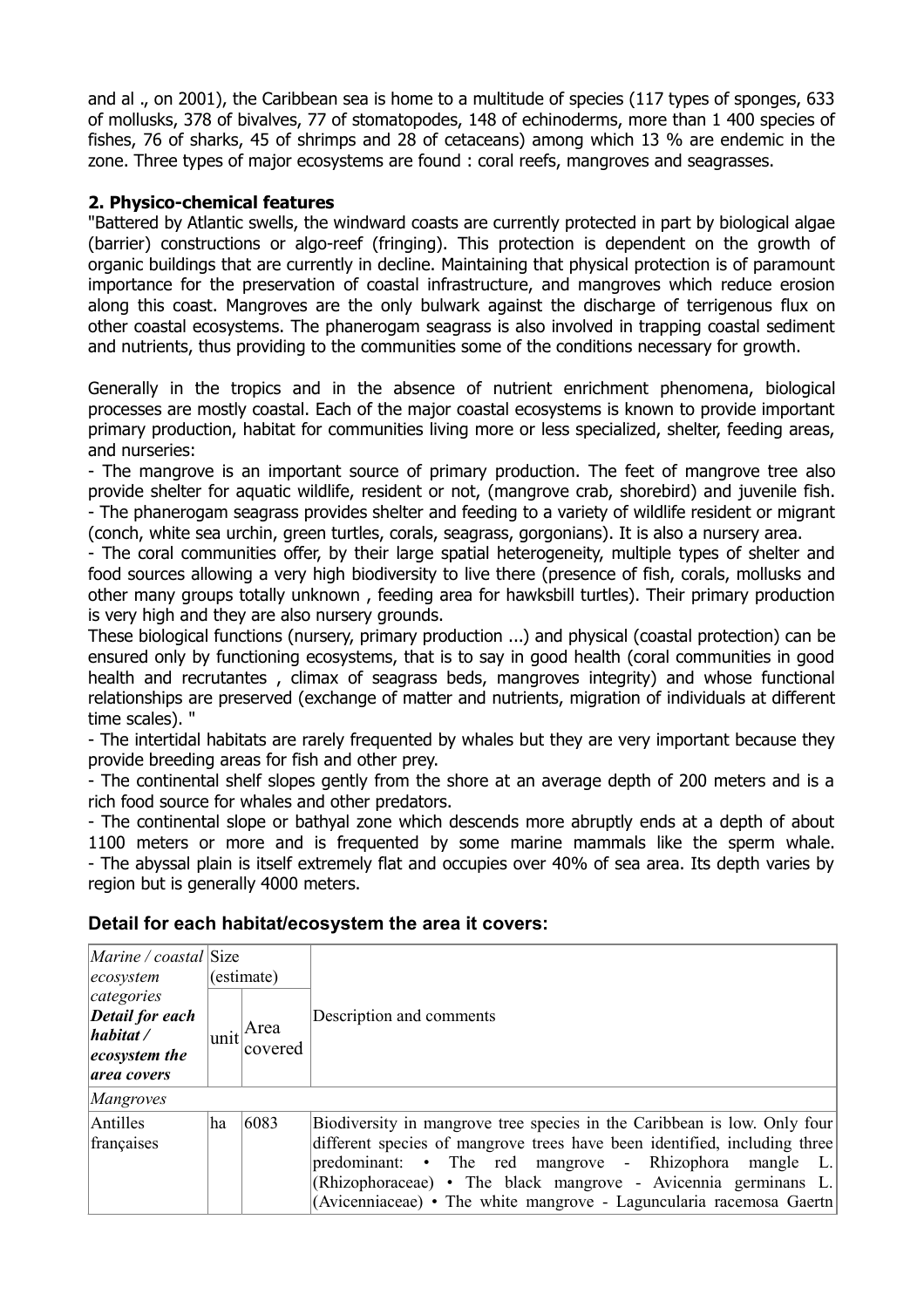and al ., on 2001), the Caribbean sea is home to a multitude of species (117 types of sponges, 633 of mollusks, 378 of bivalves, 77 of stomatopodes, 148 of echinoderms, more than 1 400 species of fishes, 76 of sharks, 45 of shrimps and 28 of cetaceans) among which 13 % are endemic in the zone. Three types of major ecosystems are found : coral reefs, mangroves and seagrasses.

**2. Physico-chemical features**

"Battered by Atlantic swells, the windward coasts are currently protected in part by biological algae (barrier) constructions or algo-reef (fringing). This protection is dependent on the growth of organic buildings that are currently in decline. Maintaining that physical protection is of paramount importance for the preservation of coastal infrastructure, and mangroves which reduce erosion along this coast. Mangroves are the only bulwark against the discharge of terrigenous flux on other coastal ecosystems. The phanerogam seagrass is also involved in trapping coastal sediment and nutrients, thus providing to the communities some of the conditions necessary for growth.

Generally in the tropics and in the absence of nutrient enrichment phenomena, biological processes are mostly coastal. Each of the major coastal ecosystems is known to provide important primary production, habitat for communities living more or less specialized, shelter, feeding areas, and nurseries:

- The mangrove is an important source of primary production. The feet of mangrove tree also provide shelter for aquatic wildlife, resident or not, (mangrove crab, shorebird) and juvenile fish.
- The phanerogam seagrass provides shelter and feeding to a variety of wildlife resident or migrant (conch, white sea urchin, green turtles, corals, seagrass, gorgonians). It is also a nursery area.
- The coral communities offer, by their large spatial heterogeneity, multiple types of shelter and food sources allowing a very high biodiversity to live there (presence of fish, corals, mollusks and other many groups totally unknown , feeding area for hawksbill turtles). Their primary production is very high and they are also nursery grounds.

These biological functions (nursery, primary production ...) and physical (coastal protection) can be ensured only by functioning ecosystems, that is to say in good health (coral communities in good health and recrutantes , climax of seagrass beds, mangroves integrity) and whose functional relationships are preserved (exchange of matter and nutrients, migration of individuals at different time scales). "

- The intertidal habitats are rarely frequented by whales but they are very important because they provide breeding areas for fish and other prey.
- The continental shelf slopes gently from the shore at an average depth of 200 meters and is a rich food source for whales and other predators.
- The continental slope or bathyal zone which descends more abruptly ends at a depth of about 1100 meters or more and is frequented by some marine mammals like the sperm whale.
- The abyssal plain is itself extremely flat and occupies over 40% of sea area. Its depth varies by region but is generally 4000 meters.

## Detail for each habitat/ecosystem the area it covers:

| *Marine / coastal ecosystem categories* ***Detail for each habitat / ecosystem the area covers*** | Size (estimate) | | Description and comments |
|---|---|---|---|
| | unit | Area covered | |
| *Mangroves* | | | |
| Antilles françaises | ha | 6083 | Biodiversity in mangrove tree species in the Caribbean is low. Only four different species of mangrove trees have been identified, including three predominant: • The red mangrove - Rhizophora mangle L. (Rhizophoraceae) • The black mangrove - Avicennia germinans L. (Avicenniaceae) • The white mangrove - Laguncularia racemosa Gaertn |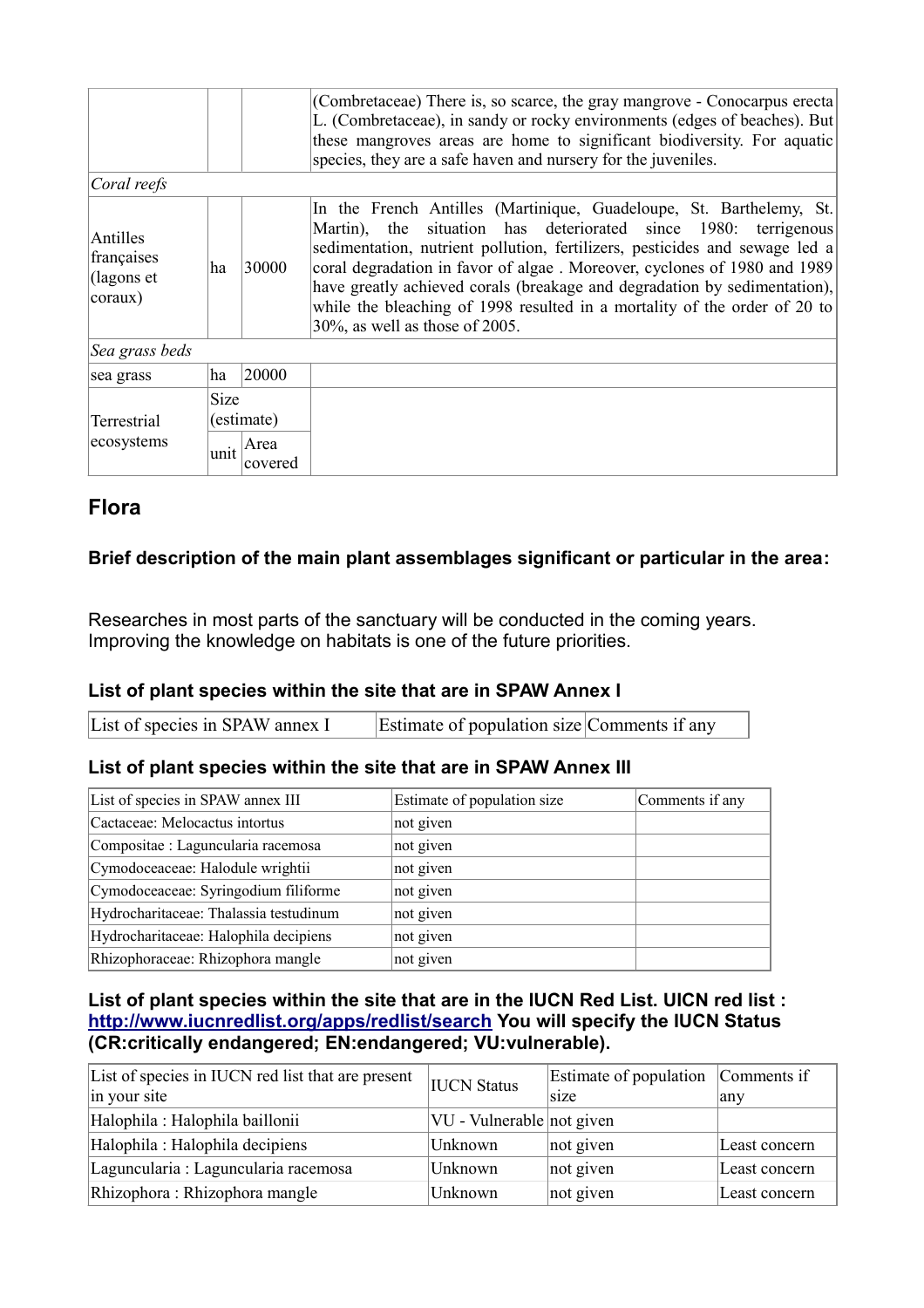| | | | |
|---|---|---|---|
| | | | (Combretaceae) There is, so scarce, the gray mangrove - Conocarpus erecta L. (Combretaceae), in sandy or rocky environments (edges of beaches). But these mangroves areas are home to significant biodiversity. For aquatic species, they are a safe haven and nursery for the juveniles. |
| *Coral reefs* | | | |
| Antilles françaises (lagons et coraux) | ha | 30000 | In the French Antilles (Martinique, Guadeloupe, St. Barthelemy, St. Martin), the situation has deteriorated since 1980: terrigenous sedimentation, nutrient pollution, fertilizers, pesticides and sewage led a coral degradation in favor of algae . Moreover, cyclones of 1980 and 1989 have greatly achieved corals (breakage and degradation by sedimentation), while the bleaching of 1998 resulted in a mortality of the order of 20 to 30%, as well as those of 2005. |
| *Sea grass beds* | | | |
| sea grass | ha | 20000 | |
| Terrestrial ecosystems | Size (estimate) | | |
| | unit | Area covered | |

## Flora

### Brief description of the main plant assemblages significant or particular in the area:

Researches in most parts of the sanctuary will be conducted in the coming years. Improving the knowledge on habitats is one of the future priorities.

### List of plant species within the site that are in SPAW Annex I

| List of species in SPAW annex I | Estimate of population size | Comments if any |
|---|---|---|

### List of plant species within the site that are in SPAW Annex III

| List of species in SPAW annex III | Estimate of population size | Comments if any |
|---|---|---|
| Cactaceae: Melocactus intortus | not given | |
| Compositae : Laguncularia racemosa | not given | |
| Cymodoceaceae: Halodule wrightii | not given | |
| Cymodoceaceae: Syringodium filiforme | not given | |
| Hydrocharitaceae: Thalassia testudinum | not given | |
| Hydrocharitaceae: Halophila decipiens | not given | |
| Rhizophoraceae: Rhizophora mangle | not given | |

### List of plant species within the site that are in the IUCN Red List. UICN red list : http://www.iucnredlist.org/apps/redlist/search You will specify the IUCN Status (CR:critically endangered; EN:endangered; VU:vulnerable).

| List of species in IUCN red list that are present in your site | IUCN Status | Estimate of population size | Comments if any |
|---|---|---|---|
| Halophila : Halophila baillonii | VU - Vulnerable | not given | |
| Halophila : Halophila decipiens | Unknown | not given | Least concern |
| Laguncularia : Laguncularia racemosa | Unknown | not given | Least concern |
| Rhizophora : Rhizophora mangle | Unknown | not given | Least concern |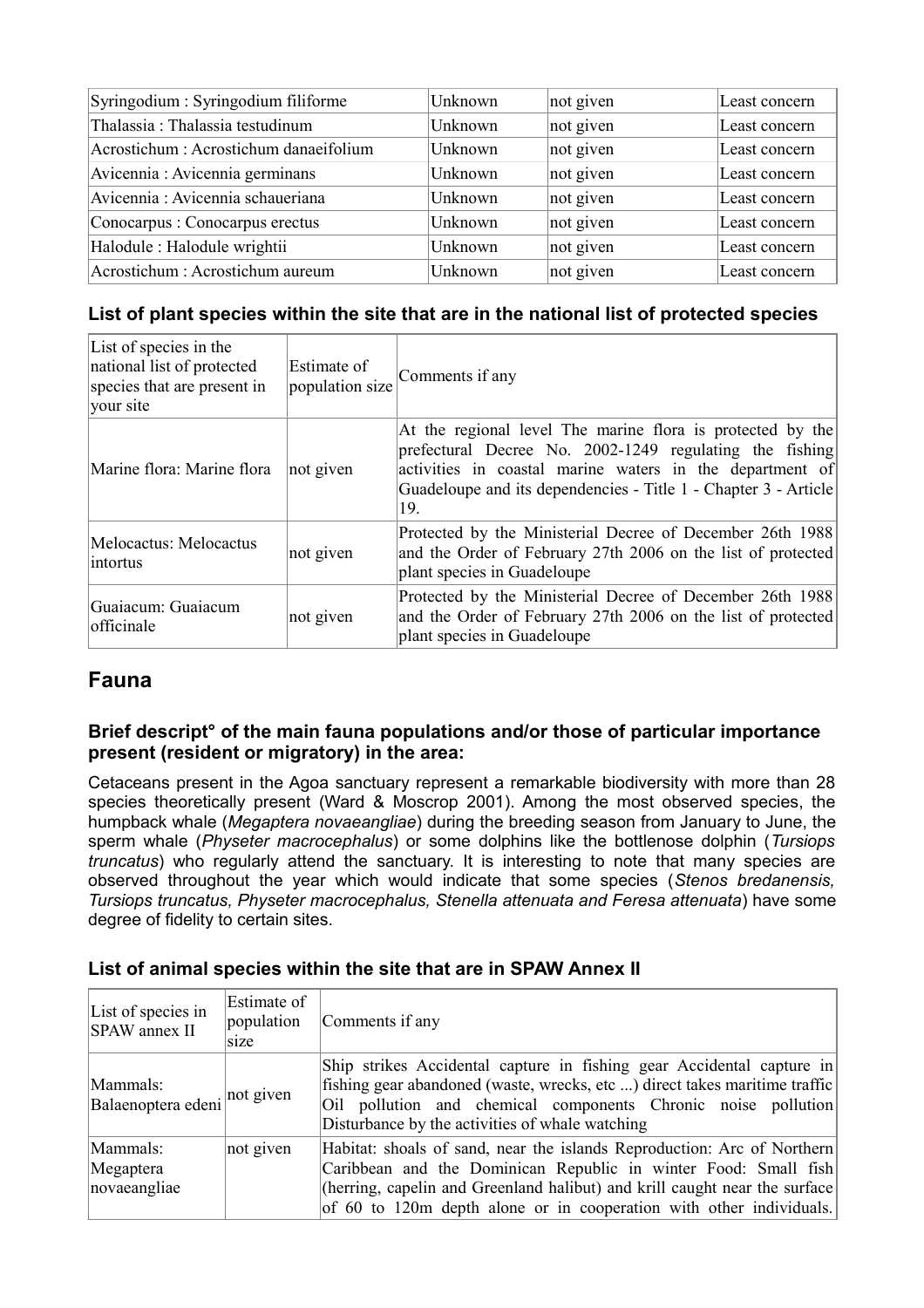| Syringodium : Syringodium filiforme | Unknown | not given | Least concern |
| --- | --- | --- | --- |
| Thalassia : Thalassia testudinum | Unknown | not given | Least concern |
| Acrostichum : Acrostichum danaeifolium | Unknown | not given | Least concern |
| Avicennia : Avicennia germinans | Unknown | not given | Least concern |
| Avicennia : Avicennia schaueriana | Unknown | not given | Least concern |
| Conocarpus : Conocarpus erectus | Unknown | not given | Least concern |
| Halodule : Halodule wrightii | Unknown | not given | Least concern |
| Acrostichum : Acrostichum aureum | Unknown | not given | Least concern |

### List of plant species within the site that are in the national list of protected species

| List of species in the national list of protected species that are present in your site | Estimate of population size | Comments if any |
| --- | --- | --- |
| Marine flora: Marine flora | not given | At the regional level The marine flora is protected by the prefectural Decree No. 2002-1249 regulating the fishing activities in coastal marine waters in the department of Guadeloupe and its dependencies - Title 1 - Chapter 3 - Article 19. |
| Melocactus: Melocactus intortus | not given | Protected by the Ministerial Decree of December 26th 1988 and the Order of February 27th 2006 on the list of protected plant species in Guadeloupe |
| Guaiacum: Guaiacum officinale | not given | Protected by the Ministerial Decree of December 26th 1988 and the Order of February 27th 2006 on the list of protected plant species in Guadeloupe |

## Fauna

### Brief descript° of the main fauna populations and/or those of particular importance present (resident or migratory) in the area:

Cetaceans present in the Agoa sanctuary represent a remarkable biodiversity with more than 28 species theoretically present (Ward & Moscrop 2001). Among the most observed species, the humpback whale (*Megaptera novaeangliae*) during the breeding season from January to June, the sperm whale (*Physeter macrocephalus*) or some dolphins like the bottlenose dolphin (*Tursiops truncatus*) who regularly attend the sanctuary. It is interesting to note that many species are observed throughout the year which would indicate that some species (*Stenos bredanensis, Tursiops truncatus, Physeter macrocephalus, Stenella attenuata and Feresa attenuata*) have some degree of fidelity to certain sites.

### List of animal species within the site that are in SPAW Annex II

| List of species in SPAW annex II | Estimate of population size | Comments if any |
| --- | --- | --- |
| Mammals: Balaenoptera edeni | not given | Ship strikes Accidental capture in fishing gear Accidental capture in fishing gear abandoned (waste, wrecks, etc ...) direct takes maritime traffic Oil pollution and chemical components Chronic noise pollution Disturbance by the activities of whale watching |
| Mammals: Megaptera novaeangliae | not given | Habitat: shoals of sand, near the islands Reproduction: Arc of Northern Caribbean and the Dominican Republic in winter Food: Small fish (herring, capelin and Greenland halibut) and krill caught near the surface of 60 to 120m depth alone or in cooperation with other individuals. |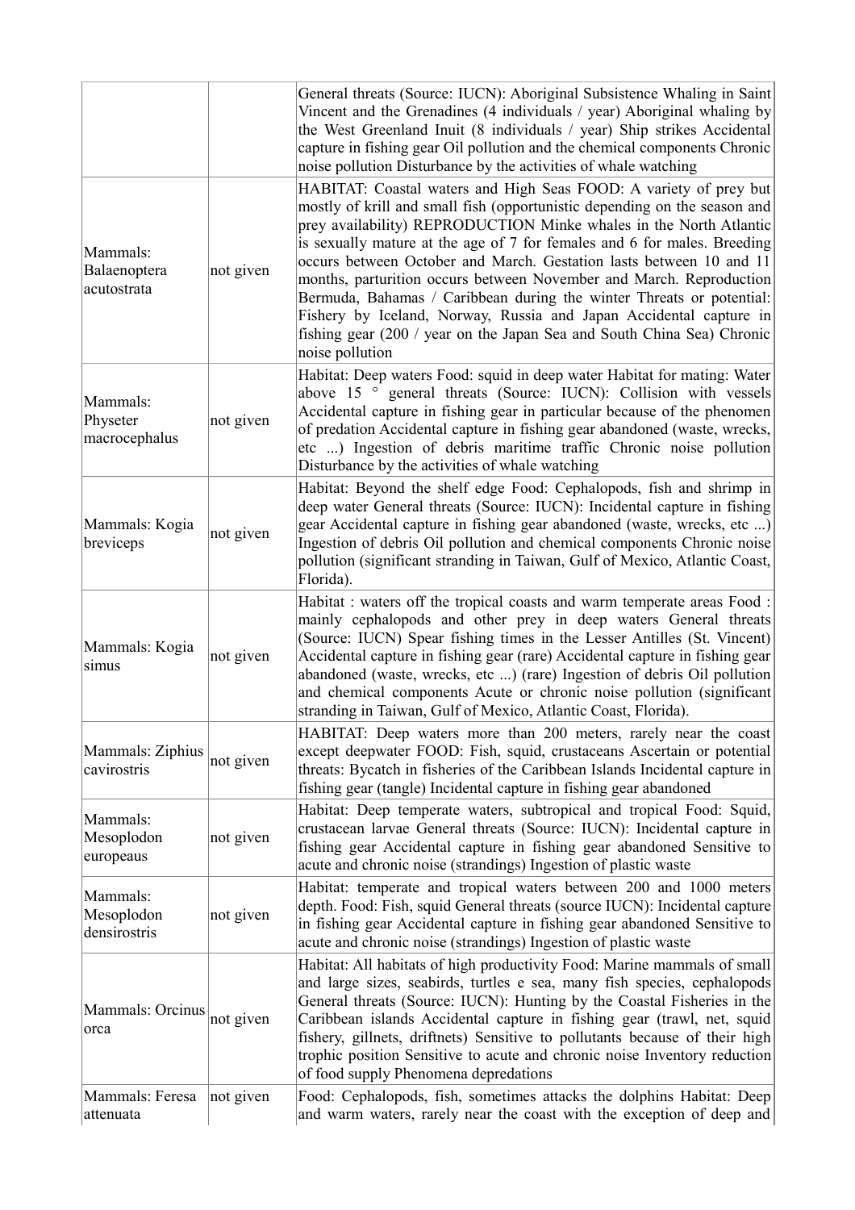| | | |
|---|---|---|
| | | General threats (Source: IUCN): Aboriginal Subsistence Whaling in Saint Vincent and the Grenadines (4 individuals / year) Aboriginal whaling by the West Greenland Inuit (8 individuals / year) Ship strikes Accidental capture in fishing gear Oil pollution and the chemical components Chronic noise pollution Disturbance by the activities of whale watching |
| Mammals: Balaenoptera acutostrata | not given | HABITAT: Coastal waters and High Seas FOOD: A variety of prey but mostly of krill and small fish (opportunistic depending on the season and prey availability) REPRODUCTION Minke whales in the North Atlantic is sexually mature at the age of 7 for females and 6 for males. Breeding occurs between October and March. Gestation lasts between 10 and 11 months, parturition occurs between November and March. Reproduction Bermuda, Bahamas / Caribbean during the winter Threats or potential: Fishery by Iceland, Norway, Russia and Japan Accidental capture in fishing gear (200 / year on the Japan Sea and South China Sea) Chronic noise pollution |
| Mammals: Physeter macrocephalus | not given | Habitat: Deep waters Food: squid in deep water Habitat for mating: Water above 15 ° general threats (Source: IUCN): Collision with vessels Accidental capture in fishing gear in particular because of the phenomen of predation Accidental capture in fishing gear abandoned (waste, wrecks, etc ...) Ingestion of debris maritime traffic Chronic noise pollution Disturbance by the activities of whale watching |
| Mammals: Kogia breviceps | not given | Habitat: Beyond the shelf edge Food: Cephalopods, fish and shrimp in deep water General threats (Source: IUCN): Incidental capture in fishing gear Accidental capture in fishing gear abandoned (waste, wrecks, etc ...) Ingestion of debris Oil pollution and chemical components Chronic noise pollution (significant stranding in Taiwan, Gulf of Mexico, Atlantic Coast, Florida). |
| Mammals: Kogia simus | not given | Habitat : waters off the tropical coasts and warm temperate areas Food : mainly cephalopods and other prey in deep waters General threats (Source: IUCN) Spear fishing times in the Lesser Antilles (St. Vincent) Accidental capture in fishing gear (rare) Accidental capture in fishing gear abandoned (waste, wrecks, etc ...) (rare) Ingestion of debris Oil pollution and chemical components Acute or chronic noise pollution (significant stranding in Taiwan, Gulf of Mexico, Atlantic Coast, Florida). |
| Mammals: Ziphius cavirostris | not given | HABITAT: Deep waters more than 200 meters, rarely near the coast except deepwater FOOD: Fish, squid, crustaceans Ascertain or potential threats: Bycatch in fisheries of the Caribbean Islands Incidental capture in fishing gear (tangle) Incidental capture in fishing gear abandoned |
| Mammals: Mesoplodon europeaus | not given | Habitat: Deep temperate waters, subtropical and tropical Food: Squid, crustacean larvae General threats (Source: IUCN): Incidental capture in fishing gear Accidental capture in fishing gear abandoned Sensitive to acute and chronic noise (strandings) Ingestion of plastic waste |
| Mammals: Mesoplodon densirostris | not given | Habitat: temperate and tropical waters between 200 and 1000 meters depth. Food: Fish, squid General threats (source IUCN): Incidental capture in fishing gear Accidental capture in fishing gear abandoned Sensitive to acute and chronic noise (strandings) Ingestion of plastic waste |
| Mammals: Orcinus orca | not given | Habitat: All habitats of high productivity Food: Marine mammals of small and large sizes, seabirds, turtles e sea, many fish species, cephalopods General threats (Source: IUCN): Hunting by the Coastal Fisheries in the Caribbean islands Accidental capture in fishing gear (trawl, net, squid fishery, gillnets, driftnets) Sensitive to pollutants because of their high trophic position Sensitive to acute and chronic noise Inventory reduction of food supply Phenomena depredations |
| Mammals: Feresa attenuata | not given | Food: Cephalopods, fish, sometimes attacks the dolphins Habitat: Deep and warm waters, rarely near the coast with the exception of deep and |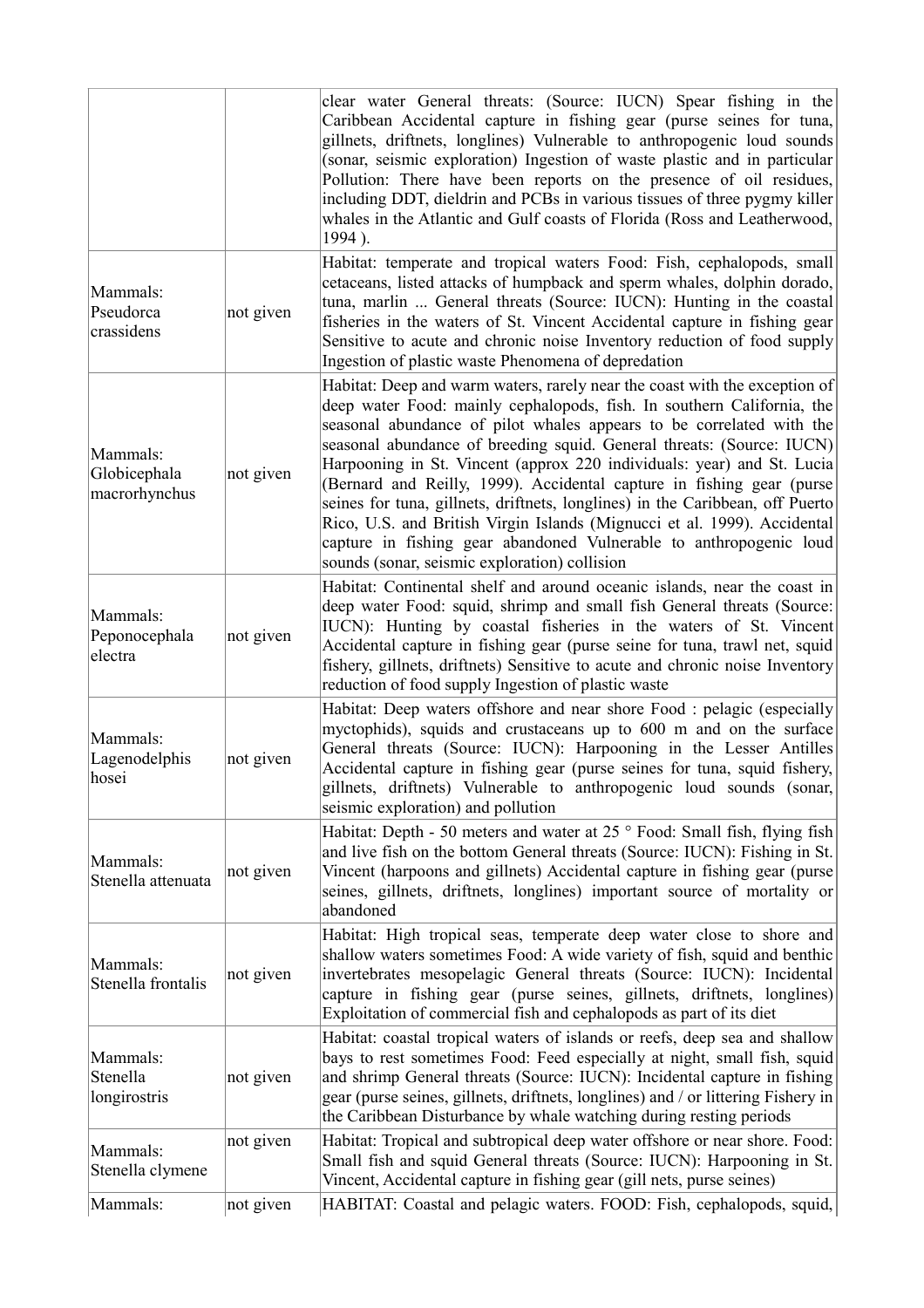| | | |
|---|---|---|
| | | clear water General threats: (Source: IUCN) Spear fishing in the Caribbean Accidental capture in fishing gear (purse seines for tuna, gillnets, driftnets, longlines) Vulnerable to anthropogenic loud sounds (sonar, seismic exploration) Ingestion of waste plastic and in particular Pollution: There have been reports on the presence of oil residues, including DDT, dieldrin and PCBs in various tissues of three pygmy killer whales in the Atlantic and Gulf coasts of Florida (Ross and Leatherwood, 1994 ). |
| Mammals: Pseudorca crassidens | not given | Habitat: temperate and tropical waters Food: Fish, cephalopods, small cetaceans, listed attacks of humpback and sperm whales, dolphin dorado, tuna, marlin ... General threats (Source: IUCN): Hunting in the coastal fisheries in the waters of St. Vincent Accidental capture in fishing gear Sensitive to acute and chronic noise Inventory reduction of food supply Ingestion of plastic waste Phenomena of depredation |
| Mammals: Globicephala macrorhynchus | not given | Habitat: Deep and warm waters, rarely near the coast with the exception of deep water Food: mainly cephalopods, fish. In southern California, the seasonal abundance of pilot whales appears to be correlated with the seasonal abundance of breeding squid. General threats: (Source: IUCN) Harpooning in St. Vincent (approx 220 individuals: year) and St. Lucia (Bernard and Reilly, 1999). Accidental capture in fishing gear (purse seines for tuna, gillnets, driftnets, longlines) in the Caribbean, off Puerto Rico, U.S. and British Virgin Islands (Mignucci et al. 1999). Accidental capture in fishing gear abandoned Vulnerable to anthropogenic loud sounds (sonar, seismic exploration) collision |
| Mammals: Peponocephala electra | not given | Habitat: Continental shelf and around oceanic islands, near the coast in deep water Food: squid, shrimp and small fish General threats (Source: IUCN): Hunting by coastal fisheries in the waters of St. Vincent Accidental capture in fishing gear (purse seine for tuna, trawl net, squid fishery, gillnets, driftnets) Sensitive to acute and chronic noise Inventory reduction of food supply Ingestion of plastic waste |
| Mammals: Lagenodelphis hosei | not given | Habitat: Deep waters offshore and near shore Food : pelagic (especially myctophids), squids and crustaceans up to 600 m and on the surface General threats (Source: IUCN): Harpooning in the Lesser Antilles Accidental capture in fishing gear (purse seines for tuna, squid fishery, gillnets, driftnets) Vulnerable to anthropogenic loud sounds (sonar, seismic exploration) and pollution |
| Mammals: Stenella attenuata | not given | Habitat: Depth - 50 meters and water at 25 ° Food: Small fish, flying fish and live fish on the bottom General threats (Source: IUCN): Fishing in St. Vincent (harpoons and gillnets) Accidental capture in fishing gear (purse seines, gillnets, driftnets, longlines) important source of mortality or abandoned |
| Mammals: Stenella frontalis | not given | Habitat: High tropical seas, temperate deep water close to shore and shallow waters sometimes Food: A wide variety of fish, squid and benthic invertebrates mesopelagic General threats (Source: IUCN): Incidental capture in fishing gear (purse seines, gillnets, driftnets, longlines) Exploitation of commercial fish and cephalopods as part of its diet |
| Mammals: Stenella longirostris | not given | Habitat: coastal tropical waters of islands or reefs, deep sea and shallow bays to rest sometimes Food: Feed especially at night, small fish, squid and shrimp General threats (Source: IUCN): Incidental capture in fishing gear (purse seines, gillnets, driftnets, longlines) and / or littering Fishery in the Caribbean Disturbance by whale watching during resting periods |
| Mammals: Stenella clymene | not given | Habitat: Tropical and subtropical deep water offshore or near shore. Food: Small fish and squid General threats (Source: IUCN): Harpooning in St. Vincent, Accidental capture in fishing gear (gill nets, purse seines) |
| Mammals: | not given | HABITAT: Coastal and pelagic waters. FOOD: Fish, cephalopods, squid, |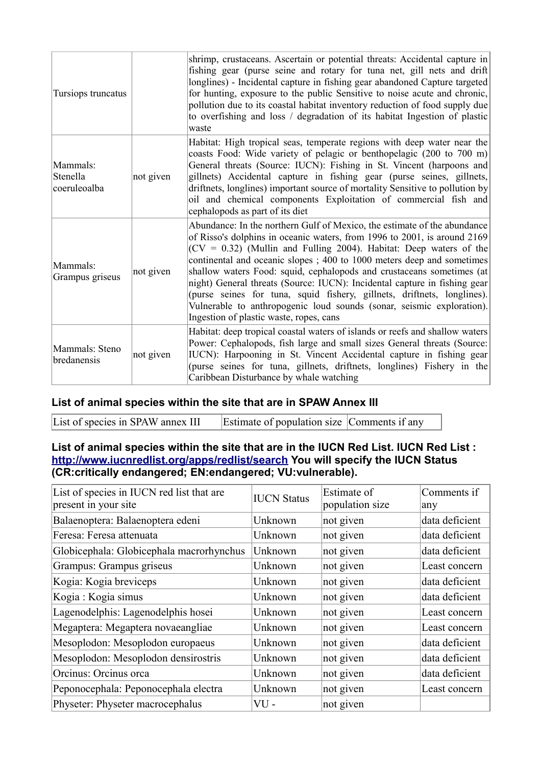| | | |
|---|---|---|
| Tursiops truncatus | | shrimp, crustaceans. Ascertain or potential threats: Accidental capture in fishing gear (purse seine and rotary for tuna net, gill nets and drift longlines) - Incidental capture in fishing gear abandoned Capture targeted for hunting, exposure to the public Sensitive to noise acute and chronic, pollution due to its coastal habitat inventory reduction of food supply due to overfishing and loss / degradation of its habitat Ingestion of plastic waste |
| Mammals: Stenella coeruleoalba | not given | Habitat: High tropical seas, temperate regions with deep water near the coasts Food: Wide variety of pelagic or benthopelagic (200 to 700 m) General threats (Source: IUCN): Fishing in St. Vincent (harpoons and gillnets) Accidental capture in fishing gear (purse seines, gillnets, driftnets, longlines) important source of mortality Sensitive to pollution by oil and chemical components Exploitation of commercial fish and cephalopods as part of its diet |
| Mammals: Grampus griseus | not given | Abundance: In the northern Gulf of Mexico, the estimate of the abundance of Risso's dolphins in oceanic waters, from 1996 to 2001, is around 2169 (CV = 0.32) (Mullin and Fulling 2004). Habitat: Deep waters of the continental and oceanic slopes ; 400 to 1000 meters deep and sometimes shallow waters Food: squid, cephalopods and crustaceans sometimes (at night) General threats (Source: IUCN): Incidental capture in fishing gear (purse seines for tuna, squid fishery, gillnets, driftnets, longlines). Vulnerable to anthropogenic loud sounds (sonar, seismic exploration). Ingestion of plastic waste, ropes, cans |
| Mammals: Steno bredanensis | not given | Habitat: deep tropical coastal waters of islands or reefs and shallow waters Power: Cephalopods, fish large and small sizes General threats (Source: IUCN): Harpooning in St. Vincent Accidental capture in fishing gear (purse seines for tuna, gillnets, driftnets, longlines) Fishery in the Caribbean Disturbance by whale watching |

### List of animal species within the site that are in SPAW Annex III

| List of species in SPAW annex III | Estimate of population size | Comments if any |
|---|---|---|

### List of animal species within the site that are in the IUCN Red List. IUCN Red List : http://www.iucnredlist.org/apps/redlist/search You will specify the IUCN Status (CR:critically endangered; EN:endangered; VU:vulnerable).

| List of species in IUCN red list that are present in your site | IUCN Status | Estimate of population size | Comments if any |
|---|---|---|---|
| Balaenoptera: Balaenoptera edeni | Unknown | not given | data deficient |
| Feresa: Feresa attenuata | Unknown | not given | data deficient |
| Globicephala: Globicephala macrorhynchus | Unknown | not given | data deficient |
| Grampus: Grampus griseus | Unknown | not given | Least concern |
| Kogia: Kogia breviceps | Unknown | not given | data deficient |
| Kogia : Kogia simus | Unknown | not given | data deficient |
| Lagenodelphis: Lagenodelphis hosei | Unknown | not given | Least concern |
| Megaptera: Megaptera novaeangliae | Unknown | not given | Least concern |
| Mesoplodon: Mesoplodon europaeus | Unknown | not given | data deficient |
| Mesoplodon: Mesoplodon densirostris | Unknown | not given | data deficient |
| Orcinus: Orcinus orca | Unknown | not given | data deficient |
| Peponocephala: Peponocephala electra | Unknown | not given | Least concern |
| Physeter: Physeter macrocephalus | VU - | not given | |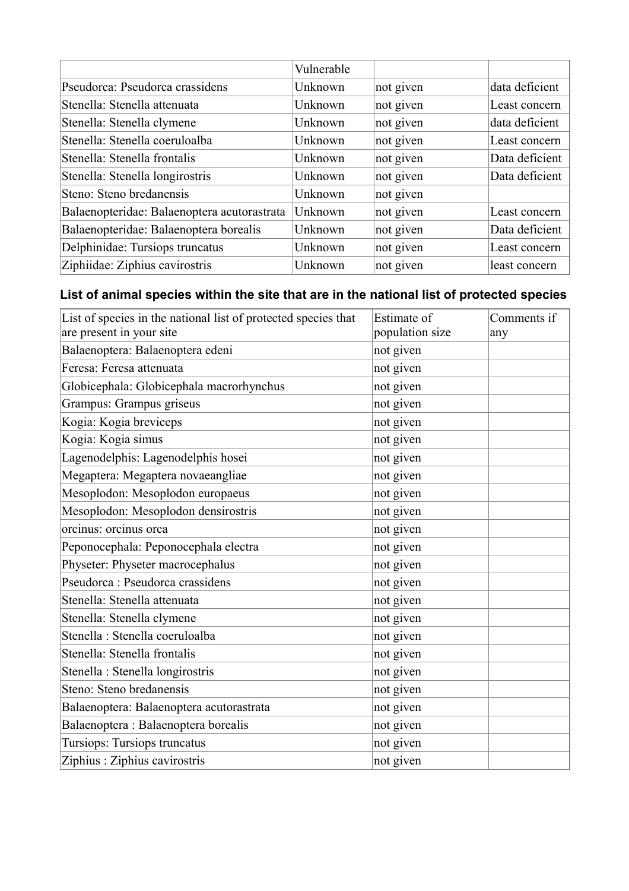| | Vulnerable | | |
|---|---|---|---|
| Pseudorca: Pseudorca crassidens | Unknown | not given | data deficient |
| Stenella: Stenella attenuata | Unknown | not given | Least concern |
| Stenella: Stenella clymene | Unknown | not given | data deficient |
| Stenella: Stenella coeruloalba | Unknown | not given | Least concern |
| Stenella: Stenella frontalis | Unknown | not given | Data deficient |
| Stenella: Stenella longirostris | Unknown | not given | Data deficient |
| Steno: Steno bredanensis | Unknown | not given | |
| Balaenopteridae: Balaenoptera acutorastrata | Unknown | not given | Least concern |
| Balaenopteridae: Balaenoptera borealis | Unknown | not given | Data deficient |
| Delphinidae: Tursiops truncatus | Unknown | not given | Least concern |
| Ziphiidae: Ziphius cavirostris | Unknown | not given | least concern |

### List of animal species within the site that are in the national list of protected species

| List of species in the national list of protected species that are present in your site | Estimate of population size | Comments if any |
|---|---|---|
| Balaenoptera: Balaenoptera edeni | not given | |
| Feresa: Feresa attenuata | not given | |
| Globicephala: Globicephala macrorhynchus | not given | |
| Grampus: Grampus griseus | not given | |
| Kogia: Kogia breviceps | not given | |
| Kogia: Kogia simus | not given | |
| Lagenodelphis: Lagenodelphis hosei | not given | |
| Megaptera: Megaptera novaeangliae | not given | |
| Mesoplodon: Mesoplodon europaeus | not given | |
| Mesoplodon: Mesoplodon densirostris | not given | |
| orcinus: orcinus orca | not given | |
| Peponocephala: Peponocephala electra | not given | |
| Physeter: Physeter macrocephalus | not given | |
| Pseudorca : Pseudorca crassidens | not given | |
| Stenella: Stenella attenuata | not given | |
| Stenella: Stenella clymene | not given | |
| Stenella : Stenella coeruloalba | not given | |
| Stenella: Stenella frontalis | not given | |
| Stenella : Stenella longirostris | not given | |
| Steno: Steno bredanensis | not given | |
| Balaenoptera: Balaenoptera acutorastrata | not given | |
| Balaenoptera : Balaenoptera borealis | not given | |
| Tursiops: Tursiops truncatus | not given | |
| Ziphius : Ziphius cavirostris | not given | |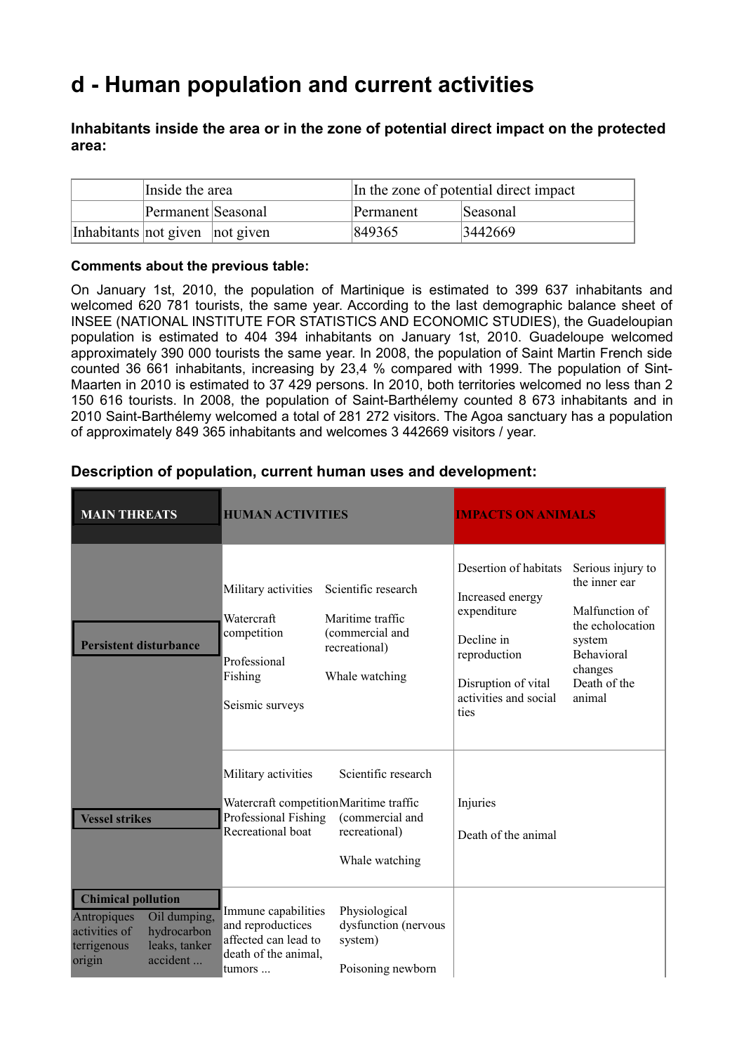# d - Human population and current activities

### Inhabitants inside the area or in the zone of potential direct impact on the protected area:

| | Inside the area | | In the zone of potential direct impact | |
|---|---|---|---|---|
| | Permanent | Seasonal | Permanent | Seasonal |
| Inhabitants | not given | not given | 849365 | 3442669 |

**Comments about the previous table:**

On January 1st, 2010, the population of Martinique is estimated to 399 637 inhabitants and welcomed 620 781 tourists, the same year. According to the last demographic balance sheet of INSEE (NATIONAL INSTITUTE FOR STATISTICS AND ECONOMIC STUDIES), the Guadeloupian population is estimated to 404 394 inhabitants on January 1st, 2010. Guadeloupe welcomed approximately 390 000 tourists the same year. In 2008, the population of Saint Martin French side counted 36 661 inhabitants, increasing by 23,4 % compared with 1999. The population of Sint-Maarten in 2010 is estimated to 37 429 persons. In 2010, both territories welcomed no less than 2 150 616 tourists. In 2008, the population of Saint-Barthélemy counted 8 673 inhabitants and in 2010 Saint-Barthélemy welcomed a total of 281 272 visitors. The Agoa sanctuary has a population of approximately 849 365 inhabitants and welcomes 3 442669 visitors / year.

### Description of population, current human uses and development:

| MAIN THREATS | | HUMAN ACTIVITIES | | IMPACTS ON ANIMALS | |
|---|---|---|---|---|---|
| **Persistent disturbance** | | Military activities<br>Watercraft competition<br>Professional Fishing<br>Seismic surveys | Scientific research<br>Maritime traffic (commercial and recreational)<br>Whale watching | Desertion of habitats<br>Increased energy expenditure<br>Decline in reproduction<br>Disruption of vital activities and social ties | Serious injury to the inner ear<br>Malfunction of the echolocation system<br>Behavioral changes<br>Death of the animal |
| **Vessel strikes** | | Military activities<br>Watercraft competition<br>Professional Fishing<br>Recreational boat | Scientific research<br>Maritime traffic (commercial and recreational)<br>Whale watching | Injuries<br>Death of the animal | |
| **Chimical pollution** | | | | | |
| Antropiques activities of terrigenous origin | Oil dumping, hydrocarbon leaks, tanker accident ... | Immune capabilities and reproductices affected can lead to death of the animal, tumors ... | Physiological dysfunction (nervous system)<br>Poisoning newborn | | |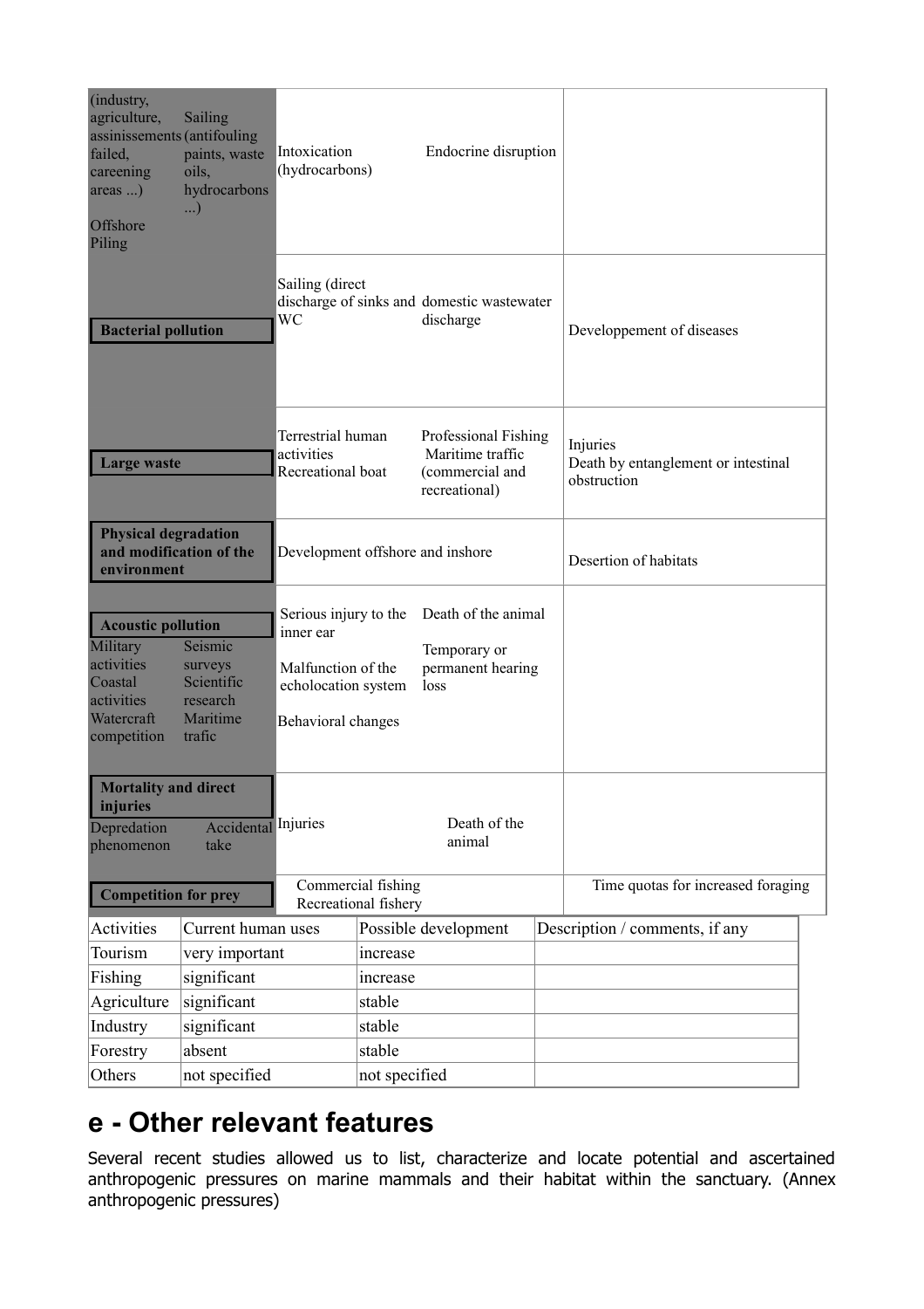| | | | |
|---|---|---|---|
| (industry, agriculture, assinissements failed, careening areas ...) Sailing (antifouling paints, waste oils, hydrocarbons ...) Offshore Piling | Intoxication (hydrocarbons) | Endocrine disruption | |
| **Bacterial pollution** | Sailing (direct discharge of sinks and WC | domestic wastewater discharge | Developpement of diseases |
| **Large waste** | Terrestrial human activities Recreational boat | Professional Fishing Maritime traffic (commercial and recreational) | Injuries Death by entanglement or intestinal obstruction |
| **Physical degradation and modification of the environment** | Development offshore and inshore | | Desertion of habitats |
| **Acoustic pollution** Military activities Seismic surveys Coastal activities Scientific research Watercraft competition Maritime trafic | Serious injury to the inner ear Malfunction of the echolocation system Behavioral changes | Death of the animal Temporary or permanent hearing loss | |
| **Mortality and direct injuries** Depredation phenomenon Accidental take | Injuries | Death of the animal | |
| **Competition for prey** | Commercial fishing Recreational fishery | | Time quotas for increased foraging |

| Activities | Current human uses | Possible development | Description / comments, if any |
|---|---|---|---|
| Tourism | very important | increase | |
| Fishing | significant | increase | |
| Agriculture | significant | stable | |
| Industry | significant | stable | |
| Forestry | absent | stable | |
| Others | not specified | not specified | |

# e - Other relevant features

Several recent studies allowed us to list, characterize and locate potential and ascertained anthropogenic pressures on marine mammals and their habitat within the sanctuary. (Annex anthropogenic pressures)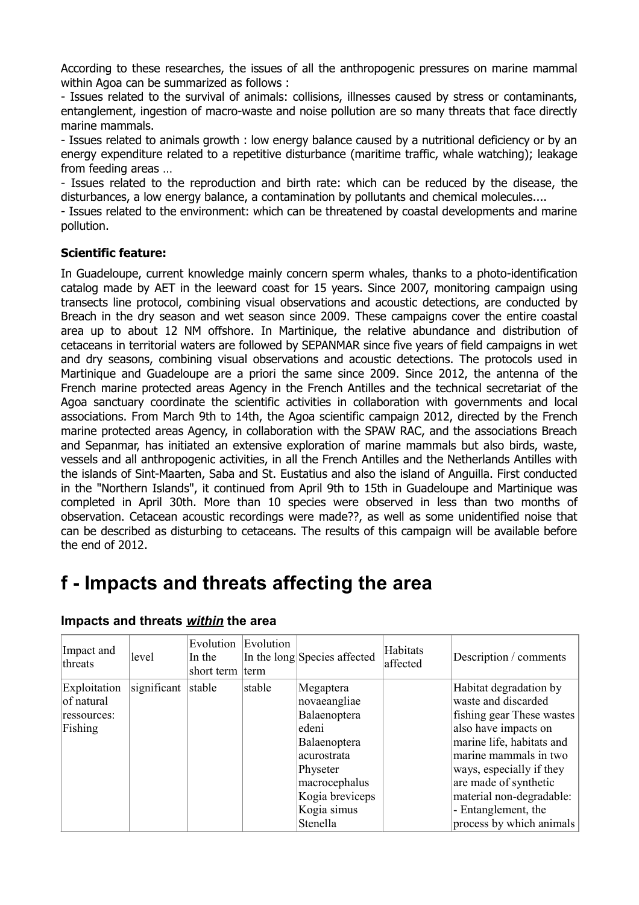According to these researches, the issues of all the anthropogenic pressures on marine mammal within Agoa can be summarized as follows :

- Issues related to the survival of animals: collisions, illnesses caused by stress or contaminants, entanglement, ingestion of macro-waste and noise pollution are so many threats that face directly marine mammals.
- Issues related to animals growth : low energy balance caused by a nutritional deficiency or by an energy expenditure related to a repetitive disturbance (maritime traffic, whale watching); leakage from feeding areas …
- Issues related to the reproduction and birth rate: which can be reduced by the disease, the disturbances, a low energy balance, a contamination by pollutants and chemical molecules....
- Issues related to the environment: which can be threatened by coastal developments and marine pollution.

**Scientific feature:**

In Guadeloupe, current knowledge mainly concern sperm whales, thanks to a photo-identification catalog made by AET in the leeward coast for 15 years. Since 2007, monitoring campaign using transects line protocol, combining visual observations and acoustic detections, are conducted by Breach in the dry season and wet season since 2009. These campaigns cover the entire coastal area up to about 12 NM offshore. In Martinique, the relative abundance and distribution of cetaceans in territorial waters are followed by SEPANMAR since five years of field campaigns in wet and dry seasons, combining visual observations and acoustic detections. The protocols used in Martinique and Guadeloupe are a priori the same since 2009. Since 2012, the antenna of the French marine protected areas Agency in the French Antilles and the technical secretariat of the Agoa sanctuary coordinate the scientific activities in collaboration with governments and local associations. From March 9th to 14th, the Agoa scientific campaign 2012, directed by the French marine protected areas Agency, in collaboration with the SPAW RAC, and the associations Breach and Sepanmar, has initiated an extensive exploration of marine mammals but also birds, waste, vessels and all anthropogenic activities, in all the French Antilles and the Netherlands Antilles with the islands of Sint-Maarten, Saba and St. Eustatius and also the island of Anguilla. First conducted in the "Northern Islands", it continued from April 9th to 15th in Guadeloupe and Martinique was completed in April 30th. More than 10 species were observed in less than two months of observation. Cetacean acoustic recordings were made??, as well as some unidentified noise that can be described as disturbing to cetaceans. The results of this campaign will be available before the end of 2012.

# f - Impacts and threats affecting the area

### Impacts and threats ***within*** the area

| Impact and threats | level | Evolution In the short term | Evolution In the long term | Species affected | Habitats affected | Description / comments |
|---|---|---|---|---|---|---|
| Exploitation of natural ressources: Fishing | significant | stable | stable | Megaptera novaeangliae Balaenoptera edeni Balaenoptera acurostrata Physeter macrocephalus Kogia breviceps Kogia simus Stenella | | Habitat degradation by waste and discarded fishing gear These wastes also have impacts on marine life, habitats and marine mammals in two ways, especially if they are made of synthetic material non-degradable: - Entanglement, the process by which animals |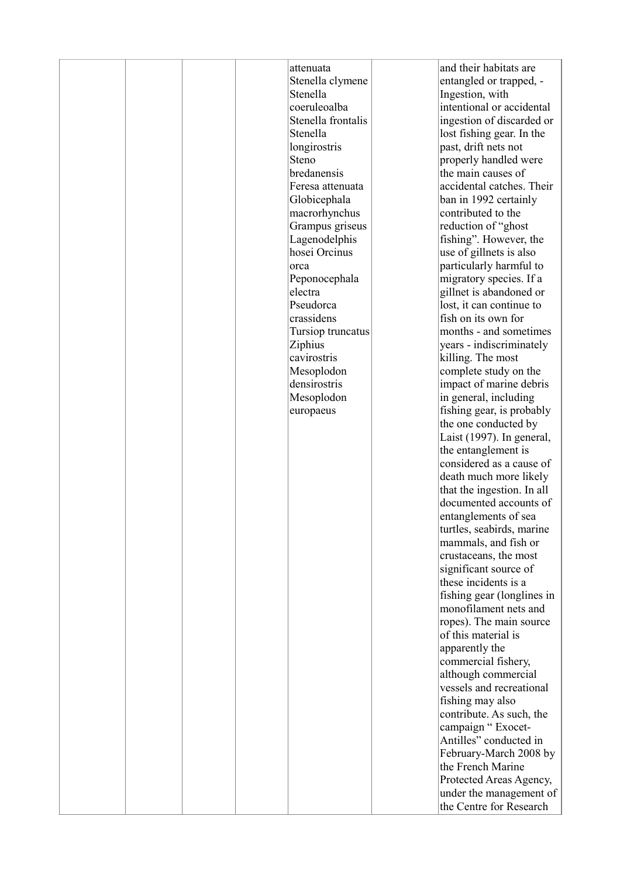|  |  |  |  | attenuata Stenella clymene Stenella coeruleoalba Stenella frontalis Stenella longirostris Steno bredanensis Feresa attenuata Globicephala macrorhynchus Grampus griseus Lagenodelphis hosei Orcinus orca Peponocephala electra Pseudorca crassidens Tursiop truncatus Ziphius cavirostris Mesoplodon densirostris Mesoplodon europaeus |  | and their habitats are entangled or trapped, - Ingestion, with intentional or accidental ingestion of discarded or lost fishing gear. In the past, drift nets not properly handled were the main causes of accidental catches. Their ban in 1992 certainly contributed to the reduction of "ghost fishing". However, the use of gillnets is also particularly harmful to migratory species. If a gillnet is abandoned or lost, it can continue to fish on its own for months - and sometimes years - indiscriminately killing. The most complete study on the impact of marine debris in general, including fishing gear, is probably the one conducted by Laist (1997). In general, the entanglement is considered as a cause of death much more likely that the ingestion. In all documented accounts of entanglements of sea turtles, seabirds, marine mammals, and fish or crustaceans, the most significant source of these incidents is a fishing gear (longlines in monofilament nets and ropes). The main source of this material is apparently the commercial fishery, although commercial vessels and recreational fishing may also contribute. As such, the campaign " Exocet-Antilles" conducted in February-March 2008 by the French Marine Protected Areas Agency, under the management of the Centre for Research |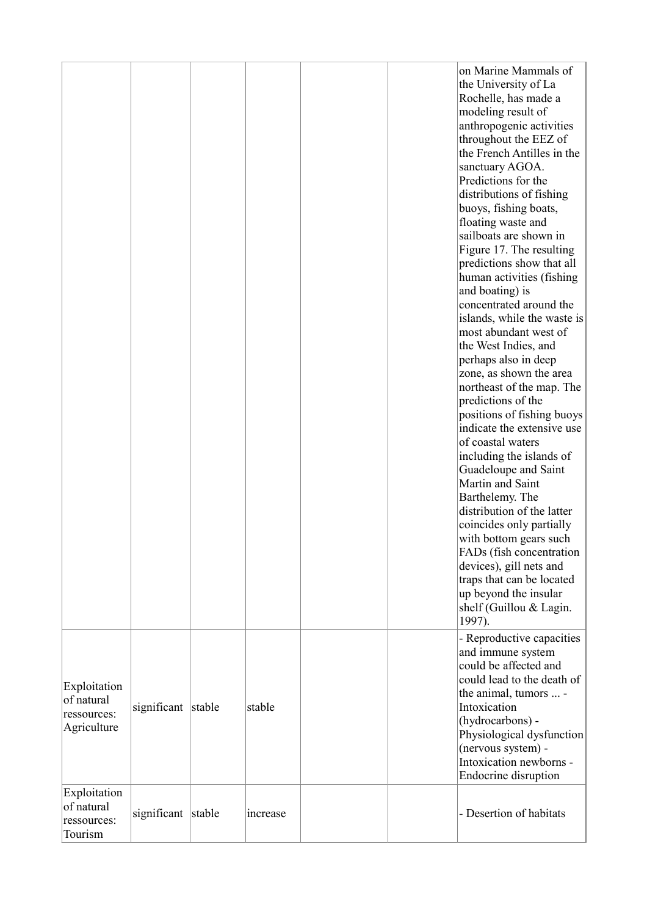|  |  |  |  |  |  |  |
|---|---|---|---|---|---|---|
|  |  |  |  |  |  | on Marine Mammals of the University of La Rochelle, has made a modeling result of anthropogenic activities throughout the EEZ of the French Antilles in the sanctuary AGOA. Predictions for the distributions of fishing buoys, fishing boats, floating waste and sailboats are shown in Figure 17. The resulting predictions show that all human activities (fishing and boating) is concentrated around the islands, while the waste is most abundant west of the West Indies, and perhaps also in deep zone, as shown the area northeast of the map. The predictions of the positions of fishing buoys indicate the extensive use of coastal waters including the islands of Guadeloupe and Saint Martin and Saint Barthelemy. The distribution of the latter coincides only partially with bottom gears such FADs (fish concentration devices), gill nets and traps that can be located up beyond the insular shelf (Guillou & Lagin. 1997). |
| Exploitation of natural ressources: Agriculture | significant | stable | stable |  |  | - Reproductive capacities and immune system could be affected and could lead to the death of the animal, tumors ... - Intoxication (hydrocarbons) - Physiological dysfunction (nervous system) - Intoxication newborns - Endocrine disruption |
| Exploitation of natural ressources: Tourism | significant | stable | increase |  |  | - Desertion of habitats |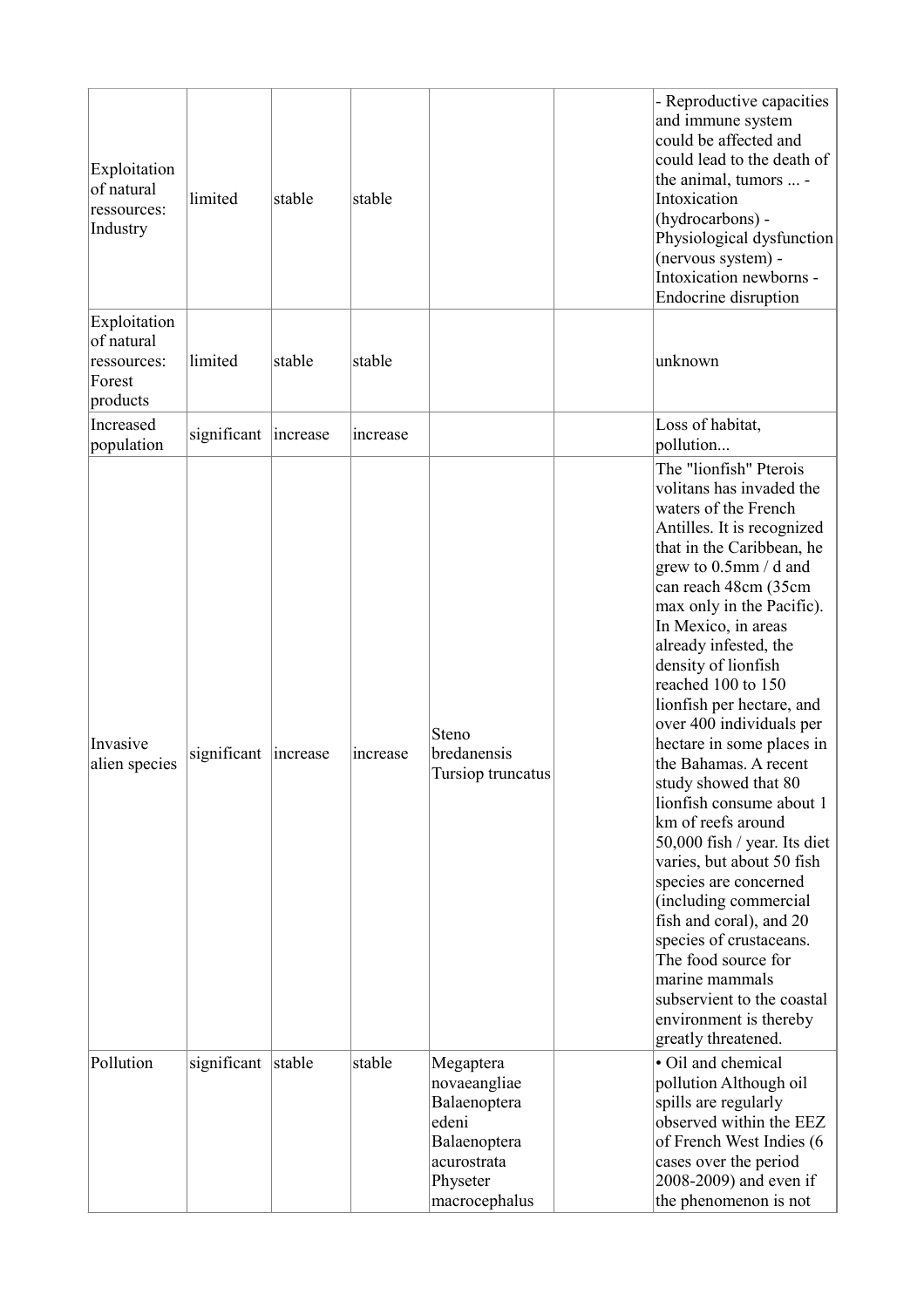| Exploitation of natural ressources: Industry | limited | stable | stable | | | - Reproductive capacities and immune system could be affected and could lead to the death of the animal, tumors ... - Intoxication (hydrocarbons) - Physiological dysfunction (nervous system) - Intoxication newborns - Endocrine disruption |
|---|---|---|---|---|---|---|
| Exploitation of natural ressources: Forest products | limited | stable | stable | | | unknown |
| Increased population | significant | increase | increase | | | Loss of habitat, pollution... |
| Invasive alien species | significant | increase | increase | Steno bredanensis Tursiop truncatus | | The "lionfish" Pterois volitans has invaded the waters of the French Antilles. It is recognized that in the Caribbean, he grew to 0.5mm / d and can reach 48cm (35cm max only in the Pacific). In Mexico, in areas already infested, the density of lionfish reached 100 to 150 lionfish per hectare, and over 400 individuals per hectare in some places in the Bahamas. A recent study showed that 80 lionfish consume about 1 km of reefs around 50,000 fish / year. Its diet varies, but about 50 fish species are concerned (including commercial fish and coral), and 20 species of crustaceans. The food source for marine mammals subservient to the coastal environment is thereby greatly threatened. |
| Pollution | significant | stable | stable | Megaptera novaeangliae Balaenoptera edeni Balaenoptera acurostrata Physeter macrocephalus | | • Oil and chemical pollution Although oil spills are regularly observed within the EEZ of French West Indies (6 cases over the period 2008-2009) and even if the phenomenon is not |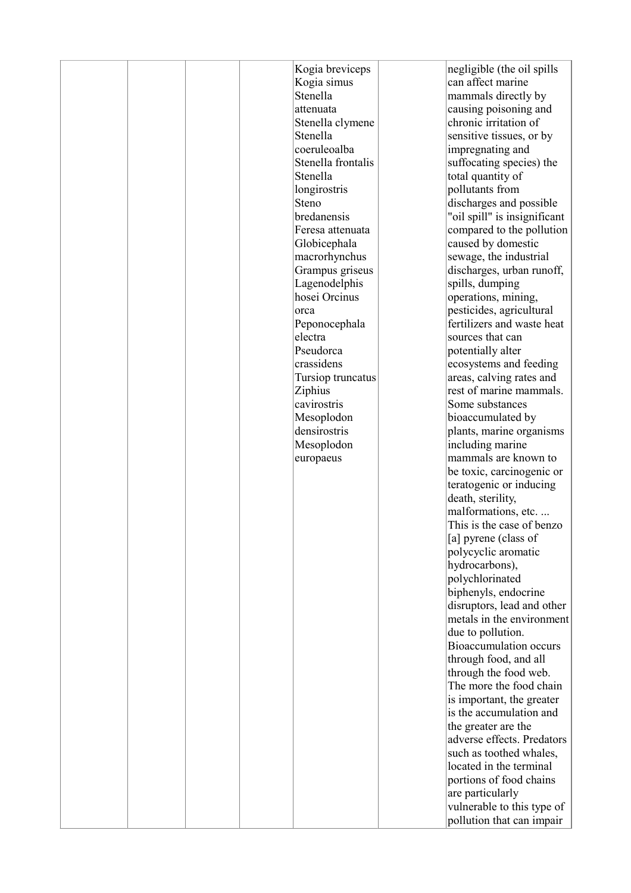| | | | | | | |
|---|---|---|---|---|---|---|
| | | | | Kogia breviceps Kogia simus Stenella attenuata Stenella clymene Stenella coeruleoalba Stenella frontalis Stenella longirostris Steno bredanensis Feresa attenuata Globicephala macrorhynchus Grampus griseus Lagenodelphis hosei Orcinus orca Peponocephala electra Pseudorca crassidens Tursiop truncatus Ziphius cavirostris Mesoplodon densirostris Mesoplodon europaeus | | negligible (the oil spills can affect marine mammals directly by causing poisoning and chronic irritation of sensitive tissues, or by impregnating and suffocating species) the total quantity of pollutants from discharges and possible "oil spill" is insignificant compared to the pollution caused by domestic sewage, the industrial discharges, urban runoff, spills, dumping operations, mining, pesticides, agricultural fertilizers and waste heat sources that can potentially alter ecosystems and feeding areas, calving rates and rest of marine mammals. Some substances bioaccumulated by plants, marine organisms including marine mammals are known to be toxic, carcinogenic or teratogenic or inducing death, sterility, malformations, etc. ... This is the case of benzo [a] pyrene (class of polycyclic aromatic hydrocarbons), polychlorinated biphenyls, endocrine disruptors, lead and other metals in the environment due to pollution. Bioaccumulation occurs through food, and all through the food web. The more the food chain is important, the greater is the accumulation and the greater are the adverse effects. Predators such as toothed whales, located in the terminal portions of food chains are particularly vulnerable to this type of pollution that can impair |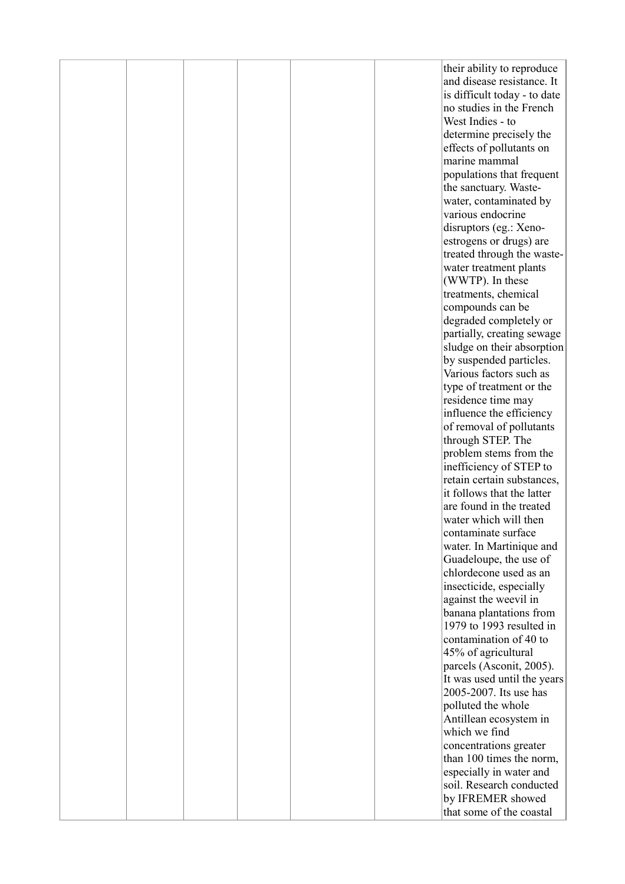|  |  |  |  |  |  | their ability to reproduce and disease resistance. It is difficult today - to date no studies in the French West Indies - to determine precisely the effects of pollutants on marine mammal populations that frequent the sanctuary. Waste-water, contaminated by various endocrine disruptors (eg.: Xeno-estrogens or drugs) are treated through the waste-water treatment plants (WWTP). In these treatments, chemical compounds can be degraded completely or partially, creating sewage sludge on their absorption by suspended particles. Various factors such as type of treatment or the residence time may influence the efficiency of removal of pollutants through STEP. The problem stems from the inefficiency of STEP to retain certain substances, it follows that the latter are found in the treated water which will then contaminate surface water. In Martinique and Guadeloupe, the use of chlordecone used as an insecticide, especially against the weevil in banana plantations from 1979 to 1993 resulted in contamination of 40 to 45% of agricultural parcels (Asconit, 2005). It was used until the years 2005-2007. Its use has polluted the whole Antillean ecosystem in which we find concentrations greater than 100 times the norm, especially in water and soil. Research conducted by IFREMER showed that some of the coastal |
|---|---|---|---|---|---|---|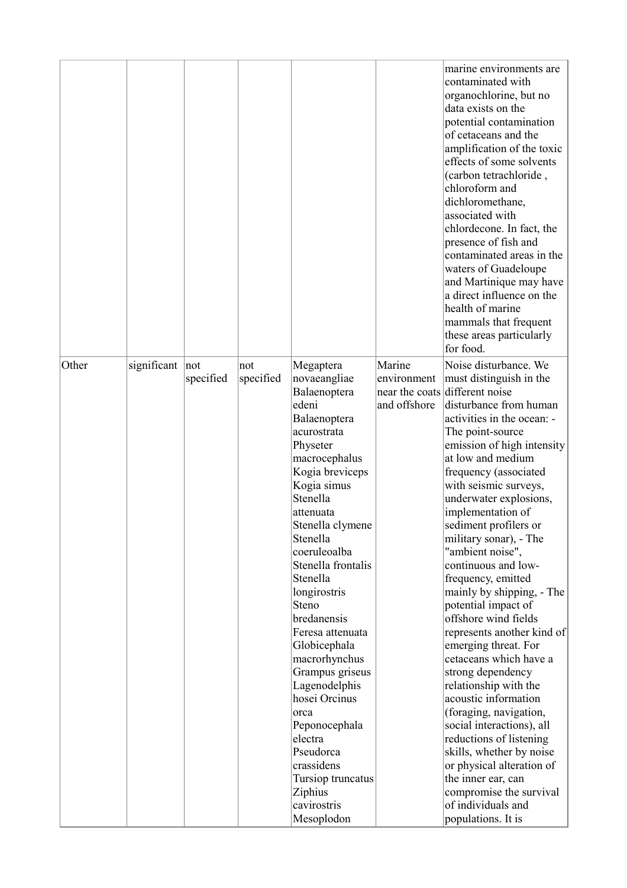| | | | | | | |
|---|---|---|---|---|---|---|
| | | | | | | marine environments are contaminated with organochlorine, but no data exists on the potential contamination of cetaceans and the amplification of the toxic effects of some solvents (carbon tetrachloride , chloroform and dichloromethane, associated with chlordecone. In fact, the presence of fish and contaminated areas in the waters of Guadeloupe and Martinique may have a direct influence on the health of marine mammals that frequent these areas particularly for food. |
| Other | significant | not specified | not specified | Megaptera novaeangliae Balaenoptera edeni Balaenoptera acurostrata Physeter macrocephalus Kogia breviceps Kogia simus Stenella attenuata Stenella clymene Stenella coeruleoalba Stenella frontalis Stenella longirostris Steno bredanensis Feresa attenuata Globicephala macrorhynchus Grampus griseus Lagenodelphis hosei Orcinus orca Peponocephala electra Pseudorca crassidens Tursiop truncatus Ziphius cavirostris Mesoplodon | Marine environment near the coats and offshore | Noise disturbance. We must distinguish in the different noise disturbance from human activities in the ocean: - The point-source emission of high intensity at low and medium frequency (associated with seismic surveys, underwater explosions, implementation of sediment profilers or military sonar), - The "ambient noise", continuous and low-frequency, emitted mainly by shipping, - The potential impact of offshore wind fields represents another kind of emerging threat. For cetaceans which have a strong dependency relationship with the acoustic information (foraging, navigation, social interactions), all reductions of listening skills, whether by noise or physical alteration of the inner ear, can compromise the survival of individuals and populations. It is |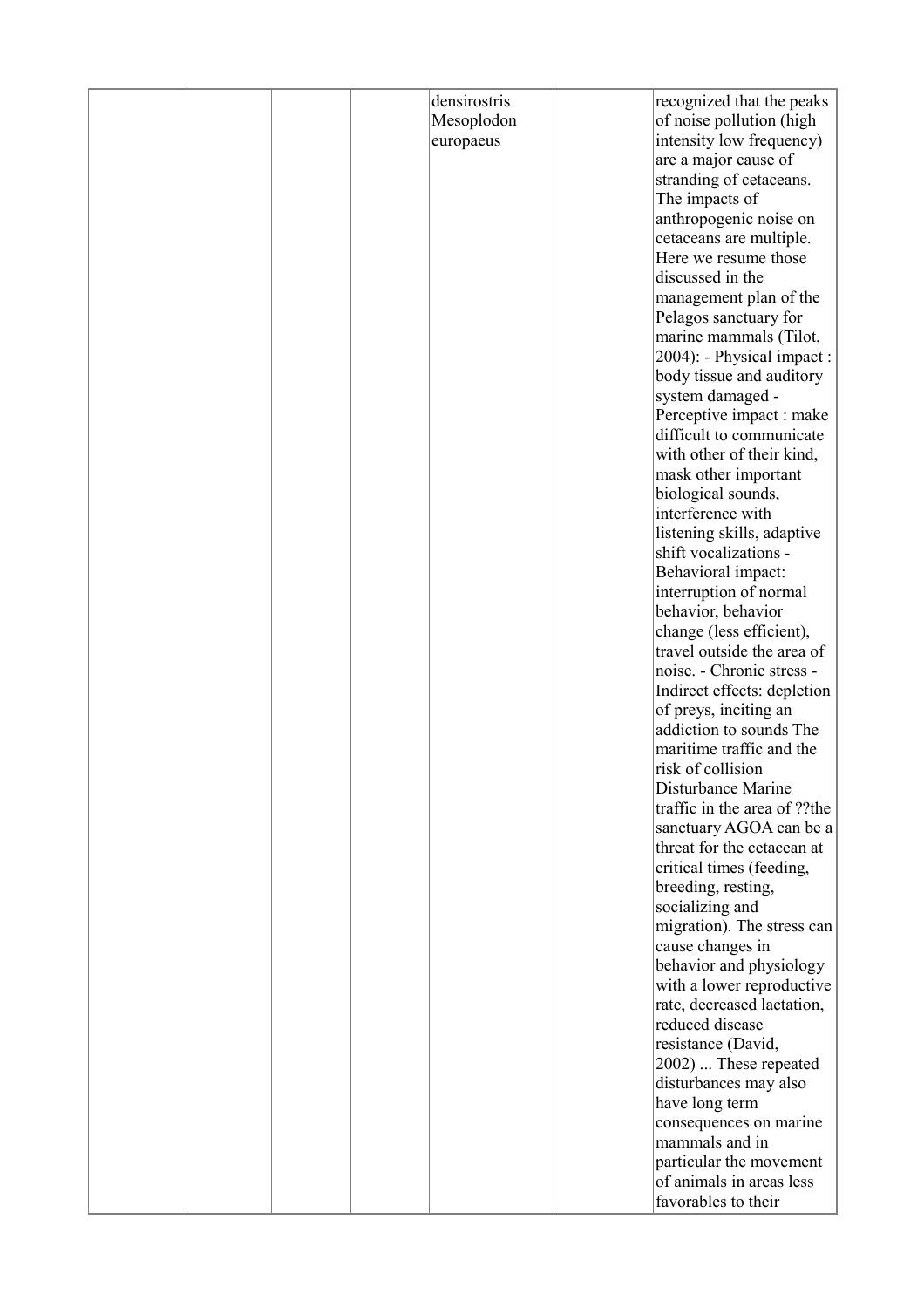|  |  |  |  | densirostris Mesoplodon europaeus |  | recognized that the peaks of noise pollution (high intensity low frequency) are a major cause of stranding of cetaceans. The impacts of anthropogenic noise on cetaceans are multiple. Here we resume those discussed in the management plan of the Pelagos sanctuary for marine mammals (Tilot, 2004): - Physical impact : body tissue and auditory system damaged - Perceptive impact : make difficult to communicate with other of their kind, mask other important biological sounds, interference with listening skills, adaptive shift vocalizations - Behavioral impact: interruption of normal behavior, behavior change (less efficient), travel outside the area of noise. - Chronic stress - Indirect effects: depletion of preys, inciting an addiction to sounds The maritime traffic and the risk of collision Disturbance Marine traffic in the area of ??the sanctuary AGOA can be a threat for the cetacean at critical times (feeding, breeding, resting, socializing and migration). The stress can cause changes in behavior and physiology with a lower reproductive rate, decreased lactation, reduced disease resistance (David, 2002) ... These repeated disturbances may also have long term consequences on marine mammals and in particular the movement of animals in areas less favorables to their |
|---|---|---|---|---|---|---|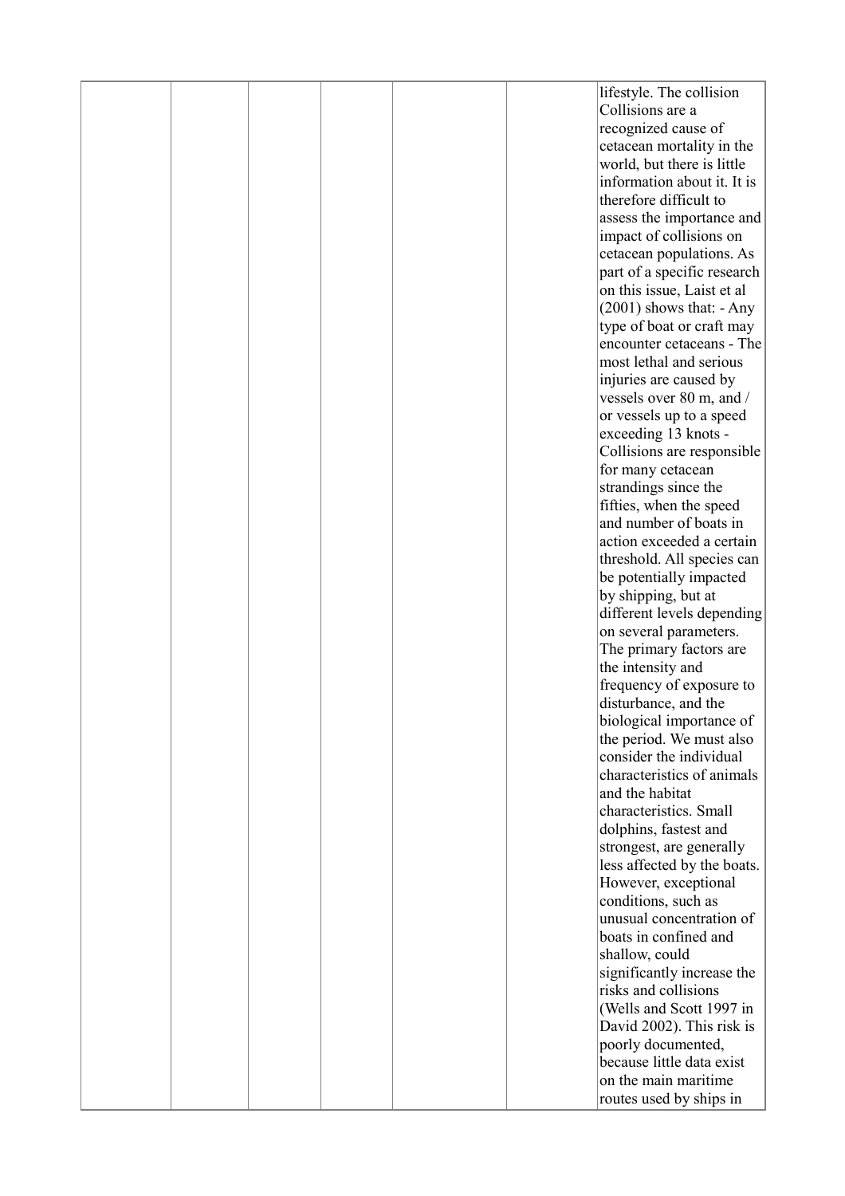|  |  |  |  |  |  |  |
|---|---|---|---|---|---|---|
|  |  |  |  |  |  | lifestyle. The collision Collisions are a recognized cause of cetacean mortality in the world, but there is little information about it. It is therefore difficult to assess the importance and impact of collisions on cetacean populations. As part of a specific research on this issue, Laist et al (2001) shows that: - Any type of boat or craft may encounter cetaceans - The most lethal and serious injuries are caused by vessels over 80 m, and / or vessels up to a speed exceeding 13 knots - Collisions are responsible for many cetacean strandings since the fifties, when the speed and number of boats in action exceeded a certain threshold. All species can be potentially impacted by shipping, but at different levels depending on several parameters. The primary factors are the intensity and frequency of exposure to disturbance, and the biological importance of the period. We must also consider the individual characteristics of animals and the habitat characteristics. Small dolphins, fastest and strongest, are generally less affected by the boats. However, exceptional conditions, such as unusual concentration of boats in confined and shallow, could significantly increase the risks and collisions (Wells and Scott 1997 in David 2002). This risk is poorly documented, because little data exist on the main maritime routes used by ships in |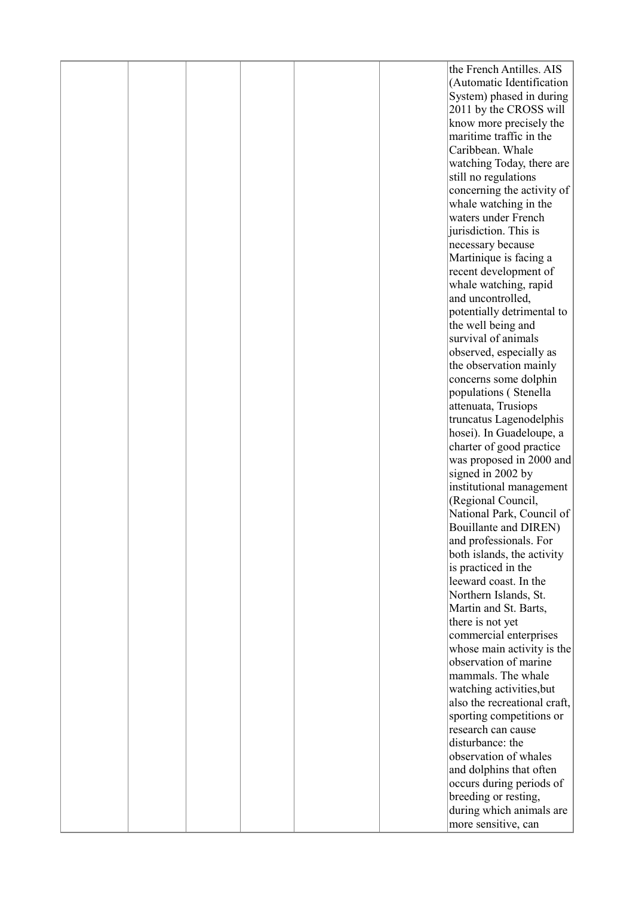| | | | | | | |
|---|---|---|---|---|---|---|
| | | | | | | the French Antilles. AIS (Automatic Identification System) phased in during 2011 by the CROSS will know more precisely the maritime traffic in the Caribbean. Whale watching Today, there are still no regulations concerning the activity of whale watching in the waters under French jurisdiction. This is necessary because Martinique is facing a recent development of whale watching, rapid and uncontrolled, potentially detrimental to the well being and survival of animals observed, especially as the observation mainly concerns some dolphin populations ( Stenella attenuata, Trusiops truncatus Lagenodelphis hosei). In Guadeloupe, a charter of good practice was proposed in 2000 and signed in 2002 by institutional management (Regional Council, National Park, Council of Bouillante and DIREN) and professionals. For both islands, the activity is practiced in the leeward coast. In the Northern Islands, St. Martin and St. Barts, there is not yet commercial enterprises whose main activity is the observation of marine mammals. The whale watching activities,but also the recreational craft, sporting competitions or research can cause disturbance: the observation of whales and dolphins that often occurs during periods of breeding or resting, during which animals are more sensitive, can |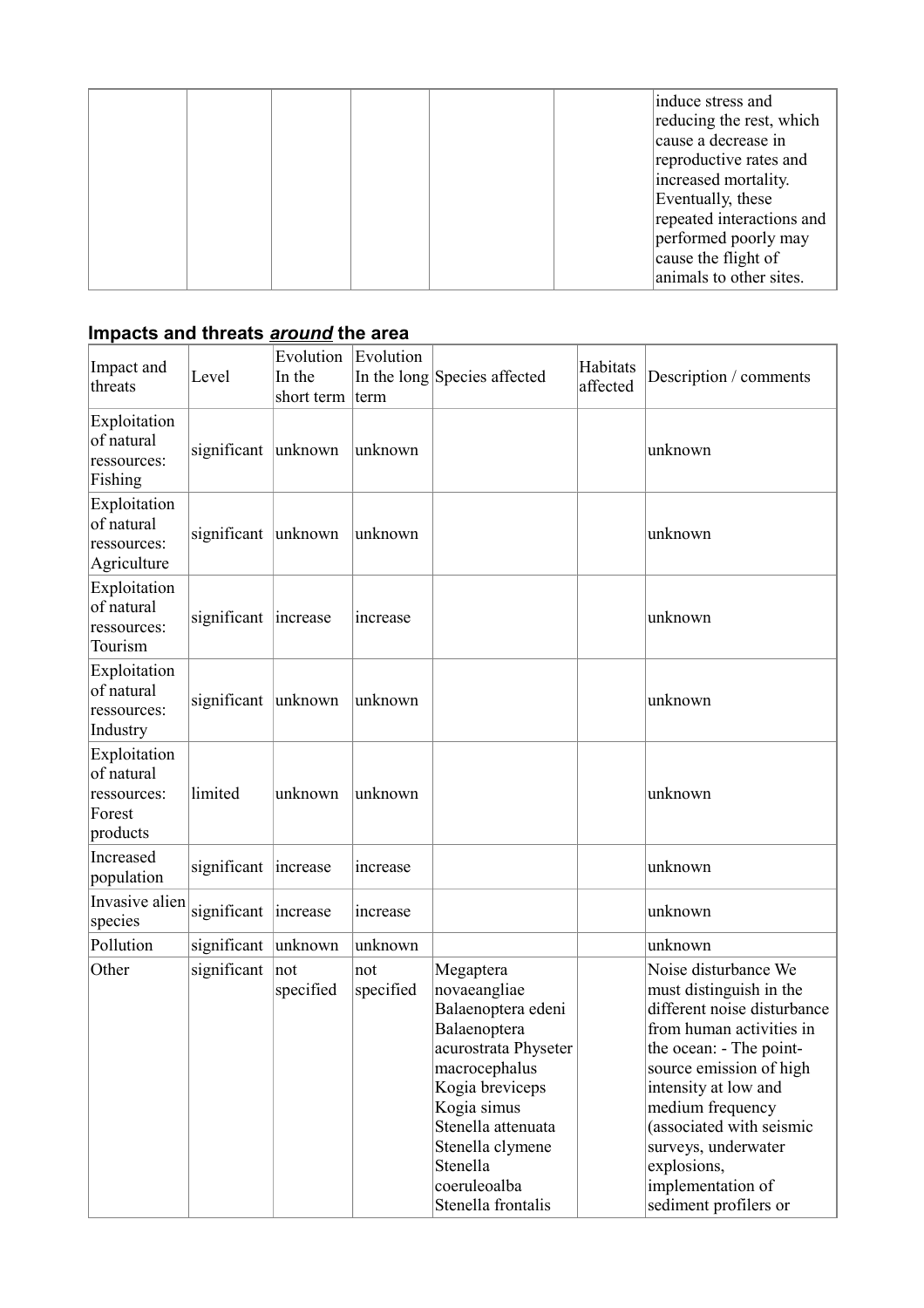| | | | | | | |
|---|---|---|---|---|---|---|
| | | | | | | induce stress and reducing the rest, which cause a decrease in reproductive rates and increased mortality. Eventually, these repeated interactions and performed poorly may cause the flight of animals to other sites. |

## Impacts and threats ***around*** the area

| Impact and threats | Level | Evolution In the short term | Evolution In the long term | Species affected | Habitats affected | Description / comments |
|---|---|---|---|---|---|---|
| Exploitation of natural ressources: Fishing | significant | unknown | unknown | | | unknown |
| Exploitation of natural ressources: Agriculture | significant | unknown | unknown | | | unknown |
| Exploitation of natural ressources: Tourism | significant | increase | increase | | | unknown |
| Exploitation of natural ressources: Industry | significant | unknown | unknown | | | unknown |
| Exploitation of natural ressources: Forest products | limited | unknown | unknown | | | unknown |
| Increased population | significant | increase | increase | | | unknown |
| Invasive alien species | significant | increase | increase | | | unknown |
| Pollution | significant | unknown | unknown | | | unknown |
| Other | significant | not specified | not specified | Megaptera novaeangliae Balaenoptera edeni Balaenoptera acurostrata Physeter macrocephalus Kogia breviceps Kogia simus Stenella attenuata Stenella clymene Stenella coeruleoalba Stenella frontalis | | Noise disturbance We must distinguish in the different noise disturbance from human activities in the ocean: - The point-source emission of high intensity at low and medium frequency (associated with seismic surveys, underwater explosions, implementation of sediment profilers or |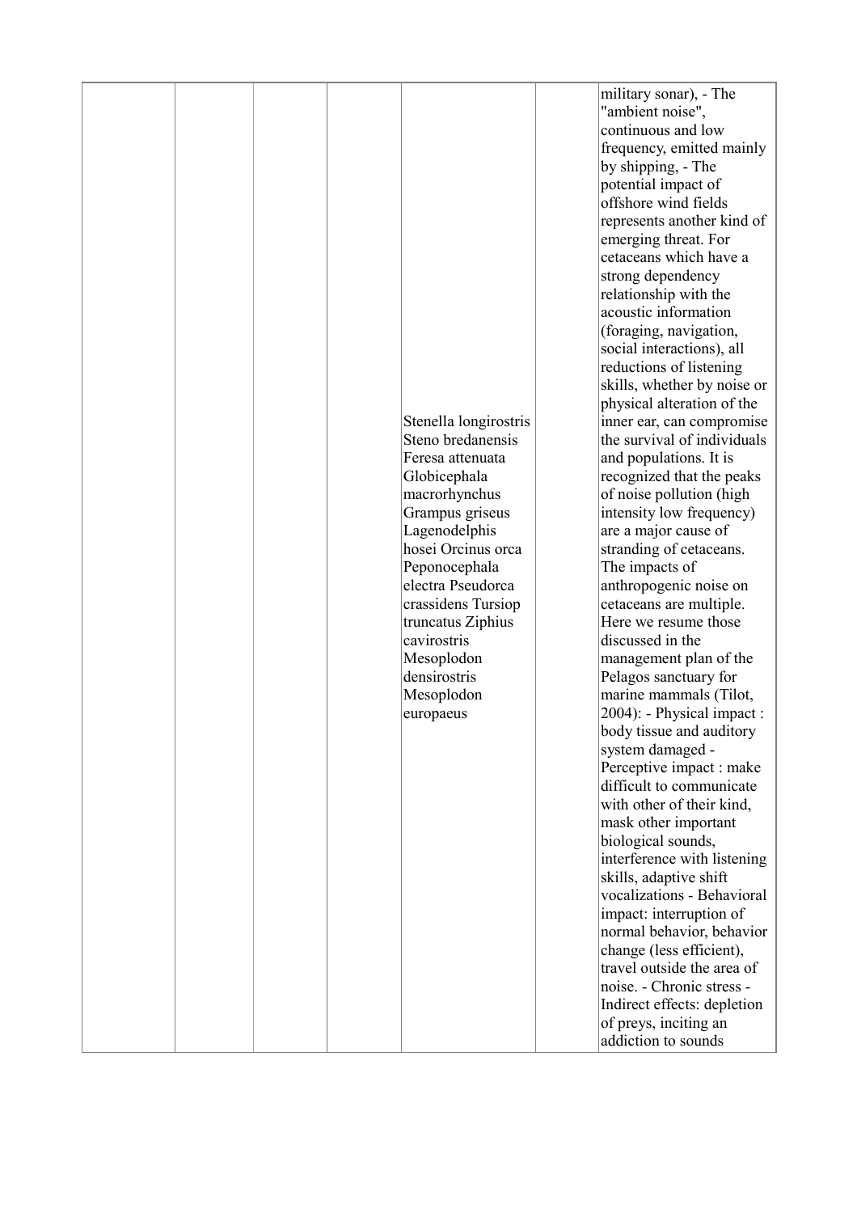| | | | | | | |
|---|---|---|---|---|---|---|
| | | | | Stenella longirostris Steno bredanensis Feresa attenuata Globicephala macrorhynchus Grampus griseus Lagenodelphis hosei Orcinus orca Peponocephala electra Pseudorca crassidens Tursiop truncatus Ziphius cavirostris Mesoplodon densirostris Mesoplodon europaeus | | military sonar), - The "ambient noise", continuous and low frequency, emitted mainly by shipping, - The potential impact of offshore wind fields represents another kind of emerging threat. For cetaceans which have a strong dependency relationship with the acoustic information (foraging, navigation, social interactions), all reductions of listening skills, whether by noise or physical alteration of the inner ear, can compromise the survival of individuals and populations. It is recognized that the peaks of noise pollution (high intensity low frequency) are a major cause of stranding of cetaceans. The impacts of anthropogenic noise on cetaceans are multiple. Here we resume those discussed in the management plan of the Pelagos sanctuary for marine mammals (Tilot, 2004): - Physical impact : body tissue and auditory system damaged - Perceptive impact : make difficult to communicate with other of their kind, mask other important biological sounds, interference with listening skills, adaptive shift vocalizations - Behavioral impact: interruption of normal behavior, behavior change (less efficient), travel outside the area of noise. - Chronic stress - Indirect effects: depletion of preys, inciting an addiction to sounds |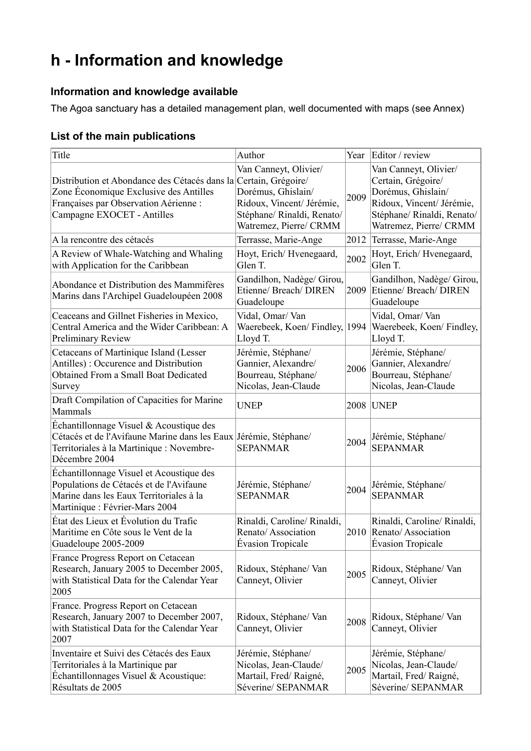# h - Information and knowledge

### Information and knowledge available

The Agoa sanctuary has a detailed management plan, well documented with maps (see Annex)

### List of the main publications

| Title | Author | Year | Editor / review |
|---|---|---|---|
| Distribution et Abondance des Cétacés dans la Zone Économique Exclusive des Antilles Françaises par Observation Aérienne : Campagne EXOCET - Antilles | Van Canneyt, Olivier/ Certain, Grégoire/ Dorémus, Ghislain/ Ridoux, Vincent/ Jérémie, Stéphane/ Rinaldi, Renato/ Watremez, Pierre/ CRMM | 2009 | Van Canneyt, Olivier/ Certain, Grégoire/ Dorémus, Ghislain/ Ridoux, Vincent/ Jérémie, Stéphane/ Rinaldi, Renato/ Watremez, Pierre/ CRMM |
| A la rencontre des cétacés | Terrasse, Marie-Ange | 2012 | Terrasse, Marie-Ange |
| A Review of Whale-Watching and Whaling with Application for the Caribbean | Hoyt, Erich/ Hvenegaard, Glen T. | 2002 | Hoyt, Erich/ Hvenegaard, Glen T. |
| Abondance et Distribution des Mammifères Marins dans l'Archipel Guadeloupéen 2008 | Gandilhon, Nadège/ Girou, Etienne/ Breach/ DIREN Guadeloupe | 2009 | Gandilhon, Nadège/ Girou, Etienne/ Breach/ DIREN Guadeloupe |
| Ceaceans and Gillnet Fisheries in Mexico, Central America and the Wider Caribbean: A Preliminary Review | Vidal, Omar/ Van Waerebeek, Koen/ Findley, Lloyd T. | 1994 | Vidal, Omar/ Van Waerebeek, Koen/ Findley, Lloyd T. |
| Cetaceans of Martinique Island (Lesser Antilles) : Occurence and Distribution Obtained From a Small Boat Dedicated Survey | Jérémie, Stéphane/ Gannier, Alexandre/ Bourreau, Stéphane/ Nicolas, Jean-Claude | 2006 | Jérémie, Stéphane/ Gannier, Alexandre/ Bourreau, Stéphane/ Nicolas, Jean-Claude |
| Draft Compilation of Capacities for Marine Mammals | UNEP | 2008 | UNEP |
| Échantillonnage Visuel & Acoustique des Cétacés et de l'Avifaune Marine dans les Eaux Territoriales à la Martinique : Novembre-Décembre 2004 | Jérémie, Stéphane/ SEPANMAR | 2004 | Jérémie, Stéphane/ SEPANMAR |
| Échantillonnage Visuel et Acoustique des Populations de Cétacés et de l'Avifaune Marine dans les Eaux Territoriales à la Martinique : Février-Mars 2004 | Jérémie, Stéphane/ SEPANMAR | 2004 | Jérémie, Stéphane/ SEPANMAR |
| État des Lieux et Évolution du Trafic Maritime en Côte sous le Vent de la Guadeloupe 2005-2009 | Rinaldi, Caroline/ Rinaldi, Renato/ Association Évasion Tropicale | 2010 | Rinaldi, Caroline/ Rinaldi, Renato/ Association Évasion Tropicale |
| France Progress Report on Cetacean Research, January 2005 to December 2005, with Statistical Data for the Calendar Year 2005 | Ridoux, Stéphane/ Van Canneyt, Olivier | 2005 | Ridoux, Stéphane/ Van Canneyt, Olivier |
| France. Progress Report on Cetacean Research, January 2007 to December 2007, with Statistical Data for the Calendar Year 2007 | Ridoux, Stéphane/ Van Canneyt, Olivier | 2008 | Ridoux, Stéphane/ Van Canneyt, Olivier |
| Inventaire et Suivi des Cétacés des Eaux Territoriales à la Martinique par Échantillonnages Visuel & Acoustique: Résultats de 2005 | Jérémie, Stéphane/ Nicolas, Jean-Claude/ Martail, Fred/ Raigné, Séverine/ SEPANMAR | 2005 | Jérémie, Stéphane/ Nicolas, Jean-Claude/ Martail, Fred/ Raigné, Séverine/ SEPANMAR |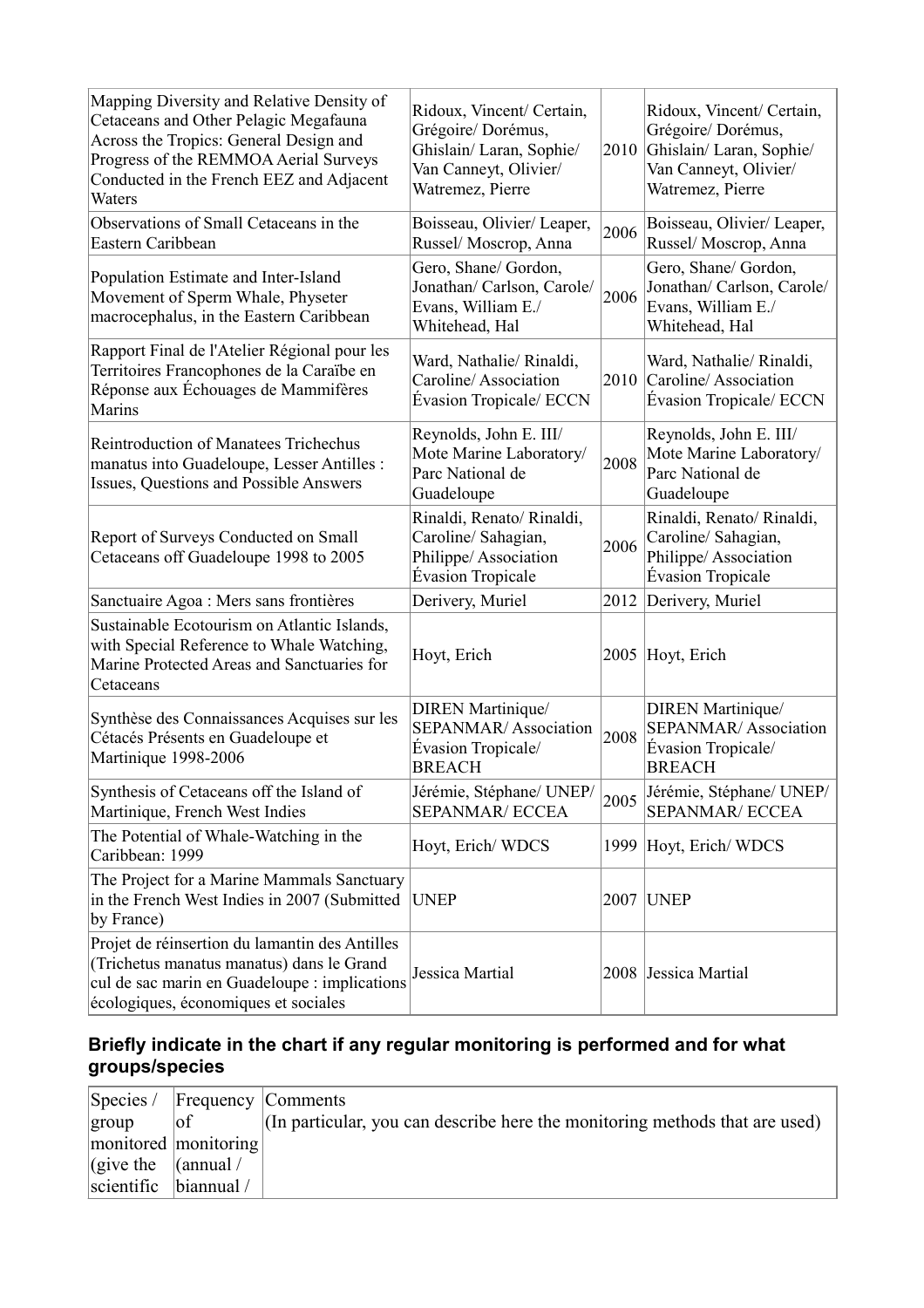| | | | |
|---|---|---|---|
| Mapping Diversity and Relative Density of Cetaceans and Other Pelagic Megafauna Across the Tropics: General Design and Progress of the REMMOA Aerial Surveys Conducted in the French EEZ and Adjacent Waters | Ridoux, Vincent/ Certain, Grégoire/ Dorémus, Ghislain/ Laran, Sophie/ Van Canneyt, Olivier/ Watremez, Pierre | 2010 | Ridoux, Vincent/ Certain, Grégoire/ Dorémus, Ghislain/ Laran, Sophie/ Van Canneyt, Olivier/ Watremez, Pierre |
| Observations of Small Cetaceans in the Eastern Caribbean | Boisseau, Olivier/ Leaper, Russel/ Moscrop, Anna | 2006 | Boisseau, Olivier/ Leaper, Russel/ Moscrop, Anna |
| Population Estimate and Inter-Island Movement of Sperm Whale, Physeter macrocephalus, in the Eastern Caribbean | Gero, Shane/ Gordon, Jonathan/ Carlson, Carole/ Evans, William E./ Whitehead, Hal | 2006 | Gero, Shane/ Gordon, Jonathan/ Carlson, Carole/ Evans, William E./ Whitehead, Hal |
| Rapport Final de l'Atelier Régional pour les Territoires Francophones de la Caraïbe en Réponse aux Échouages de Mammifères Marins | Ward, Nathalie/ Rinaldi, Caroline/ Association Évasion Tropicale/ ECCN | 2010 | Ward, Nathalie/ Rinaldi, Caroline/ Association Évasion Tropicale/ ECCN |
| Reintroduction of Manatees Trichechus manatus into Guadeloupe, Lesser Antilles : Issues, Questions and Possible Answers | Reynolds, John E. III/ Mote Marine Laboratory/ Parc National de Guadeloupe | 2008 | Reynolds, John E. III/ Mote Marine Laboratory/ Parc National de Guadeloupe |
| Report of Surveys Conducted on Small Cetaceans off Guadeloupe 1998 to 2005 | Rinaldi, Renato/ Rinaldi, Caroline/ Sahagian, Philippe/ Association Évasion Tropicale | 2006 | Rinaldi, Renato/ Rinaldi, Caroline/ Sahagian, Philippe/ Association Évasion Tropicale |
| Sanctuaire Agoa : Mers sans frontières | Derivery, Muriel | 2012 | Derivery, Muriel |
| Sustainable Ecotourism on Atlantic Islands, with Special Reference to Whale Watching, Marine Protected Areas and Sanctuaries for Cetaceans | Hoyt, Erich | 2005 | Hoyt, Erich |
| Synthèse des Connaissances Acquises sur les Cétacés Présents en Guadeloupe et Martinique 1998-2006 | DIREN Martinique/ SEPANMAR/ Association Évasion Tropicale/ BREACH | 2008 | DIREN Martinique/ SEPANMAR/ Association Évasion Tropicale/ BREACH |
| Synthesis of Cetaceans off the Island of Martinique, French West Indies | Jérémie, Stéphane/ UNEP/ SEPANMAR/ ECCEA | 2005 | Jérémie, Stéphane/ UNEP/ SEPANMAR/ ECCEA |
| The Potential of Whale-Watching in the Caribbean: 1999 | Hoyt, Erich/ WDCS | 1999 | Hoyt, Erich/ WDCS |
| The Project for a Marine Mammals Sanctuary in the French West Indies in 2007 (Submitted by France) | UNEP | 2007 | UNEP |
| Projet de réinsertion du lamantin des Antilles (Trichetus manatus manatus) dans le Grand cul de sac marin en Guadeloupe : implications écologiques, économiques et sociales | Jessica Martial | 2008 | Jessica Martial |

### Briefly indicate in the chart if any regular monitoring is performed and for what groups/species

| Species / group monitored (give the scientific | Frequency of monitoring (annual / biannual / | Comments (In particular, you can describe here the monitoring methods that are used) |
|---|---|---|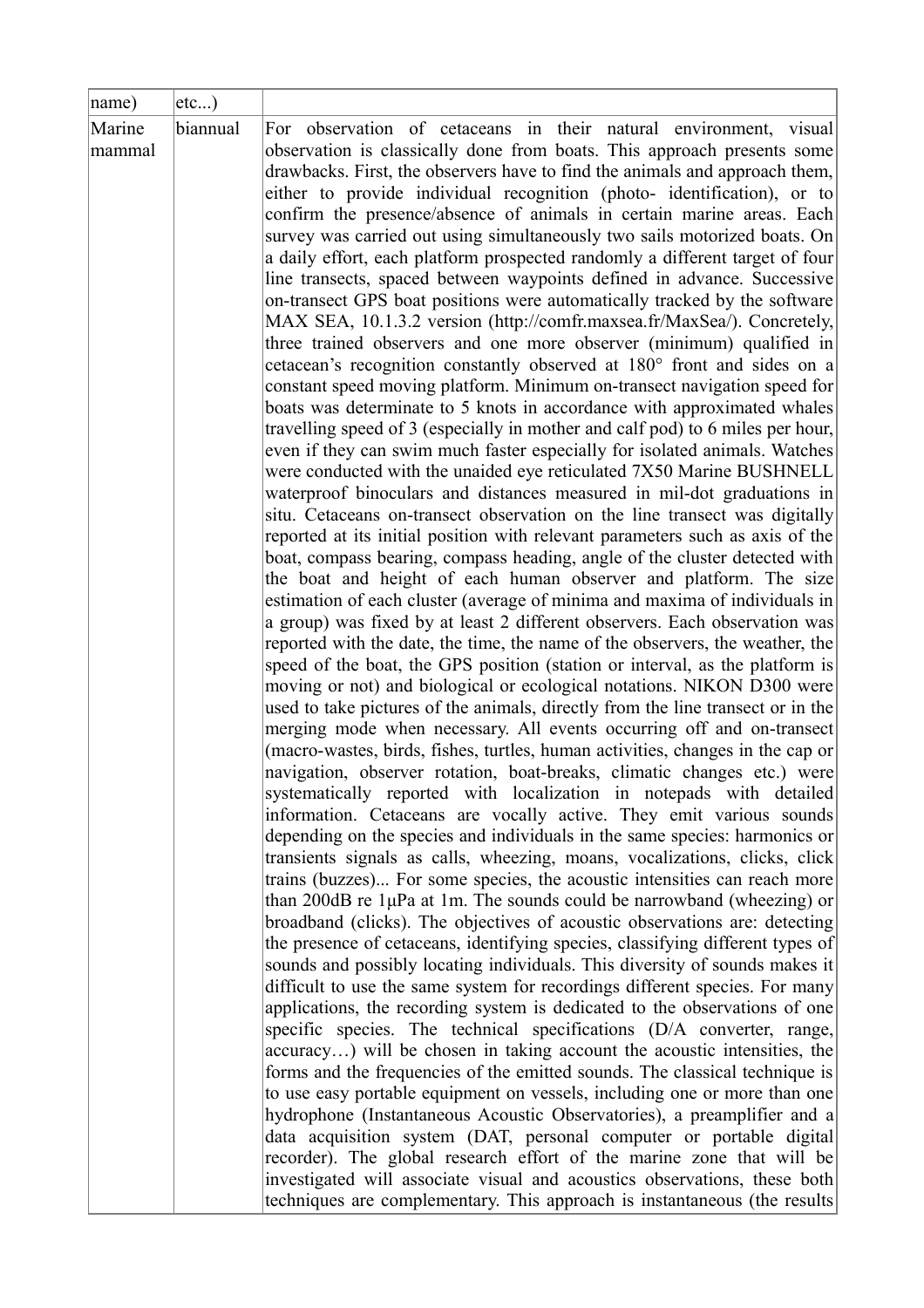| name) | etc...) | |
|---|---|---|
| Marine mammal | biannual | For observation of cetaceans in their natural environment, visual observation is classically done from boats. This approach presents some drawbacks. First, the observers have to find the animals and approach them, either to provide individual recognition (photo- identification), or to confirm the presence/absence of animals in certain marine areas. Each survey was carried out using simultaneously two sails motorized boats. On a daily effort, each platform prospected randomly a different target of four line transects, spaced between waypoints defined in advance. Successive on-transect GPS boat positions were automatically tracked by the software MAX SEA, 10.1.3.2 version (http://comfr.maxsea.fr/MaxSea/). Concretely, three trained observers and one more observer (minimum) qualified in cetacean's recognition constantly observed at 180° front and sides on a constant speed moving platform. Minimum on-transect navigation speed for boats was determinate to 5 knots in accordance with approximated whales travelling speed of 3 (especially in mother and calf pod) to 6 miles per hour, even if they can swim much faster especially for isolated animals. Watches were conducted with the unaided eye reticulated 7X50 Marine BUSHNELL waterproof binoculars and distances measured in mil-dot graduations in situ. Cetaceans on-transect observation on the line transect was digitally reported at its initial position with relevant parameters such as axis of the boat, compass bearing, compass heading, angle of the cluster detected with the boat and height of each human observer and platform. The size estimation of each cluster (average of minima and maxima of individuals in a group) was fixed by at least 2 different observers. Each observation was reported with the date, the time, the name of the observers, the weather, the speed of the boat, the GPS position (station or interval, as the platform is moving or not) and biological or ecological notations. NIKON D300 were used to take pictures of the animals, directly from the line transect or in the merging mode when necessary. All events occurring off and on-transect (macro-wastes, birds, fishes, turtles, human activities, changes in the cap or navigation, observer rotation, boat-breaks, climatic changes etc.) were systematically reported with localization in notepads with detailed information. Cetaceans are vocally active. They emit various sounds depending on the species and individuals in the same species: harmonics or transients signals as calls, wheezing, moans, vocalizations, clicks, click trains (buzzes)... For some species, the acoustic intensities can reach more than 200dB re 1µPa at 1m. The sounds could be narrowband (wheezing) or broadband (clicks). The objectives of acoustic observations are: detecting the presence of cetaceans, identifying species, classifying different types of sounds and possibly locating individuals. This diversity of sounds makes it difficult to use the same system for recordings different species. For many applications, the recording system is dedicated to the observations of one specific species. The technical specifications (D/A converter, range, accuracy…) will be chosen in taking account the acoustic intensities, the forms and the frequencies of the emitted sounds. The classical technique is to use easy portable equipment on vessels, including one or more than one hydrophone (Instantaneous Acoustic Observatories), a preamplifier and a data acquisition system (DAT, personal computer or portable digital recorder). The global research effort of the marine zone that will be investigated will associate visual and acoustics observations, these both techniques are complementary. This approach is instantaneous (the results |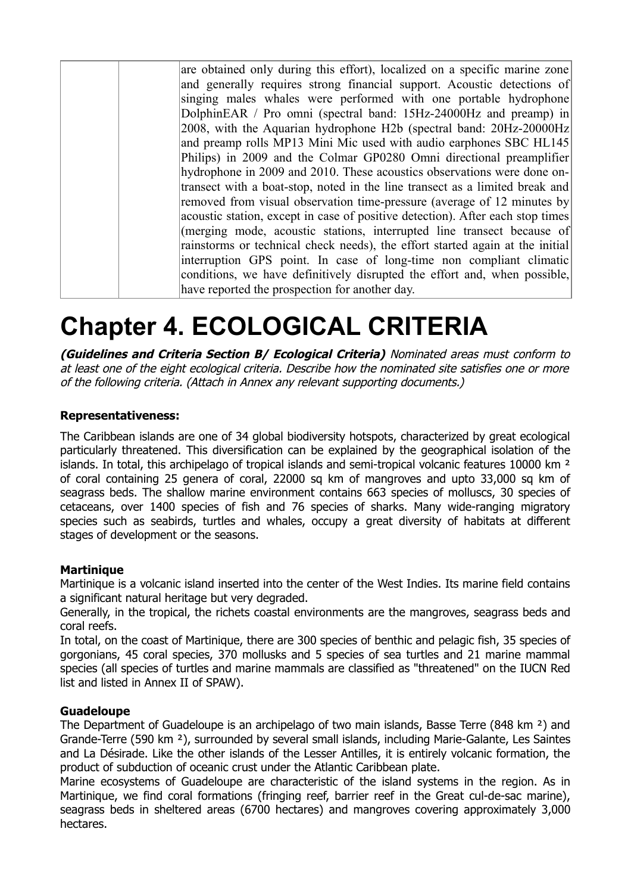| | | are obtained only during this effort), localized on a specific marine zone and generally requires strong financial support. Acoustic detections of singing males whales were performed with one portable hydrophone DolphinEAR / Pro omni (spectral band: 15Hz-24000Hz and preamp) in 2008, with the Aquarian hydrophone H2b (spectral band: 20Hz-20000Hz and preamp rolls MP13 Mini Mic used with audio earphones SBC HL145 Philips) in 2009 and the Colmar GP0280 Omni directional preamplifier hydrophone in 2009 and 2010. These acoustics observations were done on-transect with a boat-stop, noted in the line transect as a limited break and removed from visual observation time-pressure (average of 12 minutes by acoustic station, except in case of positive detection). After each stop times (merging mode, acoustic stations, interrupted line transect because of rainstorms or technical check needs), the effort started again at the initial interruption GPS point. In case of long-time non compliant climatic conditions, we have definitively disrupted the effort and, when possible, have reported the prospection for another day. |
|---|---|---|

# Chapter 4. ECOLOGICAL CRITERIA

***(Guidelines and Criteria Section B/ Ecological Criteria)*** *Nominated areas must conform to at least one of the eight ecological criteria. Describe how the nominated site satisfies one or more of the following criteria. (Attach in Annex any relevant supporting documents.)*

**Representativeness:**

The Caribbean islands are one of 34 global biodiversity hotspots, characterized by great ecological particularly threatened. This diversification can be explained by the geographical isolation of the islands. In total, this archipelago of tropical islands and semi-tropical volcanic features 10000 km ² of coral containing 25 genera of coral, 22000 sq km of mangroves and upto 33,000 sq km of seagrass beds. The shallow marine environment contains 663 species of molluscs, 30 species of cetaceans, over 1400 species of fish and 76 species of sharks. Many wide-ranging migratory species such as seabirds, turtles and whales, occupy a great diversity of habitats at different stages of development or the seasons.

**Martinique**

Martinique is a volcanic island inserted into the center of the West Indies. Its marine field contains a significant natural heritage but very degraded.

Generally, in the tropical, the richets coastal environments are the mangroves, seagrass beds and coral reefs.

In total, on the coast of Martinique, there are 300 species of benthic and pelagic fish, 35 species of gorgonians, 45 coral species, 370 mollusks and 5 species of sea turtles and 21 marine mammal species (all species of turtles and marine mammals are classified as "threatened" on the IUCN Red list and listed in Annex II of SPAW).

**Guadeloupe**

The Department of Guadeloupe is an archipelago of two main islands, Basse Terre (848 km ²) and Grande-Terre (590 km ²), surrounded by several small islands, including Marie-Galante, Les Saintes and La Désirade. Like the other islands of the Lesser Antilles, it is entirely volcanic formation, the product of subduction of oceanic crust under the Atlantic Caribbean plate.

Marine ecosystems of Guadeloupe are characteristic of the island systems in the region. As in Martinique, we find coral formations (fringing reef, barrier reef in the Great cul-de-sac marine), seagrass beds in sheltered areas (6700 hectares) and mangroves covering approximately 3,000 hectares.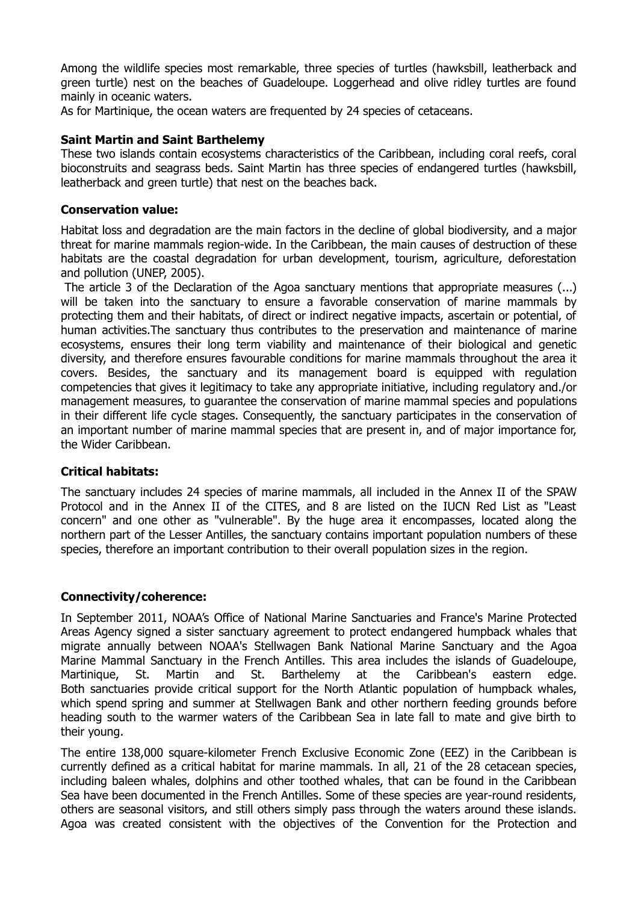Among the wildlife species most remarkable, three species of turtles (hawksbill, leatherback and green turtle) nest on the beaches of Guadeloupe. Loggerhead and olive ridley turtles are found mainly in oceanic waters.

As for Martinique, the ocean waters are frequented by 24 species of cetaceans.

**Saint Martin and Saint Barthelemy**

These two islands contain ecosystems characteristics of the Caribbean, including coral reefs, coral bioconstruits and seagrass beds. Saint Martin has three species of endangered turtles (hawksbill, leatherback and green turtle) that nest on the beaches back.

**Conservation value:**

Habitat loss and degradation are the main factors in the decline of global biodiversity, and a major threat for marine mammals region-wide. In the Caribbean, the main causes of destruction of these habitats are the coastal degradation for urban development, tourism, agriculture, deforestation and pollution (UNEP, 2005).

The article 3 of the Declaration of the Agoa sanctuary mentions that appropriate measures (...) will be taken into the sanctuary to ensure a favorable conservation of marine mammals by protecting them and their habitats, of direct or indirect negative impacts, ascertain or potential, of human activities.The sanctuary thus contributes to the preservation and maintenance of marine ecosystems, ensures their long term viability and maintenance of their biological and genetic diversity, and therefore ensures favourable conditions for marine mammals throughout the area it covers. Besides, the sanctuary and its management board is equipped with regulation competencies that gives it legitimacy to take any appropriate initiative, including regulatory and./or management measures, to guarantee the conservation of marine mammal species and populations in their different life cycle stages. Consequently, the sanctuary participates in the conservation of an important number of marine mammal species that are present in, and of major importance for, the Wider Caribbean.

**Critical habitats:**

The sanctuary includes 24 species of marine mammals, all included in the Annex II of the SPAW Protocol and in the Annex II of the CITES, and 8 are listed on the IUCN Red List as "Least concern" and one other as "vulnerable". By the huge area it encompasses, located along the northern part of the Lesser Antilles, the sanctuary contains important population numbers of these species, therefore an important contribution to their overall population sizes in the region.

**Connectivity/coherence:**

In September 2011, NOAA's Office of National Marine Sanctuaries and France's Marine Protected Areas Agency signed a sister sanctuary agreement to protect endangered humpback whales that migrate annually between NOAA's Stellwagen Bank National Marine Sanctuary and the Agoa Marine Mammal Sanctuary in the French Antilles. This area includes the islands of Guadeloupe, Martinique, St. Martin and St. Barthelemy at the Caribbean's eastern edge. Both sanctuaries provide critical support for the North Atlantic population of humpback whales, which spend spring and summer at Stellwagen Bank and other northern feeding grounds before heading south to the warmer waters of the Caribbean Sea in late fall to mate and give birth to their young.

The entire 138,000 square-kilometer French Exclusive Economic Zone (EEZ) in the Caribbean is currently defined as a critical habitat for marine mammals. In all, 21 of the 28 cetacean species, including baleen whales, dolphins and other toothed whales, that can be found in the Caribbean Sea have been documented in the French Antilles. Some of these species are year-round residents, others are seasonal visitors, and still others simply pass through the waters around these islands. Agoa was created consistent with the objectives of the Convention for the Protection and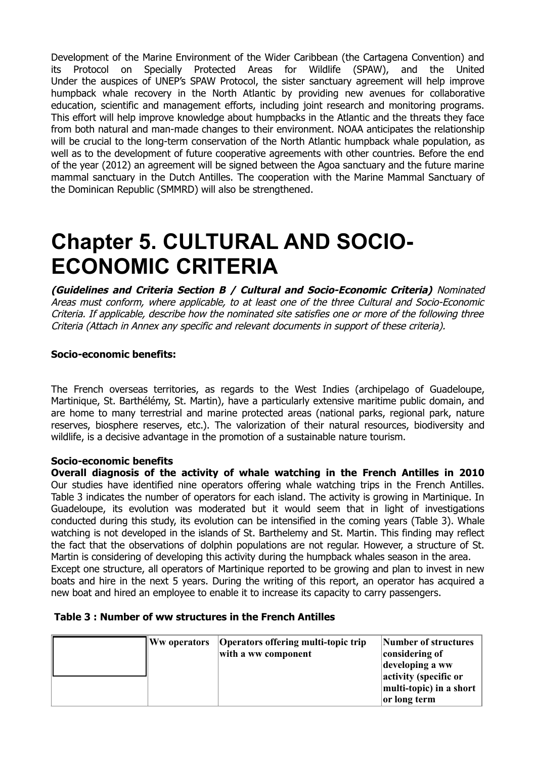Development of the Marine Environment of the Wider Caribbean (the Cartagena Convention) and its Protocol on Specially Protected Areas for Wildlife (SPAW), and the United Under the auspices of UNEP's SPAW Protocol, the sister sanctuary agreement will help improve humpback whale recovery in the North Atlantic by providing new avenues for collaborative education, scientific and management efforts, including joint research and monitoring programs. This effort will help improve knowledge about humpbacks in the Atlantic and the threats they face from both natural and man-made changes to their environment. NOAA anticipates the relationship will be crucial to the long-term conservation of the North Atlantic humpback whale population, as well as to the development of future cooperative agreements with other countries. Before the end of the year (2012) an agreement will be signed between the Agoa sanctuary and the future marine mammal sanctuary in the Dutch Antilles. The cooperation with the Marine Mammal Sanctuary of the Dominican Republic (SMMRD) will also be strengthened.

# Chapter 5. CULTURAL AND SOCIO-ECONOMIC CRITERIA

***(Guidelines and Criteria Section B / Cultural and Socio-Economic Criteria)*** *Nominated Areas must conform, where applicable, to at least one of the three Cultural and Socio-Economic Criteria. If applicable, describe how the nominated site satisfies one or more of the following three Criteria (Attach in Annex any specific and relevant documents in support of these criteria).*

**Socio-economic benefits:**

The French overseas territories, as regards to the West Indies (archipelago of Guadeloupe, Martinique, St. Barthélémy, St. Martin), have a particularly extensive maritime public domain, and are home to many terrestrial and marine protected areas (national parks, regional park, nature reserves, biosphere reserves, etc.). The valorization of their natural resources, biodiversity and wildlife, is a decisive advantage in the promotion of a sustainable nature tourism.

**Socio-economic benefits**

**Overall diagnosis of the activity of whale watching in the French Antilles in 2010** Our studies have identified nine operators offering whale watching trips in the French Antilles. Table 3 indicates the number of operators for each island. The activity is growing in Martinique. In Guadeloupe, its evolution was moderated but it would seem that in light of investigations conducted during this study, its evolution can be intensified in the coming years (Table 3). Whale watching is not developed in the islands of St. Barthelemy and St. Martin. This finding may reflect the fact that the observations of dolphin populations are not regular. However, a structure of St. Martin is considering of developing this activity during the humpback whales season in the area.

Except one structure, all operators of Martinique reported to be growing and plan to invest in new boats and hire in the next 5 years. During the writing of this report, an operator has acquired a new boat and hired an employee to enable it to increase its capacity to carry passengers.

**Table 3 : Number of ww structures in the French Antilles**

| | Ww operators | Operators offering multi-topic trip with a ww component | Number of structures considering of developing a ww activity (specific or multi-topic) in a short or long term |
|---|---|---|---|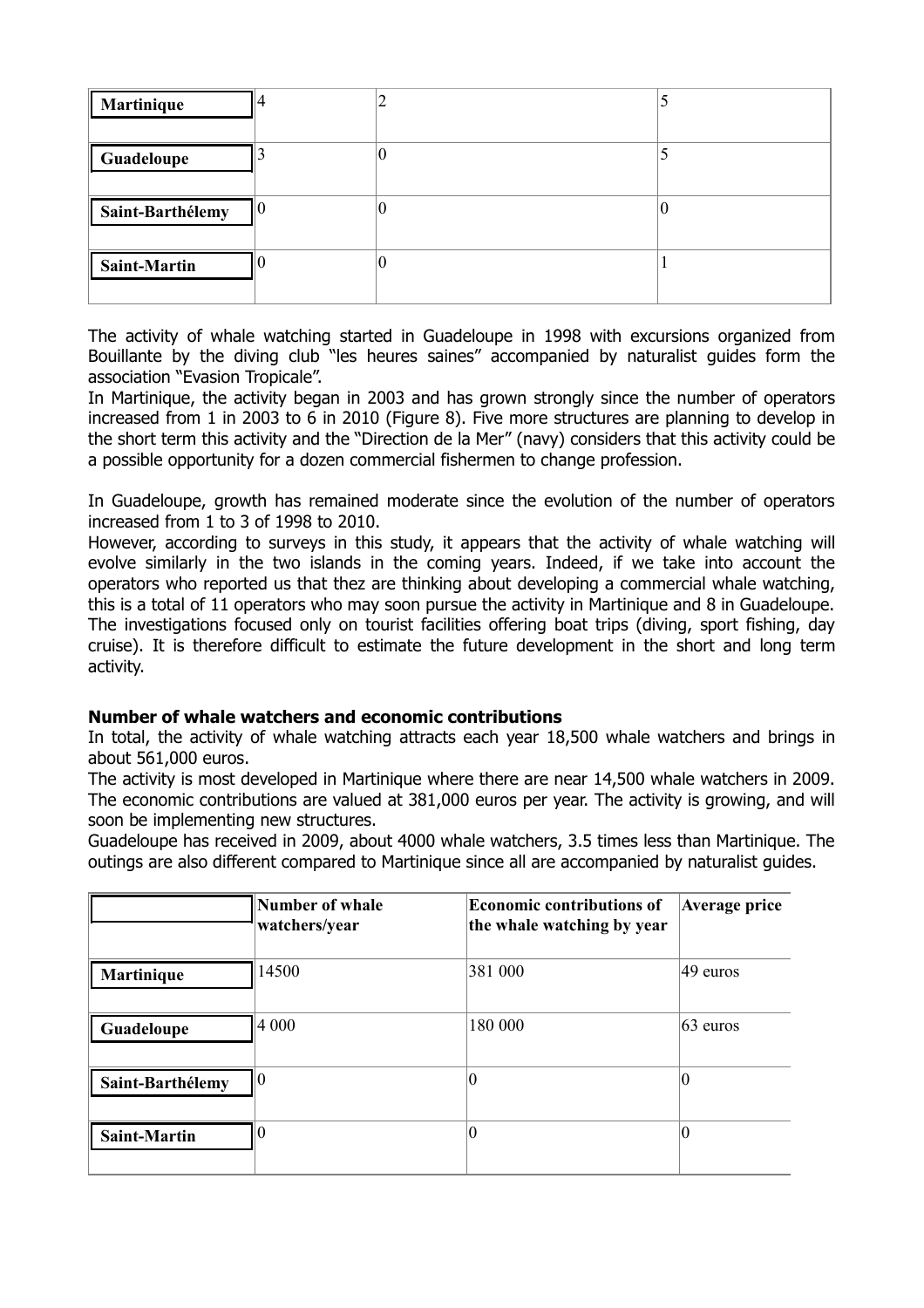| | | | |
|---|---|---|---|
| **Martinique** | 4 | 2 | 5 |
| **Guadeloupe** | 3 | 0 | 5 |
| **Saint-Barthélemy** | 0 | 0 | 0 |
| **Saint-Martin** | 0 | 0 | 1 |

The activity of whale watching started in Guadeloupe in 1998 with excursions organized from Bouillante by the diving club "les heures saines" accompanied by naturalist guides form the association "Evasion Tropicale".

In Martinique, the activity began in 2003 and has grown strongly since the number of operators increased from 1 in 2003 to 6 in 2010 (Figure 8). Five more structures are planning to develop in the short term this activity and the "Direction de la Mer" (navy) considers that this activity could be a possible opportunity for a dozen commercial fishermen to change profession.

In Guadeloupe, growth has remained moderate since the evolution of the number of operators increased from 1 to 3 of 1998 to 2010.

However, according to surveys in this study, it appears that the activity of whale watching will evolve similarly in the two islands in the coming years. Indeed, if we take into account the operators who reported us that thez are thinking about developing a commercial whale watching, this is a total of 11 operators who may soon pursue the activity in Martinique and 8 in Guadeloupe. The investigations focused only on tourist facilities offering boat trips (diving, sport fishing, day cruise). It is therefore difficult to estimate the future development in the short and long term activity.

**Number of whale watchers and economic contributions**

In total, the activity of whale watching attracts each year 18,500 whale watchers and brings in about 561,000 euros.

The activity is most developed in Martinique where there are near 14,500 whale watchers in 2009. The economic contributions are valued at 381,000 euros per year. The activity is growing, and will soon be implementing new structures.

Guadeloupe has received in 2009, about 4000 whale watchers, 3.5 times less than Martinique. The outings are also different compared to Martinique since all are accompanied by naturalist guides.

| | Number of whale watchers/year | Economic contributions of the whale watching by year | Average price |
|---|---|---|---|
| **Martinique** | 14500 | 381 000 | 49 euros |
| **Guadeloupe** | 4 000 | 180 000 | 63 euros |
| **Saint-Barthélemy** | 0 | 0 | 0 |
| **Saint-Martin** | 0 | 0 | 0 |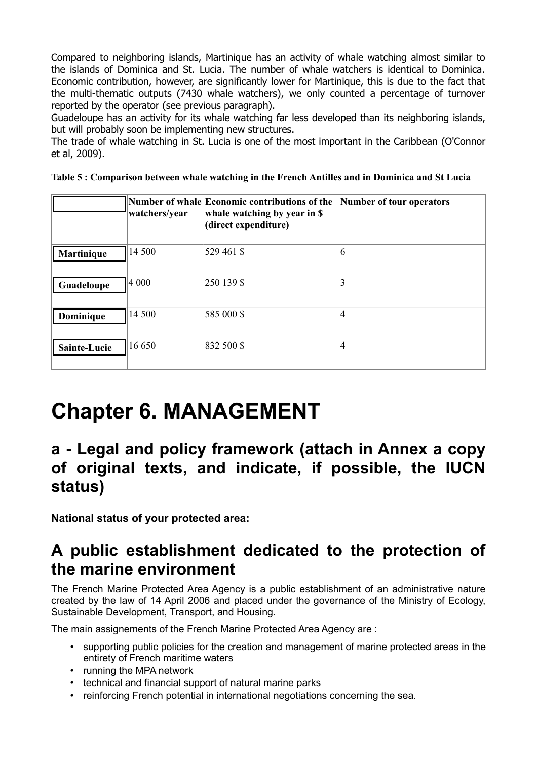Compared to neighboring islands, Martinique has an activity of whale watching almost similar to the islands of Dominica and St. Lucia. The number of whale watchers is identical to Dominica. Economic contribution, however, are significantly lower for Martinique, this is due to the fact that the multi-thematic outputs (7430 whale watchers), we only counted a percentage of turnover reported by the operator (see previous paragraph).

Guadeloupe has an activity for its whale watching far less developed than its neighboring islands, but will probably soon be implementing new structures.

The trade of whale watching in St. Lucia is one of the most important in the Caribbean (O'Connor et al, 2009).

**Table 5 : Comparison between whale watching in the French Antilles and in Dominica and St Lucia**

| | Number of whale watchers/year | Economic contributions of the whale watching by year in $ (direct expenditure) | Number of tour operators |
|---|---|---|---|
| **Martinique** | 14 500 | 529 461 $ | 6 |
| **Guadeloupe** | 4 000 | 250 139 $ | 3 |
| **Dominique** | 14 500 | 585 000 $ | 4 |
| **Sainte-Lucie** | 16 650 | 832 500 $ | 4 |

# Chapter 6. MANAGEMENT

## a - Legal and policy framework (attach in Annex a copy of original texts, and indicate, if possible, the IUCN status)

**National status of your protected area:**

## A public establishment dedicated to the protection of the marine environment

The French Marine Protected Area Agency is a public establishment of an administrative nature created by the law of 14 April 2006 and placed under the governance of the Ministry of Ecology, Sustainable Development, Transport, and Housing.

The main assignements of the French Marine Protected Area Agency are :

- supporting public policies for the creation and management of marine protected areas in the entirety of French maritime waters
- running the MPA network
- technical and financial support of natural marine parks
- reinforcing French potential in international negotiations concerning the sea.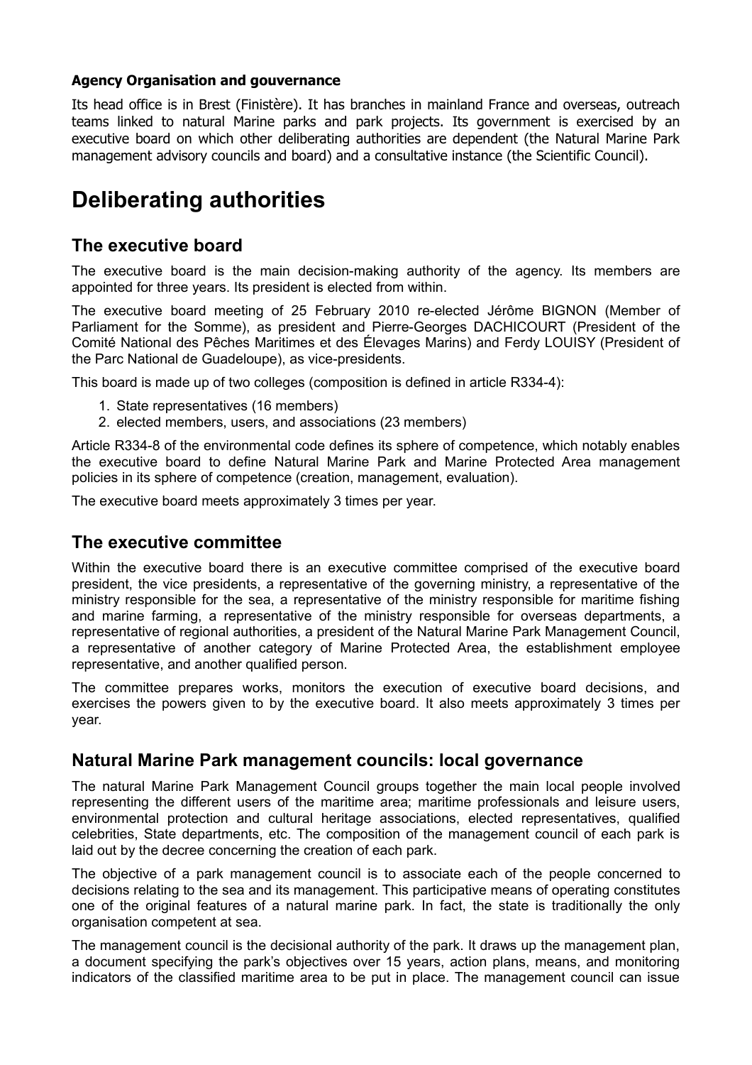**Agency Organisation and gouvernance**

Its head office is in Brest (Finistère). It has branches in mainland France and overseas, outreach teams linked to natural Marine parks and park projects. Its government is exercised by an executive board on which other deliberating authorities are dependent (the Natural Marine Park management advisory councils and board) and a consultative instance (the Scientific Council).

# Deliberating authorities

## The executive board

The executive board is the main decision-making authority of the agency. Its members are appointed for three years. Its president is elected from within.

The executive board meeting of 25 February 2010 re-elected Jérôme BIGNON (Member of Parliament for the Somme), as president and Pierre-Georges DACHICOURT (President of the Comité National des Pêches Maritimes et des Élevages Marins) and Ferdy LOUISY (President of the Parc National de Guadeloupe), as vice-presidents.

This board is made up of two colleges (composition is defined in article R334-4):

1. State representatives (16 members)
2. elected members, users, and associations (23 members)

Article R334-8 of the environmental code defines its sphere of competence, which notably enables the executive board to define Natural Marine Park and Marine Protected Area management policies in its sphere of competence (creation, management, evaluation).

The executive board meets approximately 3 times per year.

## The executive committee

Within the executive board there is an executive committee comprised of the executive board president, the vice presidents, a representative of the governing ministry, a representative of the ministry responsible for the sea, a representative of the ministry responsible for maritime fishing and marine farming, a representative of the ministry responsible for overseas departments, a representative of regional authorities, a president of the Natural Marine Park Management Council, a representative of another category of Marine Protected Area, the establishment employee representative, and another qualified person.

The committee prepares works, monitors the execution of executive board decisions, and exercises the powers given to by the executive board. It also meets approximately 3 times per year.

## Natural Marine Park management councils: local governance

The natural Marine Park Management Council groups together the main local people involved representing the different users of the maritime area; maritime professionals and leisure users, environmental protection and cultural heritage associations, elected representatives, qualified celebrities, State departments, etc. The composition of the management council of each park is laid out by the decree concerning the creation of each park.

The objective of a park management council is to associate each of the people concerned to decisions relating to the sea and its management. This participative means of operating constitutes one of the original features of a natural marine park. In fact, the state is traditionally the only organisation competent at sea.

The management council is the decisional authority of the park. It draws up the management plan, a document specifying the park's objectives over 15 years, action plans, means, and monitoring indicators of the classified maritime area to be put in place. The management council can issue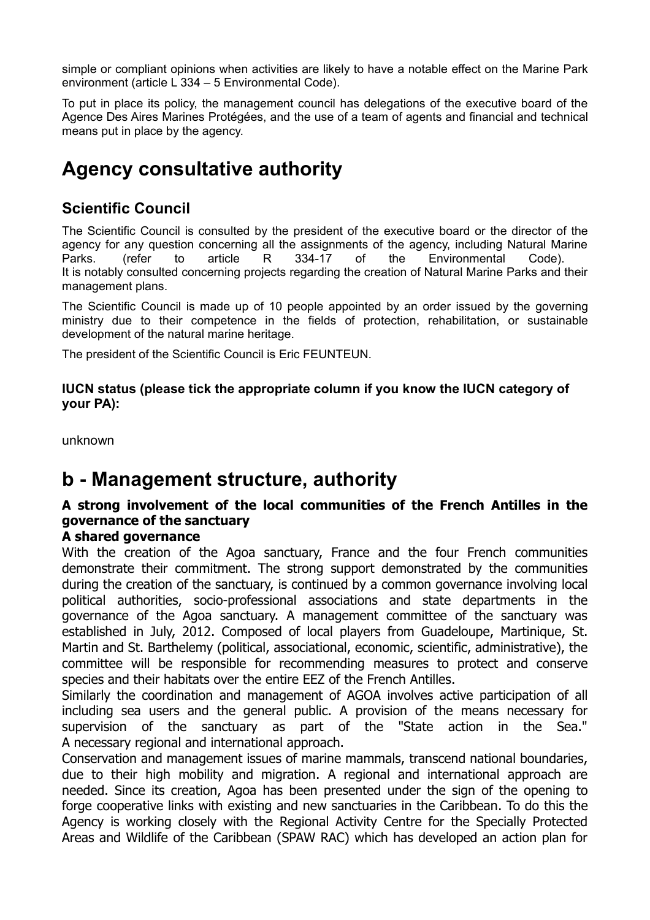simple or compliant opinions when activities are likely to have a notable effect on the Marine Park environment (article L 334 – 5 Environmental Code).

To put in place its policy, the management council has delegations of the executive board of the Agence Des Aires Marines Protégées, and the use of a team of agents and financial and technical means put in place by the agency.

# Agency consultative authority

## Scientific Council

The Scientific Council is consulted by the president of the executive board or the director of the agency for any question concerning all the assignments of the agency, including Natural Marine Parks. (refer to article R 334-17 of the Environmental Code).
It is notably consulted concerning projects regarding the creation of Natural Marine Parks and their management plans.

The Scientific Council is made up of 10 people appointed by an order issued by the governing ministry due to their competence in the fields of protection, rehabilitation, or sustainable development of the natural marine heritage.

The president of the Scientific Council is Eric FEUNTEUN.

**IUCN status (please tick the appropriate column if you know the IUCN category of your PA):**

unknown

# b - Management structure, authority

**A strong involvement of the local communities of the French Antilles in the governance of the sanctuary**

**A shared governance**

With the creation of the Agoa sanctuary, France and the four French communities demonstrate their commitment. The strong support demonstrated by the communities during the creation of the sanctuary, is continued by a common governance involving local political authorities, socio-professional associations and state departments in the governance of the Agoa sanctuary. A management committee of the sanctuary was established in July, 2012. Composed of local players from Guadeloupe, Martinique, St. Martin and St. Barthelemy (political, associational, economic, scientific, administrative), the committee will be responsible for recommending measures to protect and conserve species and their habitats over the entire EEZ of the French Antilles.

Similarly the coordination and management of AGOA involves active participation of all including sea users and the general public. A provision of the means necessary for supervision of the sanctuary as part of the "State action in the Sea."
A necessary regional and international approach.

Conservation and management issues of marine mammals, transcend national boundaries, due to their high mobility and migration. A regional and international approach are needed. Since its creation, Agoa has been presented under the sign of the opening to forge cooperative links with existing and new sanctuaries in the Caribbean. To do this the Agency is working closely with the Regional Activity Centre for the Specially Protected Areas and Wildlife of the Caribbean (SPAW RAC) which has developed an action plan for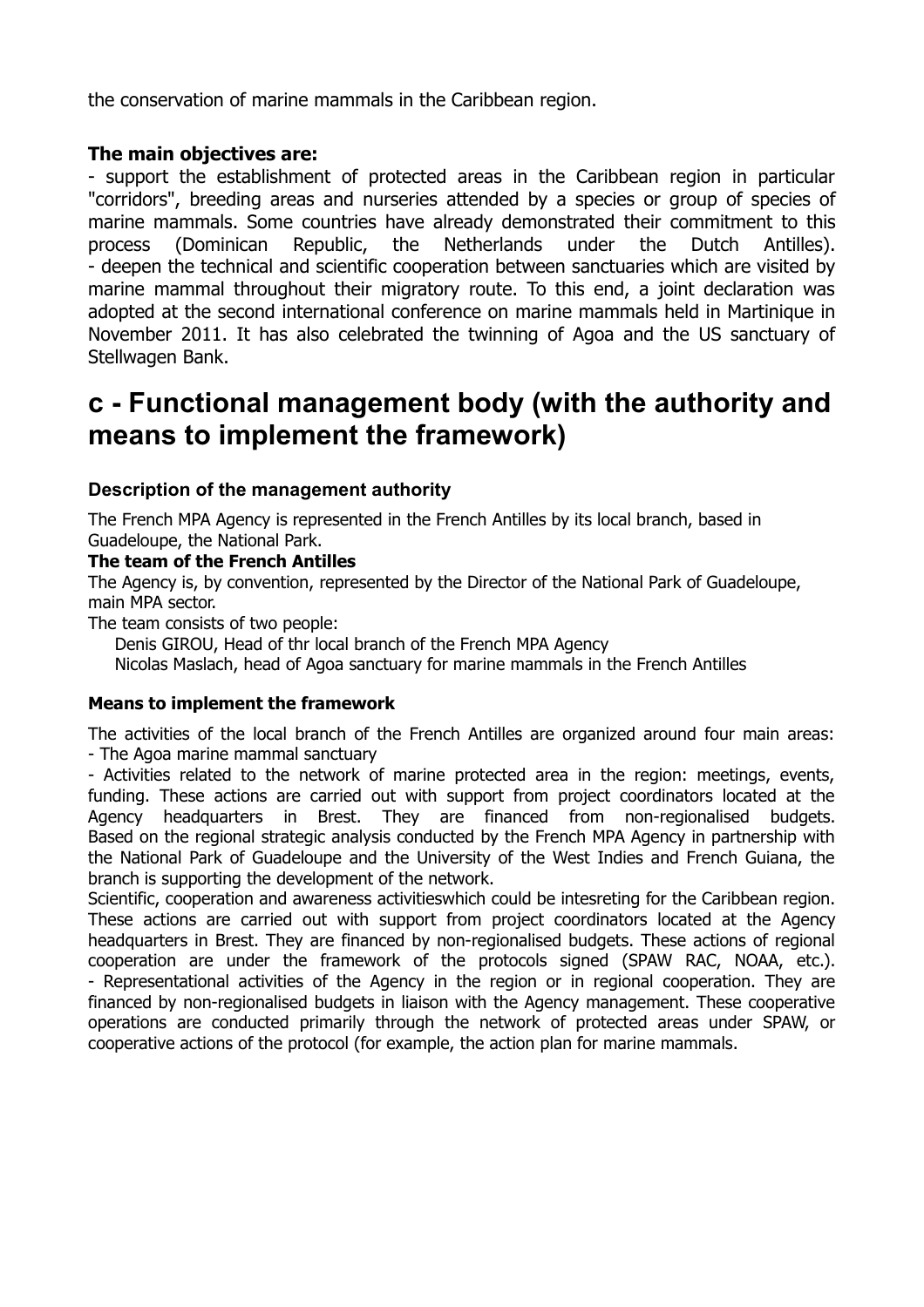the conservation of marine mammals in the Caribbean region.

**The main objectives are:**

- support the establishment of protected areas in the Caribbean region in particular "corridors", breeding areas and nurseries attended by a species or group of species of marine mammals. Some countries have already demonstrated their commitment to this process (Dominican Republic, the Netherlands under the Dutch Antilles).
- deepen the technical and scientific cooperation between sanctuaries which are visited by marine mammal throughout their migratory route. To this end, a joint declaration was adopted at the second international conference on marine mammals held in Martinique in November 2011. It has also celebrated the twinning of Agoa and the US sanctuary of Stellwagen Bank.

## c - Functional management body (with the authority and means to implement the framework)

### Description of the management authority

The French MPA Agency is represented in the French Antilles by its local branch, based in Guadeloupe, the National Park.

**The team of the French Antilles**

The Agency is, by convention, represented by the Director of the National Park of Guadeloupe, main MPA sector.

The team consists of two people:

Denis GIROU, Head of thr local branch of the French MPA Agency

Nicolas Maslach, head of Agoa sanctuary for marine mammals in the French Antilles

### Means to implement the framework

The activities of the local branch of the French Antilles are organized around four main areas:

- The Agoa marine mammal sanctuary
- Activities related to the network of marine protected area in the region: meetings, events, funding. These actions are carried out with support from project coordinators located at the Agency headquarters in Brest. They are financed from non-regionalised budgets. Based on the regional strategic analysis conducted by the French MPA Agency in partnership with the National Park of Guadeloupe and the University of the West Indies and French Guiana, the branch is supporting the development of the network.

Scientific, cooperation and awareness activitieswhich could be intesreting for the Caribbean region. These actions are carried out with support from project coordinators located at the Agency headquarters in Brest. They are financed by non-regionalised budgets. These actions of regional cooperation are under the framework of the protocols signed (SPAW RAC, NOAA, etc.).

- Representational activities of the Agency in the region or in regional cooperation. They are financed by non-regionalised budgets in liaison with the Agency management. These cooperative operations are conducted primarily through the network of protected areas under SPAW, or cooperative actions of the protocol (for example, the action plan for marine mammals.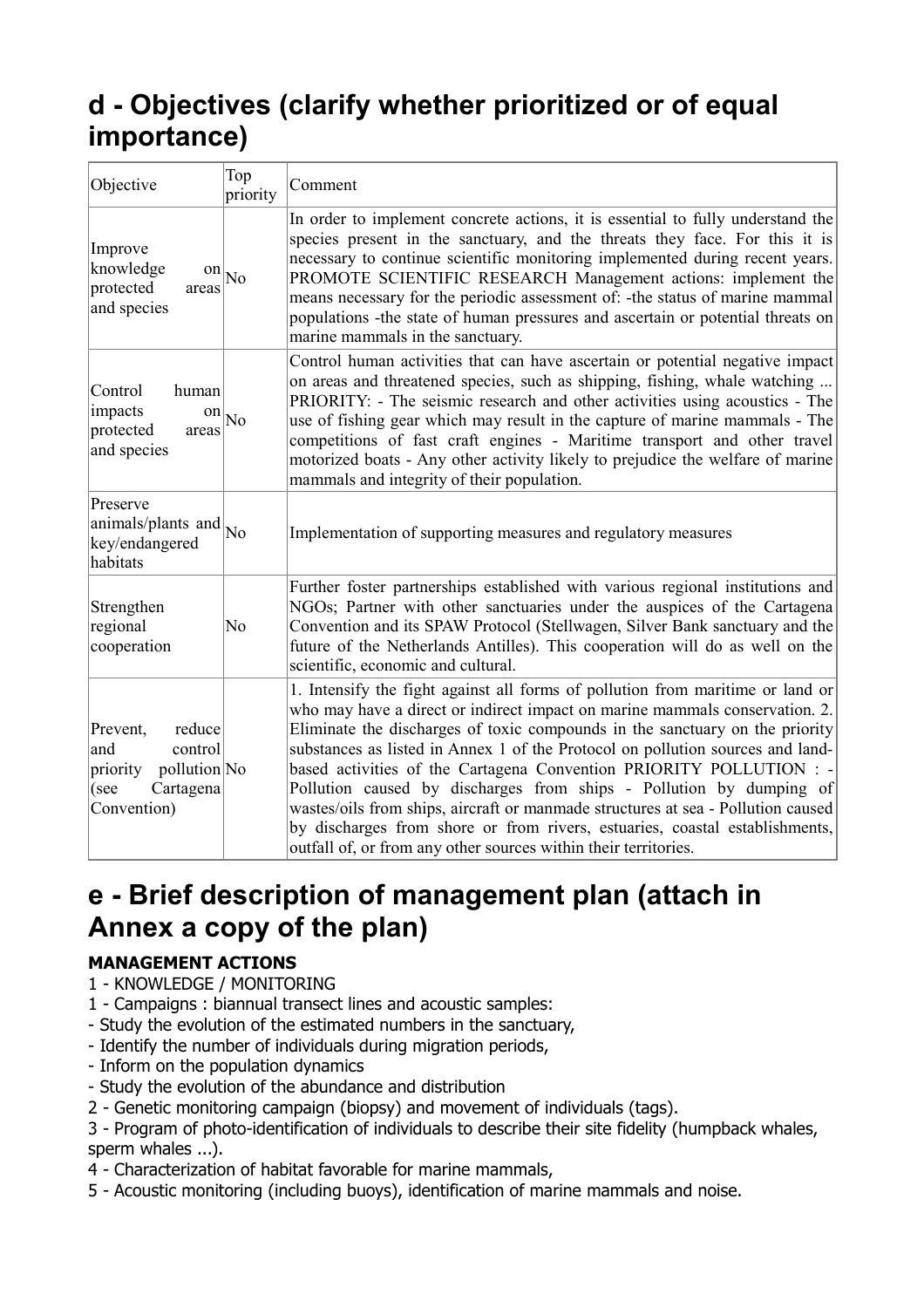## d - Objectives (clarify whether prioritized or of equal importance)

| Objective | Top priority | Comment |
| --- | --- | --- |
| Improve knowledge on protected areas and species | No | In order to implement concrete actions, it is essential to fully understand the species present in the sanctuary, and the threats they face. For this it is necessary to continue scientific monitoring implemented during recent years. PROMOTE SCIENTIFIC RESEARCH Management actions: implement the means necessary for the periodic assessment of: -the status of marine mammal populations -the state of human pressures and ascertain or potential threats on marine mammals in the sanctuary. |
| Control human impacts on protected areas and species | No | Control human activities that can have ascertain or potential negative impact on areas and threatened species, such as shipping, fishing, whale watching ... PRIORITY: - The seismic research and other activities using acoustics - The use of fishing gear which may result in the capture of marine mammals - The competitions of fast craft engines - Maritime transport and other travel motorized boats - Any other activity likely to prejudice the welfare of marine mammals and integrity of their population. |
| Preserve animals/plants and key/endangered habitats | No | Implementation of supporting measures and regulatory measures |
| Strengthen regional cooperation | No | Further foster partnerships established with various regional institutions and NGOs; Partner with other sanctuaries under the auspices of the Cartagena Convention and its SPAW Protocol (Stellwagen, Silver Bank sanctuary and the future of the Netherlands Antilles). This cooperation will do as well on the scientific, economic and cultural. |
| Prevent, reduce and control priority pollution (see Cartagena Convention) | No | 1. Intensify the fight against all forms of pollution from maritime or land or who may have a direct or indirect impact on marine mammals conservation. 2. Eliminate the discharges of toxic compounds in the sanctuary on the priority substances as listed in Annex 1 of the Protocol on pollution sources and land-based activities of the Cartagena Convention PRIORITY POLLUTION : - Pollution caused by discharges from ships - Pollution by dumping of wastes/oils from ships, aircraft or manmade structures at sea - Pollution caused by discharges from shore or from rivers, estuaries, coastal establishments, outfall of, or from any other sources within their territories. |

## e - Brief description of management plan (attach in Annex a copy of the plan)

**MANAGEMENT ACTIONS**

1 - KNOWLEDGE / MONITORING

1 - Campaigns : biannual transect lines and acoustic samples:
- Study the evolution of the estimated numbers in the sanctuary,
- Identify the number of individuals during migration periods,
- Inform on the population dynamics
- Study the evolution of the abundance and distribution

2 - Genetic monitoring campaign (biopsy) and movement of individuals (tags).

3 - Program of photo-identification of individuals to describe their site fidelity (humpback whales, sperm whales ...).

4 - Characterization of habitat favorable for marine mammals,

5 - Acoustic monitoring (including buoys), identification of marine mammals and noise.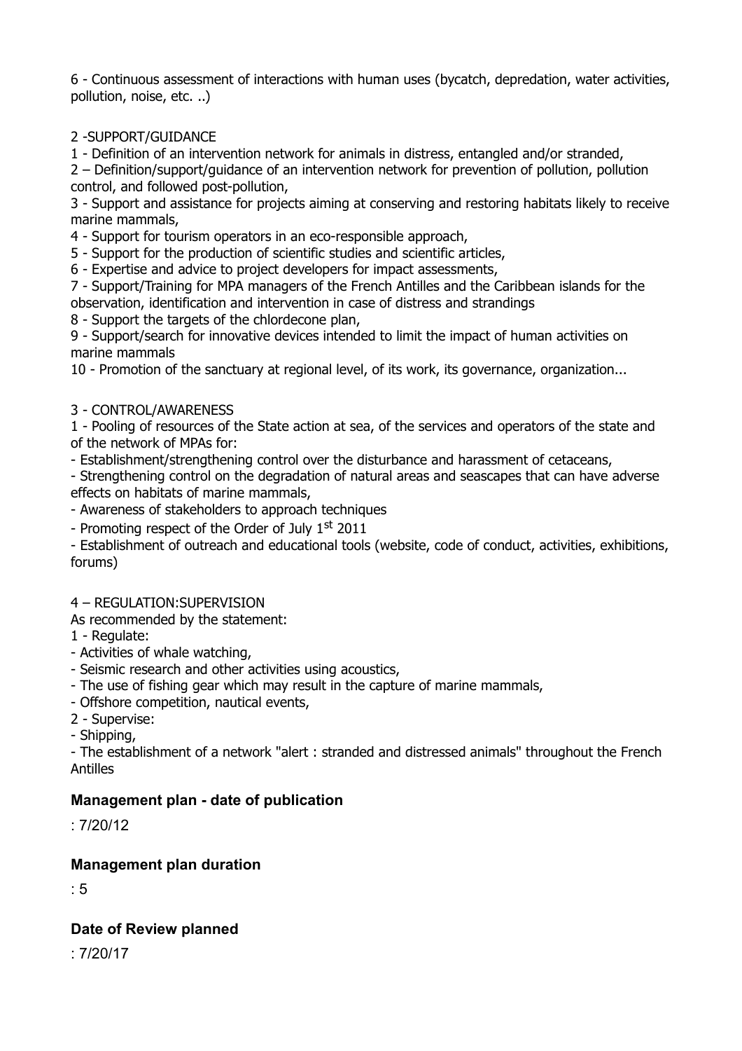6 - Continuous assessment of interactions with human uses (bycatch, depredation, water activities, pollution, noise, etc. ..)

2 -SUPPORT/GUIDANCE

1 - Definition of an intervention network for animals in distress, entangled and/or stranded,

2 – Definition/support/guidance of an intervention network for prevention of pollution, pollution control, and followed post-pollution,

3 - Support and assistance for projects aiming at conserving and restoring habitats likely to receive marine mammals,

4 - Support for tourism operators in an eco-responsible approach,

5 - Support for the production of scientific studies and scientific articles,

6 - Expertise and advice to project developers for impact assessments,

7 - Support/Training for MPA managers of the French Antilles and the Caribbean islands for the observation, identification and intervention in case of distress and strandings

8 - Support the targets of the chlordecone plan,

9 - Support/search for innovative devices intended to limit the impact of human activities on marine mammals

10 - Promotion of the sanctuary at regional level, of its work, its governance, organization...

3 - CONTROL/AWARENESS

1 - Pooling of resources of the State action at sea, of the services and operators of the state and of the network of MPAs for:

- Establishment/strengthening control over the disturbance and harassment of cetaceans,
- Strengthening control on the degradation of natural areas and seascapes that can have adverse effects on habitats of marine mammals,
- Awareness of stakeholders to approach techniques
- Promoting respect of the Order of July 1st 2011
- Establishment of outreach and educational tools (website, code of conduct, activities, exhibitions, forums)

4 – REGULATION:SUPERVISION

As recommended by the statement:

1 - Regulate:

- Activities of whale watching,
- Seismic research and other activities using acoustics,
- The use of fishing gear which may result in the capture of marine mammals,
- Offshore competition, nautical events,

2 - Supervise:

- Shipping,
- The establishment of a network "alert : stranded and distressed animals" throughout the French Antilles

### Management plan - date of publication

: 7/20/12

### Management plan duration

: 5

### Date of Review planned

: 7/20/17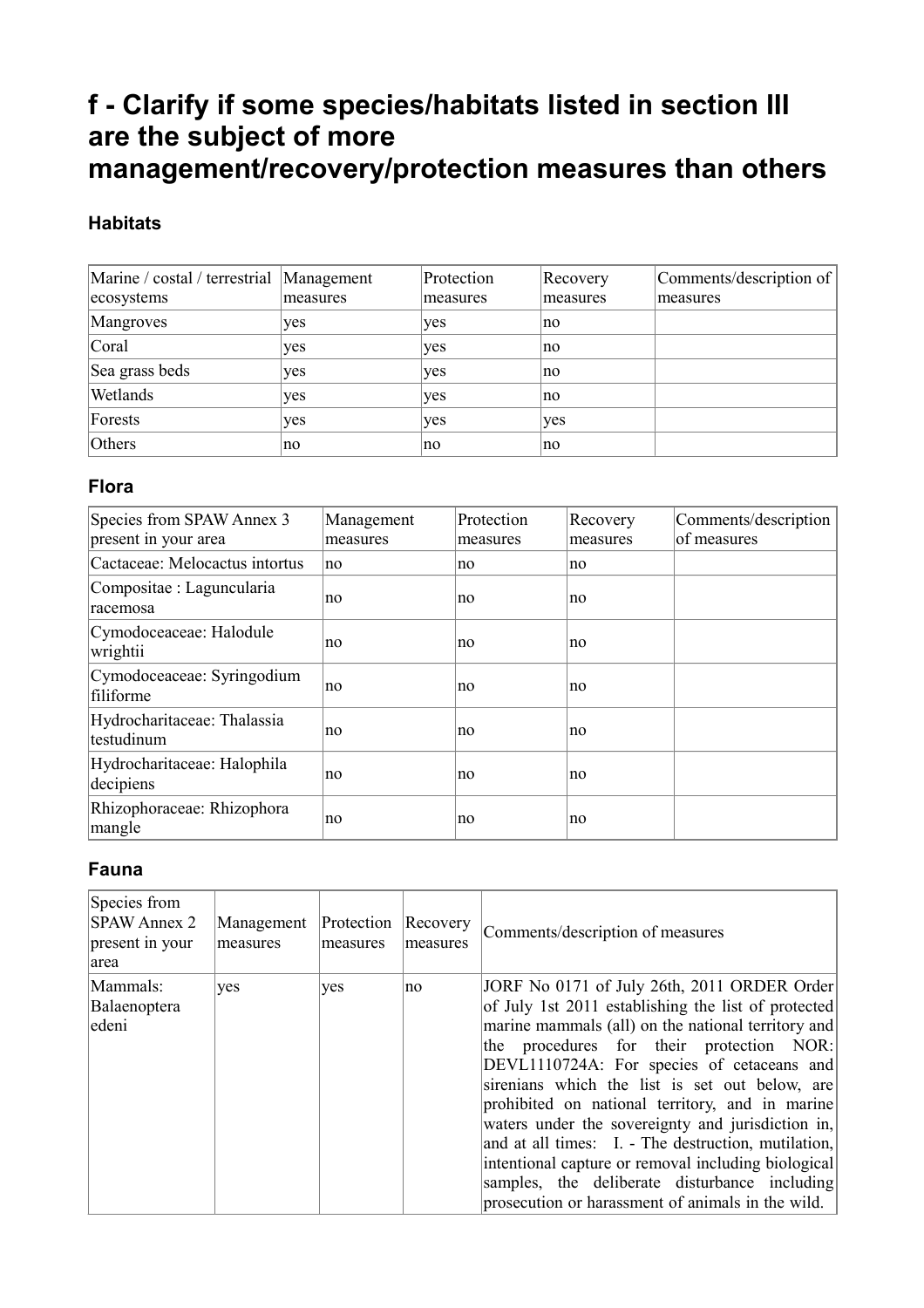# f - Clarify if some species/habitats listed in section III are the subject of more management/recovery/protection measures than others

### Habitats

| Marine / costal / terrestrial ecosystems | Management measures | Protection measures | Recovery measures | Comments/description of measures |
|---|---|---|---|---|
| Mangroves | yes | yes | no | |
| Coral | yes | yes | no | |
| Sea grass beds | yes | yes | no | |
| Wetlands | yes | yes | no | |
| Forests | yes | yes | yes | |
| Others | no | no | no | |

### Flora

| Species from SPAW Annex 3 present in your area | Management measures | Protection measures | Recovery measures | Comments/description of measures |
|---|---|---|---|---|
| Cactaceae: Melocactus intortus | no | no | no | |
| Compositae : Laguncularia racemosa | no | no | no | |
| Cymodoceaceae: Halodule wrightii | no | no | no | |
| Cymodoceaceae: Syringodium filiforme | no | no | no | |
| Hydrocharitaceae: Thalassia testudinum | no | no | no | |
| Hydrocharitaceae: Halophila decipiens | no | no | no | |
| Rhizophoraceae: Rhizophora mangle | no | no | no | |

### Fauna

| Species from SPAW Annex 2 present in your area | Management measures | Protection measures | Recovery measures | Comments/description of measures |
|---|---|---|---|---|
| Mammals: Balaenoptera edeni | yes | yes | no | JORF No 0171 of July 26th, 2011 ORDER Order of July 1st 2011 establishing the list of protected marine mammals (all) on the national territory and the procedures for their protection NOR: DEVL1110724A: For species of cetaceans and sirenians which the list is set out below, are prohibited on national territory, and in marine waters under the sovereignty and jurisdiction in, and at all times: I. - The destruction, mutilation, intentional capture or removal including biological samples, the deliberate disturbance including prosecution or harassment of animals in the wild. |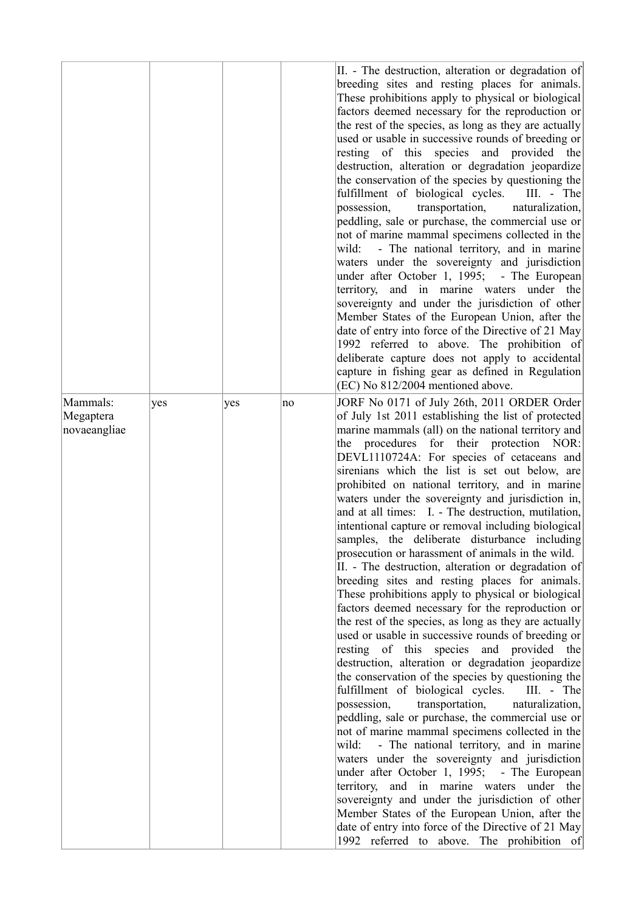| | | | | |
|---|---|---|---|---|
| | | | | II. - The destruction, alteration or degradation of breeding sites and resting places for animals. These prohibitions apply to physical or biological factors deemed necessary for the reproduction or the rest of the species, as long as they are actually used or usable in successive rounds of breeding or resting of this species and provided the destruction, alteration or degradation jeopardize the conservation of the species by questioning the fulfillment of biological cycles. III. - The possession, transportation, naturalization, peddling, sale or purchase, the commercial use or not of marine mammal specimens collected in the wild: - The national territory, and in marine waters under the sovereignty and jurisdiction under after October 1, 1995; - The European territory, and in marine waters under the sovereignty and under the jurisdiction of other Member States of the European Union, after the date of entry into force of the Directive of 21 May 1992 referred to above. The prohibition of deliberate capture does not apply to accidental capture in fishing gear as defined in Regulation (EC) No 812/2004 mentioned above. |
| Mammals: Megaptera novaeangliae | yes | yes | no | JORF No 0171 of July 26th, 2011 ORDER Order of July 1st 2011 establishing the list of protected marine mammals (all) on the national territory and the procedures for their protection NOR: DEVL1110724A: For species of cetaceans and sirenians which the list is set out below, are prohibited on national territory, and in marine waters under the sovereignty and jurisdiction in, and at all times: I. - The destruction, mutilation, intentional capture or removal including biological samples, the deliberate disturbance including prosecution or harassment of animals in the wild. II. - The destruction, alteration or degradation of breeding sites and resting places for animals. These prohibitions apply to physical or biological factors deemed necessary for the reproduction or the rest of the species, as long as they are actually used or usable in successive rounds of breeding or resting of this species and provided the destruction, alteration or degradation jeopardize the conservation of the species by questioning the fulfillment of biological cycles. III. - The possession, transportation, naturalization, peddling, sale or purchase, the commercial use or not of marine mammal specimens collected in the wild: - The national territory, and in marine waters under the sovereignty and jurisdiction under after October 1, 1995; - The European territory, and in marine waters under the sovereignty and under the jurisdiction of other Member States of the European Union, after the date of entry into force of the Directive of 21 May 1992 referred to above. The prohibition of |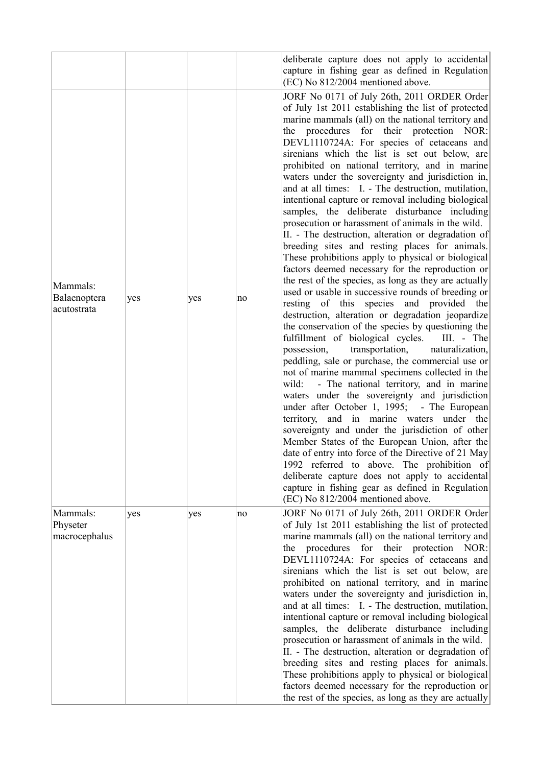| | | | | |
|---|---|---|---|---|
| | | | | deliberate capture does not apply to accidental capture in fishing gear as defined in Regulation (EC) No 812/2004 mentioned above. |
| Mammals: Balaenoptera acutostrata | yes | yes | no | JORF No 0171 of July 26th, 2011 ORDER Order of July 1st 2011 establishing the list of protected marine mammals (all) on the national territory and the procedures for their protection NOR: DEVL1110724A: For species of cetaceans and sirenians which the list is set out below, are prohibited on national territory, and in marine waters under the sovereignty and jurisdiction in, and at all times: I. - The destruction, mutilation, intentional capture or removal including biological samples, the deliberate disturbance including prosecution or harassment of animals in the wild. II. - The destruction, alteration or degradation of breeding sites and resting places for animals. These prohibitions apply to physical or biological factors deemed necessary for the reproduction or the rest of the species, as long as they are actually used or usable in successive rounds of breeding or resting of this species and provided the destruction, alteration or degradation jeopardize the conservation of the species by questioning the fulfillment of biological cycles. III. - The possession, transportation, naturalization, peddling, sale or purchase, the commercial use or not of marine mammal specimens collected in the wild: - The national territory, and in marine waters under the sovereignty and jurisdiction under after October 1, 1995; - The European territory, and in marine waters under the sovereignty and under the jurisdiction of other Member States of the European Union, after the date of entry into force of the Directive of 21 May 1992 referred to above. The prohibition of deliberate capture does not apply to accidental capture in fishing gear as defined in Regulation (EC) No 812/2004 mentioned above. |
| Mammals: Physeter macrocephalus | yes | yes | no | JORF No 0171 of July 26th, 2011 ORDER Order of July 1st 2011 establishing the list of protected marine mammals (all) on the national territory and the procedures for their protection NOR: DEVL1110724A: For species of cetaceans and sirenians which the list is set out below, are prohibited on national territory, and in marine waters under the sovereignty and jurisdiction in, and at all times: I. - The destruction, mutilation, intentional capture or removal including biological samples, the deliberate disturbance including prosecution or harassment of animals in the wild. II. - The destruction, alteration or degradation of breeding sites and resting places for animals. These prohibitions apply to physical or biological factors deemed necessary for the reproduction or the rest of the species, as long as they are actually |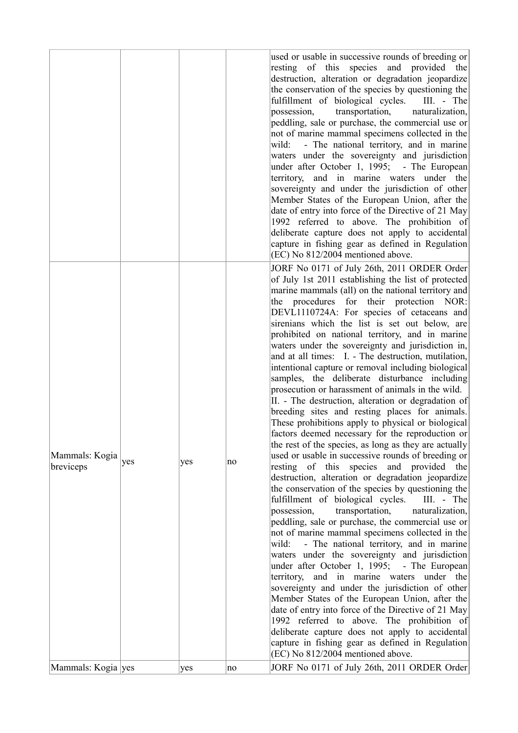| | | | | |
|---|---|---|---|---|
| | | | | used or usable in successive rounds of breeding or resting of this species and provided the destruction, alteration or degradation jeopardize the conservation of the species by questioning the fulfillment of biological cycles. III. - The possession, transportation, naturalization, peddling, sale or purchase, the commercial use or not of marine mammal specimens collected in the wild: - The national territory, and in marine waters under the sovereignty and jurisdiction under after October 1, 1995; - The European territory, and in marine waters under the sovereignty and under the jurisdiction of other Member States of the European Union, after the date of entry into force of the Directive of 21 May 1992 referred to above. The prohibition of deliberate capture does not apply to accidental capture in fishing gear as defined in Regulation (EC) No 812/2004 mentioned above. |
| Mammals: Kogia breviceps | yes | yes | no | JORF No 0171 of July 26th, 2011 ORDER Order of July 1st 2011 establishing the list of protected marine mammals (all) on the national territory and the procedures for their protection NOR: DEVL1110724A: For species of cetaceans and sirenians which the list is set out below, are prohibited on national territory, and in marine waters under the sovereignty and jurisdiction in, and at all times: I. - The destruction, mutilation, intentional capture or removal including biological samples, the deliberate disturbance including prosecution or harassment of animals in the wild. II. - The destruction, alteration or degradation of breeding sites and resting places for animals. These prohibitions apply to physical or biological factors deemed necessary for the reproduction or the rest of the species, as long as they are actually used or usable in successive rounds of breeding or resting of this species and provided the destruction, alteration or degradation jeopardize the conservation of the species by questioning the fulfillment of biological cycles. III. - The possession, transportation, naturalization, peddling, sale or purchase, the commercial use or not of marine mammal specimens collected in the wild: - The national territory, and in marine waters under the sovereignty and jurisdiction under after October 1, 1995; - The European territory, and in marine waters under the sovereignty and under the jurisdiction of other Member States of the European Union, after the date of entry into force of the Directive of 21 May 1992 referred to above. The prohibition of deliberate capture does not apply to accidental capture in fishing gear as defined in Regulation (EC) No 812/2004 mentioned above. |
| Mammals: Kogia | yes | yes | no | JORF No 0171 of July 26th, 2011 ORDER Order |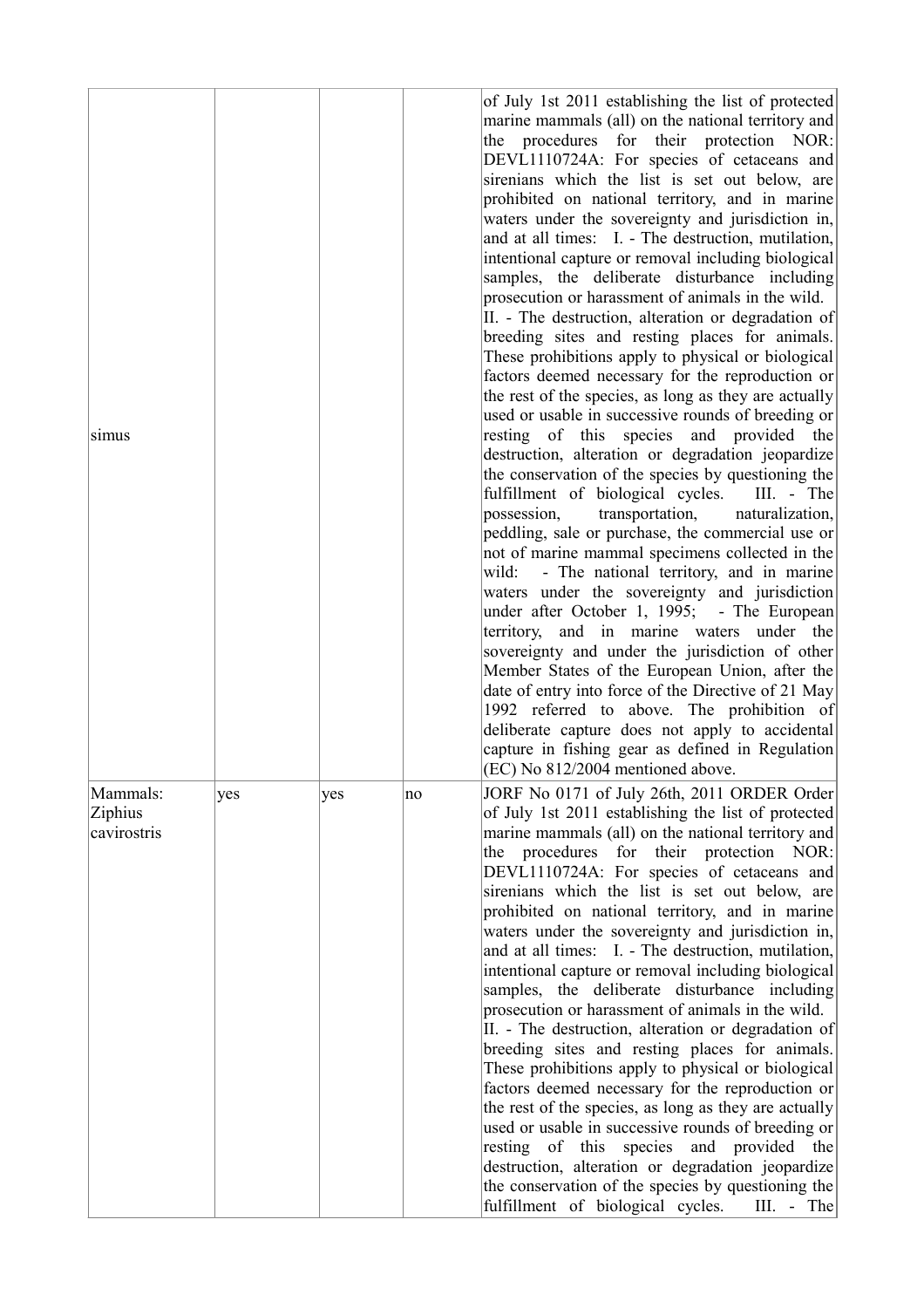| | | | | |
|---|---|---|---|---|
| simus | | | | of July 1st 2011 establishing the list of protected marine mammals (all) on the national territory and the procedures for their protection NOR: DEVL1110724A: For species of cetaceans and sirenians which the list is set out below, are prohibited on national territory, and in marine waters under the sovereignty and jurisdiction in, and at all times: I. - The destruction, mutilation, intentional capture or removal including biological samples, the deliberate disturbance including prosecution or harassment of animals in the wild. II. - The destruction, alteration or degradation of breeding sites and resting places for animals. These prohibitions apply to physical or biological factors deemed necessary for the reproduction or the rest of the species, as long as they are actually used or usable in successive rounds of breeding or resting of this species and provided the destruction, alteration or degradation jeopardize the conservation of the species by questioning the fulfillment of biological cycles. III. - The possession, transportation, naturalization, peddling, sale or purchase, the commercial use or not of marine mammal specimens collected in the wild: - The national territory, and in marine waters under the sovereignty and jurisdiction under after October 1, 1995; - The European territory, and in marine waters under the sovereignty and under the jurisdiction of other Member States of the European Union, after the date of entry into force of the Directive of 21 May 1992 referred to above. The prohibition of deliberate capture does not apply to accidental capture in fishing gear as defined in Regulation (EC) No 812/2004 mentioned above. |
| Mammals: Ziphius cavirostris | yes | yes | no | JORF No 0171 of July 26th, 2011 ORDER Order of July 1st 2011 establishing the list of protected marine mammals (all) on the national territory and the procedures for their protection NOR: DEVL1110724A: For species of cetaceans and sirenians which the list is set out below, are prohibited on national territory, and in marine waters under the sovereignty and jurisdiction in, and at all times: I. - The destruction, mutilation, intentional capture or removal including biological samples, the deliberate disturbance including prosecution or harassment of animals in the wild. II. - The destruction, alteration or degradation of breeding sites and resting places for animals. These prohibitions apply to physical or biological factors deemed necessary for the reproduction or the rest of the species, as long as they are actually used or usable in successive rounds of breeding or resting of this species and provided the destruction, alteration or degradation jeopardize the conservation of the species by questioning the fulfillment of biological cycles. III. - The |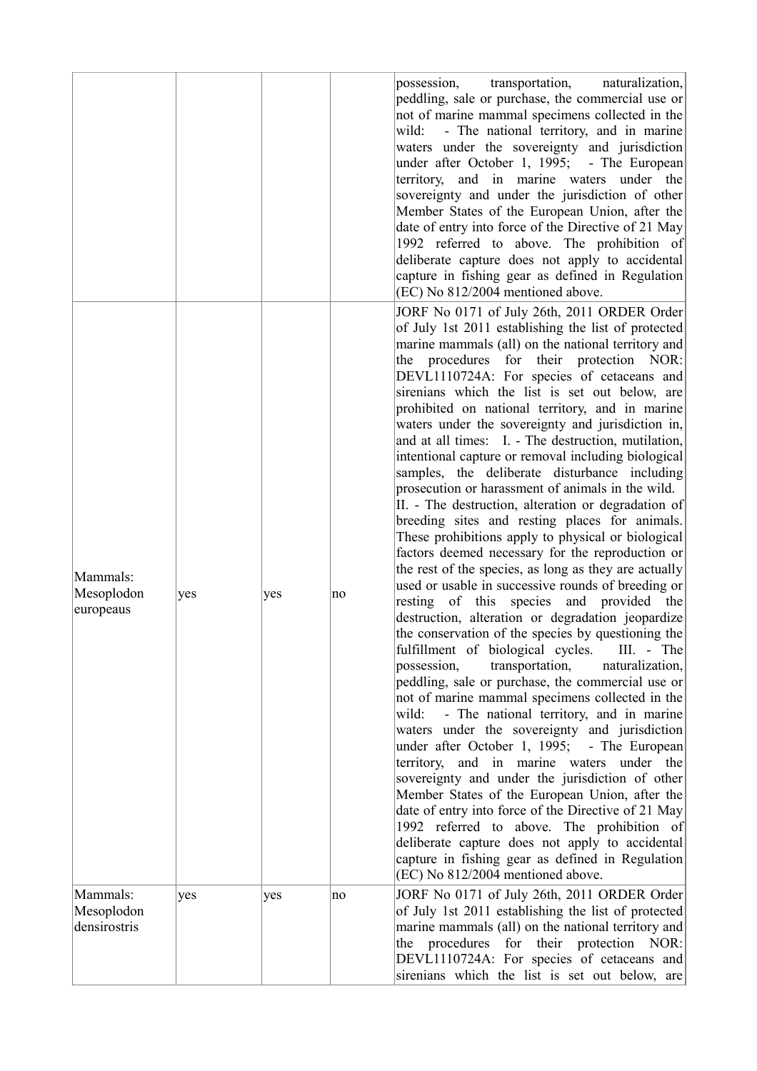| | | | | |
|---|---|---|---|---|
| | yes | | | possession, transportation, naturalization, peddling, sale or purchase, the commercial use or not of marine mammal specimens collected in the wild: - The national territory, and in marine waters under the sovereignty and jurisdiction under after October 1, 1995; - The European territory, and in marine waters under the sovereignty and under the jurisdiction of other Member States of the European Union, after the date of entry into force of the Directive of 21 May 1992 referred to above. The prohibition of deliberate capture does not apply to accidental capture in fishing gear as defined in Regulation (EC) No 812/2004 mentioned above. |
| Mammals: Mesoplodon europeaus | yes | yes | no | JORF No 0171 of July 26th, 2011 ORDER Order of July 1st 2011 establishing the list of protected marine mammals (all) on the national territory and the procedures for their protection NOR: DEVL1110724A: For species of cetaceans and sirenians which the list is set out below, are prohibited on national territory, and in marine waters under the sovereignty and jurisdiction in, and at all times: I. - The destruction, mutilation, intentional capture or removal including biological samples, the deliberate disturbance including prosecution or harassment of animals in the wild. II. - The destruction, alteration or degradation of breeding sites and resting places for animals. These prohibitions apply to physical or biological factors deemed necessary for the reproduction or the rest of the species, as long as they are actually used or usable in successive rounds of breeding or resting of this species and provided the destruction, alteration or degradation jeopardize the conservation of the species by questioning the fulfillment of biological cycles. III. - The possession, transportation, naturalization, peddling, sale or purchase, the commercial use or not of marine mammal specimens collected in the wild: - The national territory, and in marine waters under the sovereignty and jurisdiction under after October 1, 1995; - The European territory, and in marine waters under the sovereignty and under the jurisdiction of other Member States of the European Union, after the date of entry into force of the Directive of 21 May 1992 referred to above. The prohibition of deliberate capture does not apply to accidental capture in fishing gear as defined in Regulation (EC) No 812/2004 mentioned above. |
| Mammals: Mesoplodon densirostris | yes | yes | no | JORF No 0171 of July 26th, 2011 ORDER Order of July 1st 2011 establishing the list of protected marine mammals (all) on the national territory and the procedures for their protection NOR: DEVL1110724A: For species of cetaceans and sirenians which the list is set out below, are |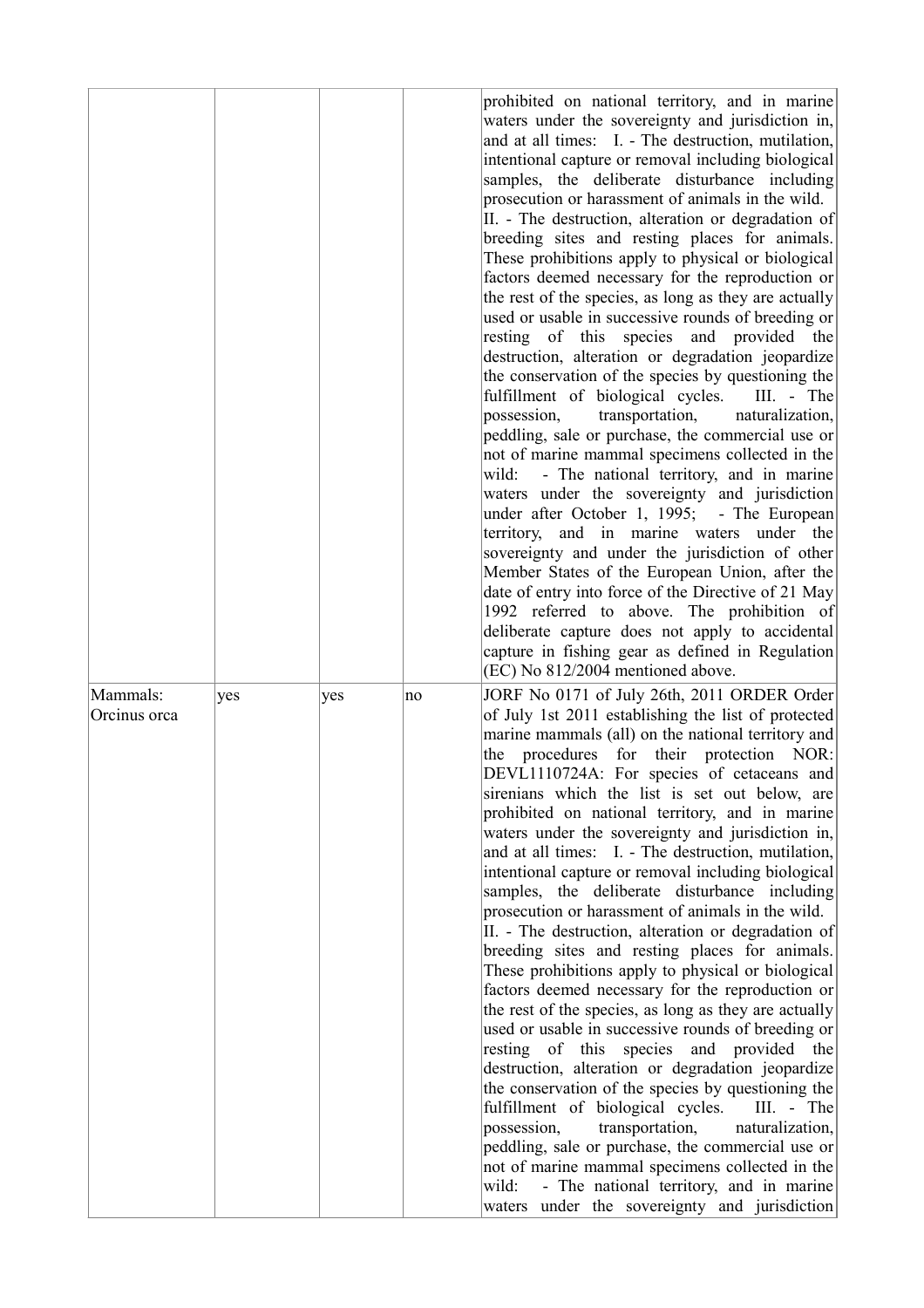| | | | | |
|---|---|---|---|---|
| | | | | prohibited on national territory, and in marine waters under the sovereignty and jurisdiction in, and at all times: I. - The destruction, mutilation, intentional capture or removal including biological samples, the deliberate disturbance including prosecution or harassment of animals in the wild. II. - The destruction, alteration or degradation of breeding sites and resting places for animals. These prohibitions apply to physical or biological factors deemed necessary for the reproduction or the rest of the species, as long as they are actually used or usable in successive rounds of breeding or resting of this species and provided the destruction, alteration or degradation jeopardize the conservation of the species by questioning the fulfillment of biological cycles. III. - The possession, transportation, naturalization, peddling, sale or purchase, the commercial use or not of marine mammal specimens collected in the wild: - The national territory, and in marine waters under the sovereignty and jurisdiction under after October 1, 1995; - The European territory, and in marine waters under the sovereignty and under the jurisdiction of other Member States of the European Union, after the date of entry into force of the Directive of 21 May 1992 referred to above. The prohibition of deliberate capture does not apply to accidental capture in fishing gear as defined in Regulation (EC) No 812/2004 mentioned above. |
| Mammals: Orcinus orca | yes | yes | no | JORF No 0171 of July 26th, 2011 ORDER Order of July 1st 2011 establishing the list of protected marine mammals (all) on the national territory and the procedures for their protection NOR: DEVL1110724A: For species of cetaceans and sirenians which the list is set out below, are prohibited on national territory, and in marine waters under the sovereignty and jurisdiction in, and at all times: I. - The destruction, mutilation, intentional capture or removal including biological samples, the deliberate disturbance including prosecution or harassment of animals in the wild. II. - The destruction, alteration or degradation of breeding sites and resting places for animals. These prohibitions apply to physical or biological factors deemed necessary for the reproduction or the rest of the species, as long as they are actually used or usable in successive rounds of breeding or resting of this species and provided the destruction, alteration or degradation jeopardize the conservation of the species by questioning the fulfillment of biological cycles. III. - The possession, transportation, naturalization, peddling, sale or purchase, the commercial use or not of marine mammal specimens collected in the wild: - The national territory, and in marine waters under the sovereignty and jurisdiction |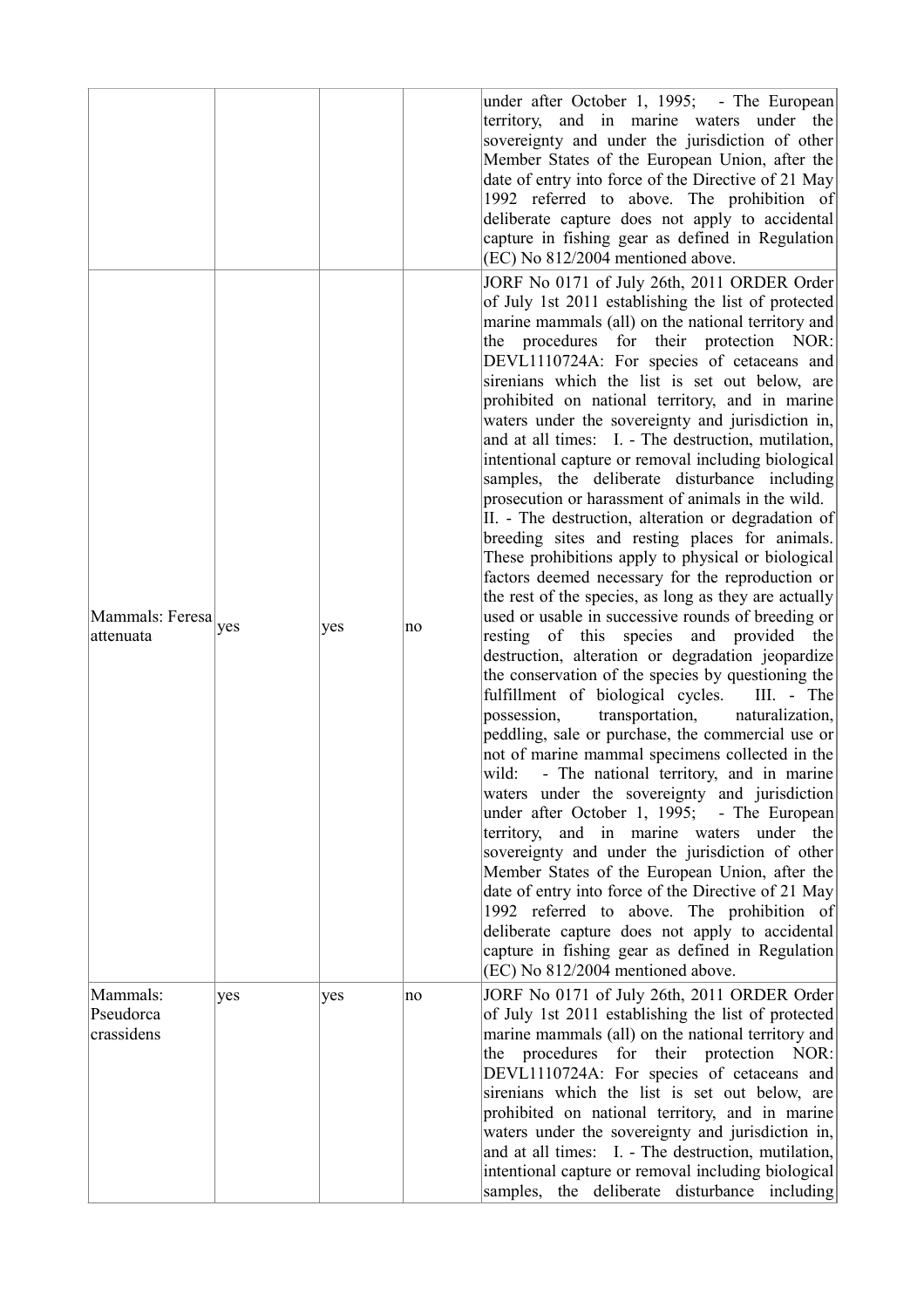| | | | | |
|---|---|---|---|---|
| | | | | under after October 1, 1995; - The European territory, and in marine waters under the sovereignty and under the jurisdiction of other Member States of the European Union, after the date of entry into force of the Directive of 21 May 1992 referred to above. The prohibition of deliberate capture does not apply to accidental capture in fishing gear as defined in Regulation (EC) No 812/2004 mentioned above. |
| Mammals: Feresa attenuata | yes | yes | no | JORF No 0171 of July 26th, 2011 ORDER Order of July 1st 2011 establishing the list of protected marine mammals (all) on the national territory and the procedures for their protection NOR: DEVL1110724A: For species of cetaceans and sirenians which the list is set out below, are prohibited on national territory, and in marine waters under the sovereignty and jurisdiction in, and at all times: I. - The destruction, mutilation, intentional capture or removal including biological samples, the deliberate disturbance including prosecution or harassment of animals in the wild. II. - The destruction, alteration or degradation of breeding sites and resting places for animals. These prohibitions apply to physical or biological factors deemed necessary for the reproduction or the rest of the species, as long as they are actually used or usable in successive rounds of breeding or resting of this species and provided the destruction, alteration or degradation jeopardize the conservation of the species by questioning the fulfillment of biological cycles. III. - The possession, transportation, naturalization, peddling, sale or purchase, the commercial use or not of marine mammal specimens collected in the wild: - The national territory, and in marine waters under the sovereignty and jurisdiction under after October 1, 1995; - The European territory, and in marine waters under the sovereignty and under the jurisdiction of other Member States of the European Union, after the date of entry into force of the Directive of 21 May 1992 referred to above. The prohibition of deliberate capture does not apply to accidental capture in fishing gear as defined in Regulation (EC) No 812/2004 mentioned above. |
| Mammals: Pseudorca crassidens | yes | yes | no | JORF No 0171 of July 26th, 2011 ORDER Order of July 1st 2011 establishing the list of protected marine mammals (all) on the national territory and the procedures for their protection NOR: DEVL1110724A: For species of cetaceans and sirenians which the list is set out below, are prohibited on national territory, and in marine waters under the sovereignty and jurisdiction in, and at all times: I. - The destruction, mutilation, intentional capture or removal including biological samples, the deliberate disturbance including |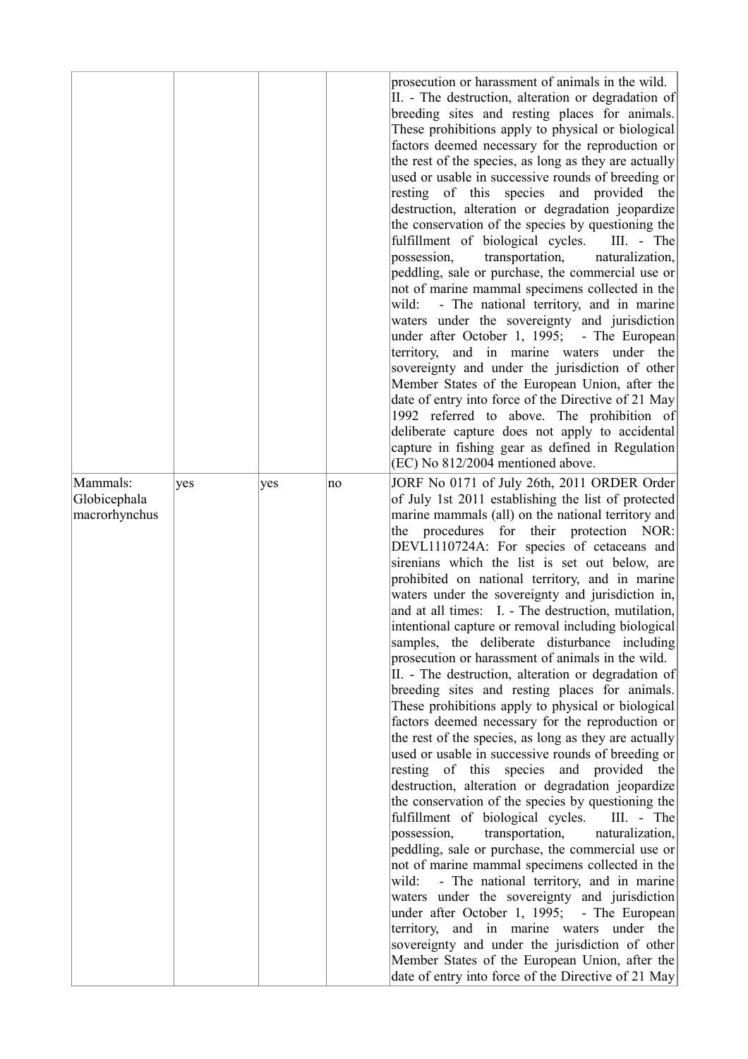|  |  |  |  | prosecution or harassment of animals in the wild. II. - The destruction, alteration or degradation of breeding sites and resting places for animals. These prohibitions apply to physical or biological factors deemed necessary for the reproduction or the rest of the species, as long as they are actually used or usable in successive rounds of breeding or resting of this species and provided the destruction, alteration or degradation jeopardize the conservation of the species by questioning the fulfillment of biological cycles. III. - The possession, transportation, naturalization, peddling, sale or purchase, the commercial use or not of marine mammal specimens collected in the wild: - The national territory, and in marine waters under the sovereignty and jurisdiction under after October 1, 1995; - The European territory, and in marine waters under the sovereignty and under the jurisdiction of other Member States of the European Union, after the date of entry into force of the Directive of 21 May 1992 referred to above. The prohibition of deliberate capture does not apply to accidental capture in fishing gear as defined in Regulation (EC) No 812/2004 mentioned above. |
|---|---|---|---|---|
| Mammals: Globicephala macrorhynchus | yes | yes | no | JORF No 0171 of July 26th, 2011 ORDER Order of July 1st 2011 establishing the list of protected marine mammals (all) on the national territory and the procedures for their protection NOR: DEVL1110724A: For species of cetaceans and sirenians which the list is set out below, are prohibited on national territory, and in marine waters under the sovereignty and jurisdiction in, and at all times: I. - The destruction, mutilation, intentional capture or removal including biological samples, the deliberate disturbance including prosecution or harassment of animals in the wild. II. - The destruction, alteration or degradation of breeding sites and resting places for animals. These prohibitions apply to physical or biological factors deemed necessary for the reproduction or the rest of the species, as long as they are actually used or usable in successive rounds of breeding or resting of this species and provided the destruction, alteration or degradation jeopardize the conservation of the species by questioning the fulfillment of biological cycles. III. - The possession, transportation, naturalization, peddling, sale or purchase, the commercial use or not of marine mammal specimens collected in the wild: - The national territory, and in marine waters under the sovereignty and jurisdiction under after October 1, 1995; - The European territory, and in marine waters under the sovereignty and under the jurisdiction of other Member States of the European Union, after the date of entry into force of the Directive of 21 May |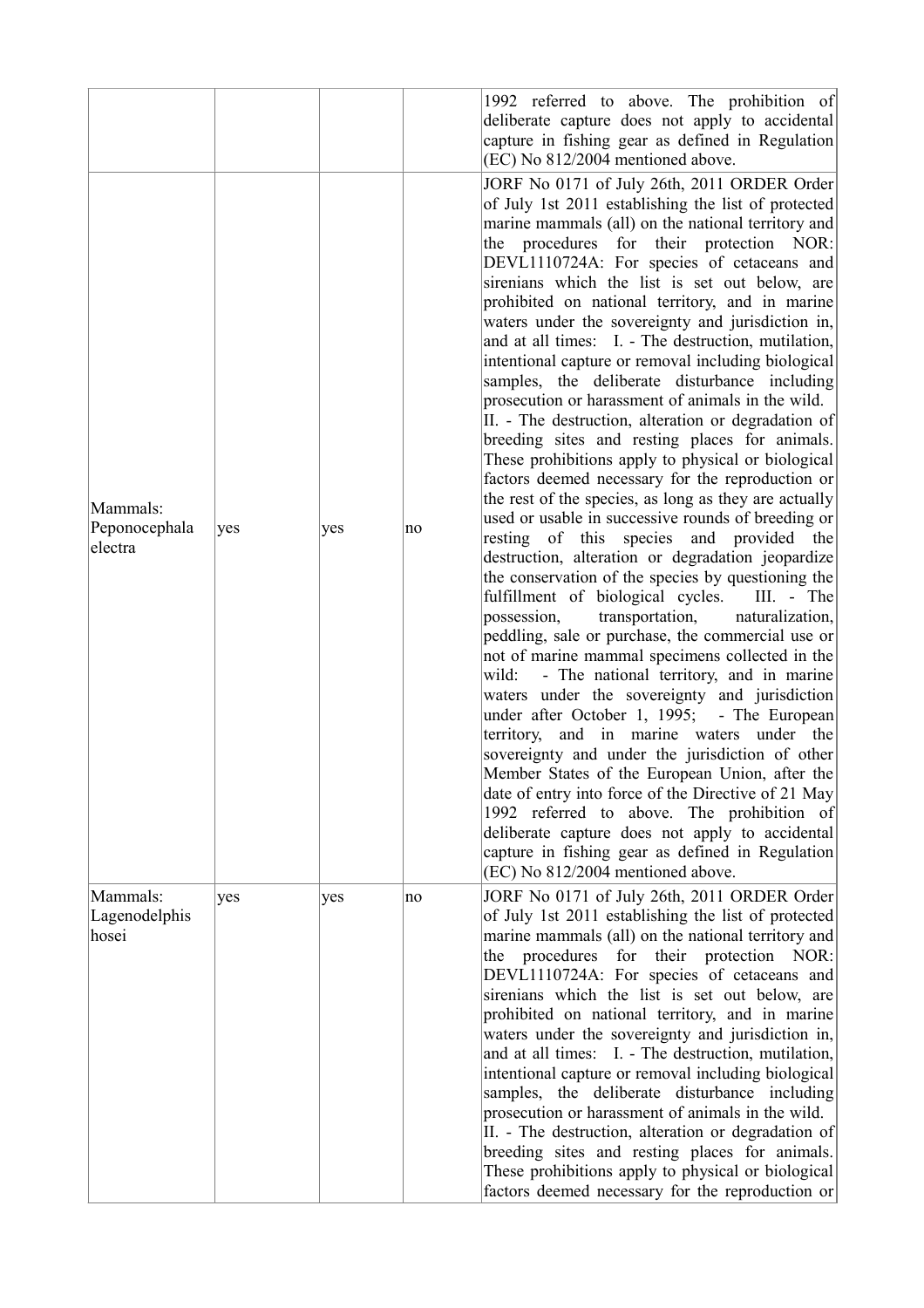| | | | | |
|---|---|---|---|---|
| | | | | 1992 referred to above. The prohibition of deliberate capture does not apply to accidental capture in fishing gear as defined in Regulation (EC) No 812/2004 mentioned above. |
| Mammals: Peponocephala electra | yes | yes | no | JORF No 0171 of July 26th, 2011 ORDER Order of July 1st 2011 establishing the list of protected marine mammals (all) on the national territory and the procedures for their protection NOR: DEVL1110724A: For species of cetaceans and sirenians which the list is set out below, are prohibited on national territory, and in marine waters under the sovereignty and jurisdiction in, and at all times: I. - The destruction, mutilation, intentional capture or removal including biological samples, the deliberate disturbance including prosecution or harassment of animals in the wild. II. - The destruction, alteration or degradation of breeding sites and resting places for animals. These prohibitions apply to physical or biological factors deemed necessary for the reproduction or the rest of the species, as long as they are actually used or usable in successive rounds of breeding or resting of this species and provided the destruction, alteration or degradation jeopardize the conservation of the species by questioning the fulfillment of biological cycles. III. - The possession, transportation, naturalization, peddling, sale or purchase, the commercial use or not of marine mammal specimens collected in the wild: - The national territory, and in marine waters under the sovereignty and jurisdiction under after October 1, 1995; - The European territory, and in marine waters under the sovereignty and under the jurisdiction of other Member States of the European Union, after the date of entry into force of the Directive of 21 May 1992 referred to above. The prohibition of deliberate capture does not apply to accidental capture in fishing gear as defined in Regulation (EC) No 812/2004 mentioned above. |
| Mammals: Lagenodelphis hosei | yes | yes | no | JORF No 0171 of July 26th, 2011 ORDER Order of July 1st 2011 establishing the list of protected marine mammals (all) on the national territory and the procedures for their protection NOR: DEVL1110724A: For species of cetaceans and sirenians which the list is set out below, are prohibited on national territory, and in marine waters under the sovereignty and jurisdiction in, and at all times: I. - The destruction, mutilation, intentional capture or removal including biological samples, the deliberate disturbance including prosecution or harassment of animals in the wild. II. - The destruction, alteration or degradation of breeding sites and resting places for animals. These prohibitions apply to physical or biological factors deemed necessary for the reproduction or |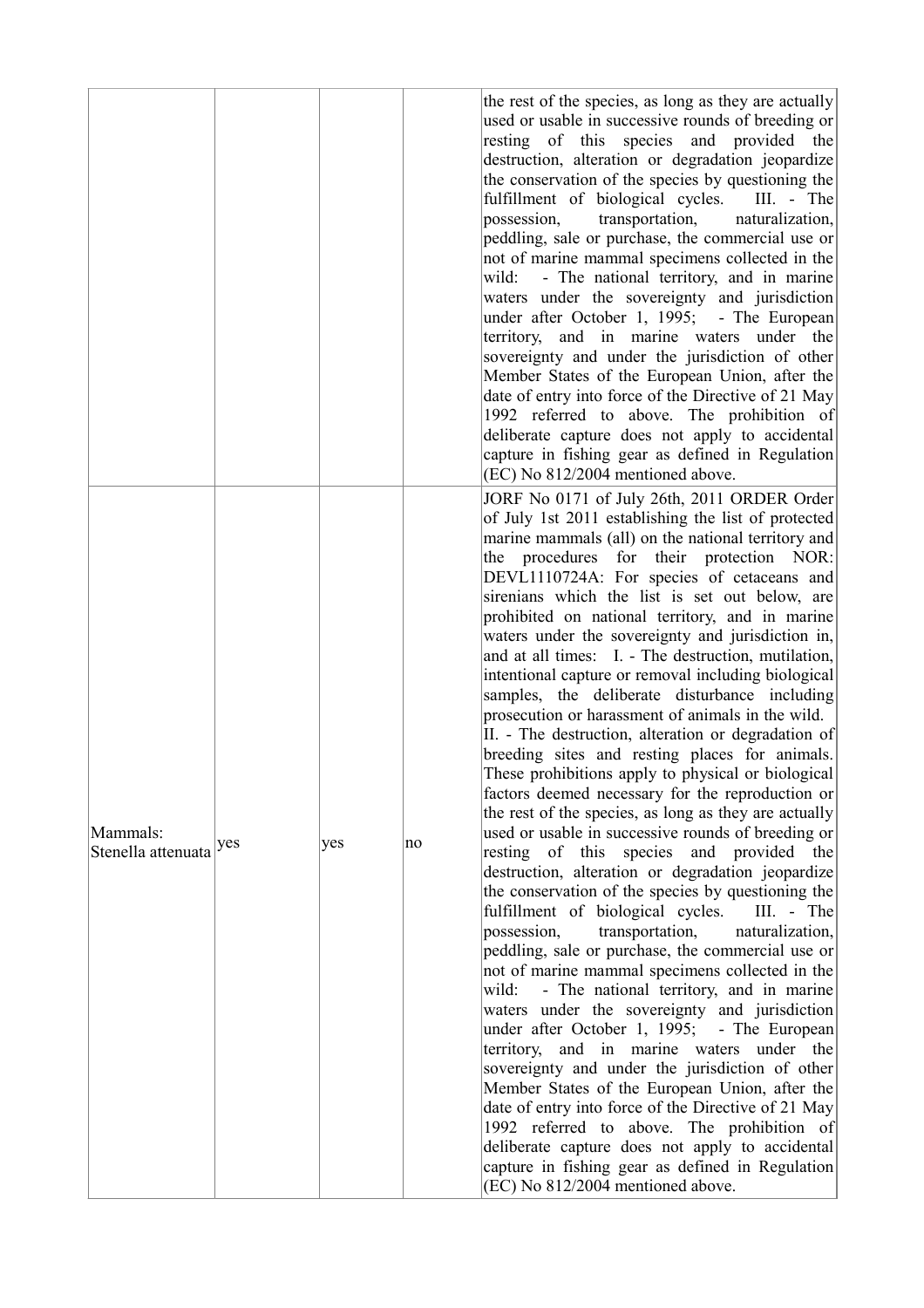| | | | | |
|---|---|---|---|---|
| | | | | the rest of the species, as long as they are actually used or usable in successive rounds of breeding or resting of this species and provided the destruction, alteration or degradation jeopardize the conservation of the species by questioning the fulfillment of biological cycles. III. - The possession, transportation, naturalization, peddling, sale or purchase, the commercial use or not of marine mammal specimens collected in the wild: - The national territory, and in marine waters under the sovereignty and jurisdiction under after October 1, 1995; - The European territory, and in marine waters under the sovereignty and under the jurisdiction of other Member States of the European Union, after the date of entry into force of the Directive of 21 May 1992 referred to above. The prohibition of deliberate capture does not apply to accidental capture in fishing gear as defined in Regulation (EC) No 812/2004 mentioned above. |
| Mammals: Stenella attenuata | yes | yes | no | JORF No 0171 of July 26th, 2011 ORDER Order of July 1st 2011 establishing the list of protected marine mammals (all) on the national territory and the procedures for their protection NOR: DEVL1110724A: For species of cetaceans and sirenians which the list is set out below, are prohibited on national territory, and in marine waters under the sovereignty and jurisdiction in, and at all times: I. - The destruction, mutilation, intentional capture or removal including biological samples, the deliberate disturbance including prosecution or harassment of animals in the wild. II. - The destruction, alteration or degradation of breeding sites and resting places for animals. These prohibitions apply to physical or biological factors deemed necessary for the reproduction or the rest of the species, as long as they are actually used or usable in successive rounds of breeding or resting of this species and provided the destruction, alteration or degradation jeopardize the conservation of the species by questioning the fulfillment of biological cycles. III. - The possession, transportation, naturalization, peddling, sale or purchase, the commercial use or not of marine mammal specimens collected in the wild: - The national territory, and in marine waters under the sovereignty and jurisdiction under after October 1, 1995; - The European territory, and in marine waters under the sovereignty and under the jurisdiction of other Member States of the European Union, after the date of entry into force of the Directive of 21 May 1992 referred to above. The prohibition of deliberate capture does not apply to accidental capture in fishing gear as defined in Regulation (EC) No 812/2004 mentioned above. |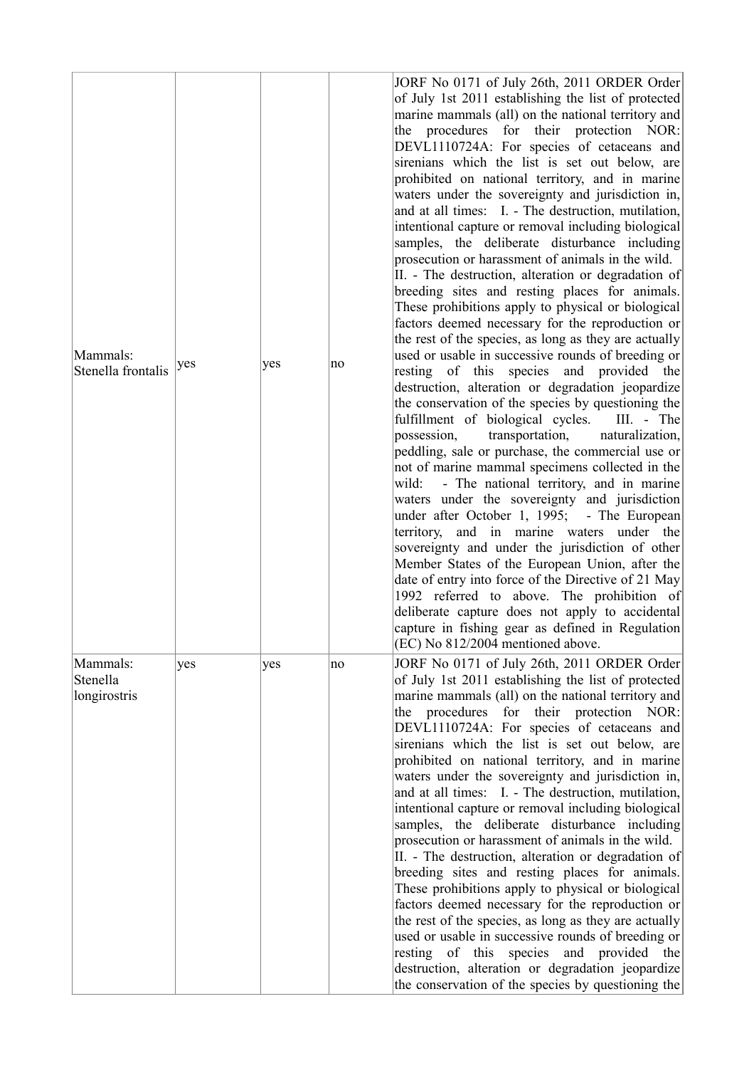| | | | | |
|---|---|---|---|---|
| Mammals: Stenella frontalis | yes | yes | no | JORF No 0171 of July 26th, 2011 ORDER Order of July 1st 2011 establishing the list of protected marine mammals (all) on the national territory and the procedures for their protection NOR: DEVL1110724A: For species of cetaceans and sirenians which the list is set out below, are prohibited on national territory, and in marine waters under the sovereignty and jurisdiction in, and at all times: I. - The destruction, mutilation, intentional capture or removal including biological samples, the deliberate disturbance including prosecution or harassment of animals in the wild. II. - The destruction, alteration or degradation of breeding sites and resting places for animals. These prohibitions apply to physical or biological factors deemed necessary for the reproduction or the rest of the species, as long as they are actually used or usable in successive rounds of breeding or resting of this species and provided the destruction, alteration or degradation jeopardize the conservation of the species by questioning the fulfillment of biological cycles. III. - The possession, transportation, naturalization, peddling, sale or purchase, the commercial use or not of marine mammal specimens collected in the wild: - The national territory, and in marine waters under the sovereignty and jurisdiction under after October 1, 1995; - The European territory, and in marine waters under the sovereignty and under the jurisdiction of other Member States of the European Union, after the date of entry into force of the Directive of 21 May 1992 referred to above. The prohibition of deliberate capture does not apply to accidental capture in fishing gear as defined in Regulation (EC) No 812/2004 mentioned above. |
| Mammals: Stenella longirostris | yes | yes | no | JORF No 0171 of July 26th, 2011 ORDER Order of July 1st 2011 establishing the list of protected marine mammals (all) on the national territory and the procedures for their protection NOR: DEVL1110724A: For species of cetaceans and sirenians which the list is set out below, are prohibited on national territory, and in marine waters under the sovereignty and jurisdiction in, and at all times: I. - The destruction, mutilation, intentional capture or removal including biological samples, the deliberate disturbance including prosecution or harassment of animals in the wild. II. - The destruction, alteration or degradation of breeding sites and resting places for animals. These prohibitions apply to physical or biological factors deemed necessary for the reproduction or the rest of the species, as long as they are actually used or usable in successive rounds of breeding or resting of this species and provided the destruction, alteration or degradation jeopardize the conservation of the species by questioning the |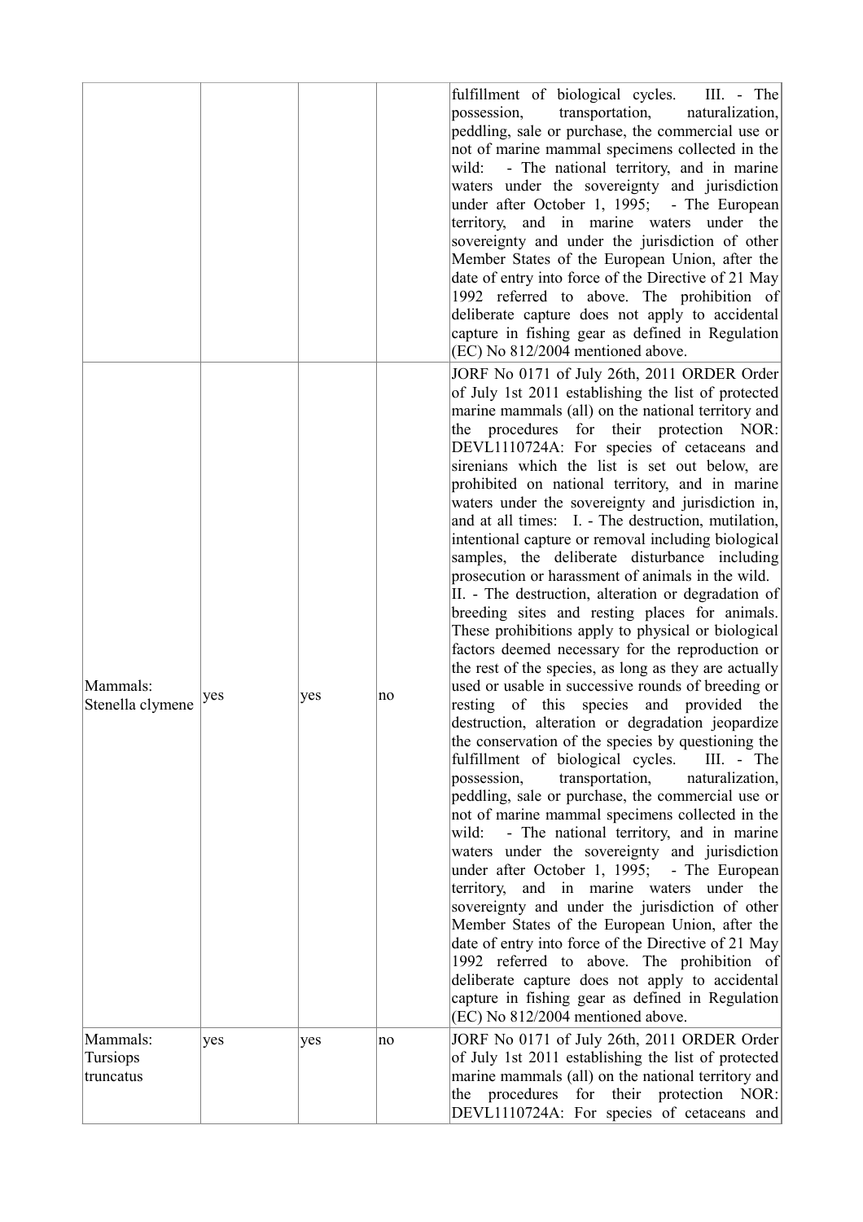| | | | | |
|---|---|---|---|---|
| | | | | fulfillment of biological cycles. III. - The possession, transportation, naturalization, peddling, sale or purchase, the commercial use or not of marine mammal specimens collected in the wild: - The national territory, and in marine waters under the sovereignty and jurisdiction under after October 1, 1995; - The European territory, and in marine waters under the sovereignty and under the jurisdiction of other Member States of the European Union, after the date of entry into force of the Directive of 21 May 1992 referred to above. The prohibition of deliberate capture does not apply to accidental capture in fishing gear as defined in Regulation (EC) No 812/2004 mentioned above. |
| Mammals: Stenella clymene | yes | yes | no | JORF No 0171 of July 26th, 2011 ORDER Order of July 1st 2011 establishing the list of protected marine mammals (all) on the national territory and the procedures for their protection NOR: DEVL1110724A: For species of cetaceans and sirenians which the list is set out below, are prohibited on national territory, and in marine waters under the sovereignty and jurisdiction in, and at all times: I. - The destruction, mutilation, intentional capture or removal including biological samples, the deliberate disturbance including prosecution or harassment of animals in the wild. II. - The destruction, alteration or degradation of breeding sites and resting places for animals. These prohibitions apply to physical or biological factors deemed necessary for the reproduction or the rest of the species, as long as they are actually used or usable in successive rounds of breeding or resting of this species and provided the destruction, alteration or degradation jeopardize the conservation of the species by questioning the fulfillment of biological cycles. III. - The possession, transportation, naturalization, peddling, sale or purchase, the commercial use or not of marine mammal specimens collected in the wild: - The national territory, and in marine waters under the sovereignty and jurisdiction under after October 1, 1995; - The European territory, and in marine waters under the sovereignty and under the jurisdiction of other Member States of the European Union, after the date of entry into force of the Directive of 21 May 1992 referred to above. The prohibition of deliberate capture does not apply to accidental capture in fishing gear as defined in Regulation (EC) No 812/2004 mentioned above. |
| Mammals: Tursiops truncatus | yes | yes | no | JORF No 0171 of July 26th, 2011 ORDER Order of July 1st 2011 establishing the list of protected marine mammals (all) on the national territory and the procedures for their protection NOR: DEVL1110724A: For species of cetaceans and |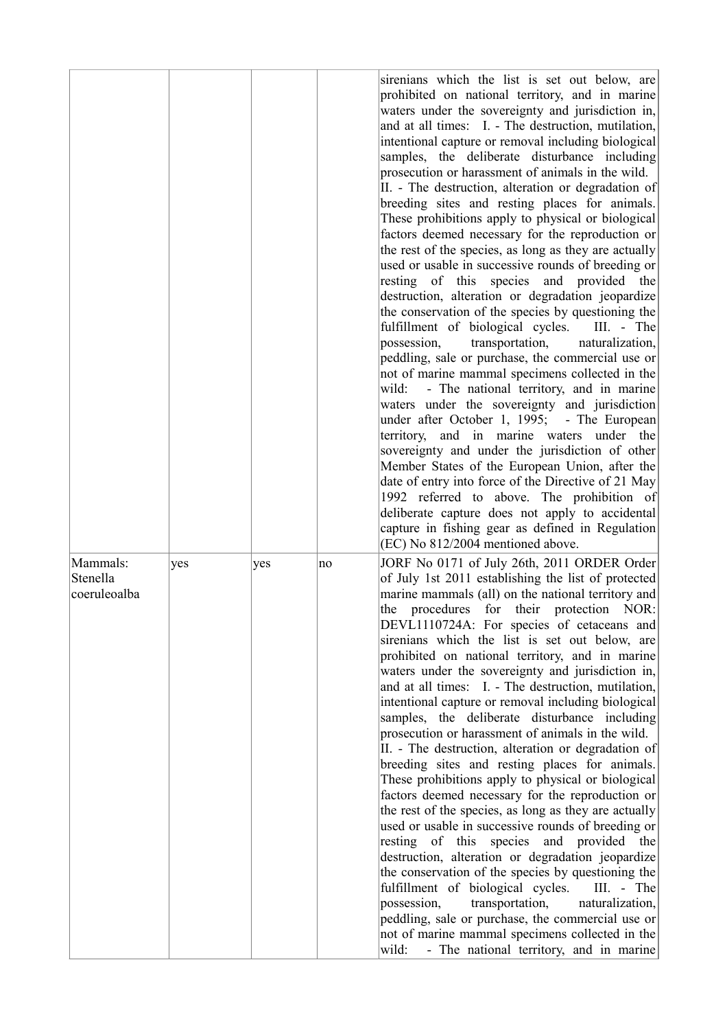| | | | | |
|---|---|---|---|---|
| | | | | sirenians which the list is set out below, are prohibited on national territory, and in marine waters under the sovereignty and jurisdiction in, and at all times: I. - The destruction, mutilation, intentional capture or removal including biological samples, the deliberate disturbance including prosecution or harassment of animals in the wild. II. - The destruction, alteration or degradation of breeding sites and resting places for animals. These prohibitions apply to physical or biological factors deemed necessary for the reproduction or the rest of the species, as long as they are actually used or usable in successive rounds of breeding or resting of this species and provided the destruction, alteration or degradation jeopardize the conservation of the species by questioning the fulfillment of biological cycles. III. - The possession, transportation, naturalization, peddling, sale or purchase, the commercial use or not of marine mammal specimens collected in the wild: - The national territory, and in marine waters under the sovereignty and jurisdiction under after October 1, 1995; - The European territory, and in marine waters under the sovereignty and under the jurisdiction of other Member States of the European Union, after the date of entry into force of the Directive of 21 May 1992 referred to above. The prohibition of deliberate capture does not apply to accidental capture in fishing gear as defined in Regulation (EC) No 812/2004 mentioned above. |
| Mammals: Stenella coeruleoalba | yes | yes | no | JORF No 0171 of July 26th, 2011 ORDER Order of July 1st 2011 establishing the list of protected marine mammals (all) on the national territory and the procedures for their protection NOR: DEVL1110724A: For species of cetaceans and sirenians which the list is set out below, are prohibited on national territory, and in marine waters under the sovereignty and jurisdiction in, and at all times: I. - The destruction, mutilation, intentional capture or removal including biological samples, the deliberate disturbance including prosecution or harassment of animals in the wild. II. - The destruction, alteration or degradation of breeding sites and resting places for animals. These prohibitions apply to physical or biological factors deemed necessary for the reproduction or the rest of the species, as long as they are actually used or usable in successive rounds of breeding or resting of this species and provided the destruction, alteration or degradation jeopardize the conservation of the species by questioning the fulfillment of biological cycles. III. - The possession, transportation, naturalization, peddling, sale or purchase, the commercial use or not of marine mammal specimens collected in the wild: - The national territory, and in marine |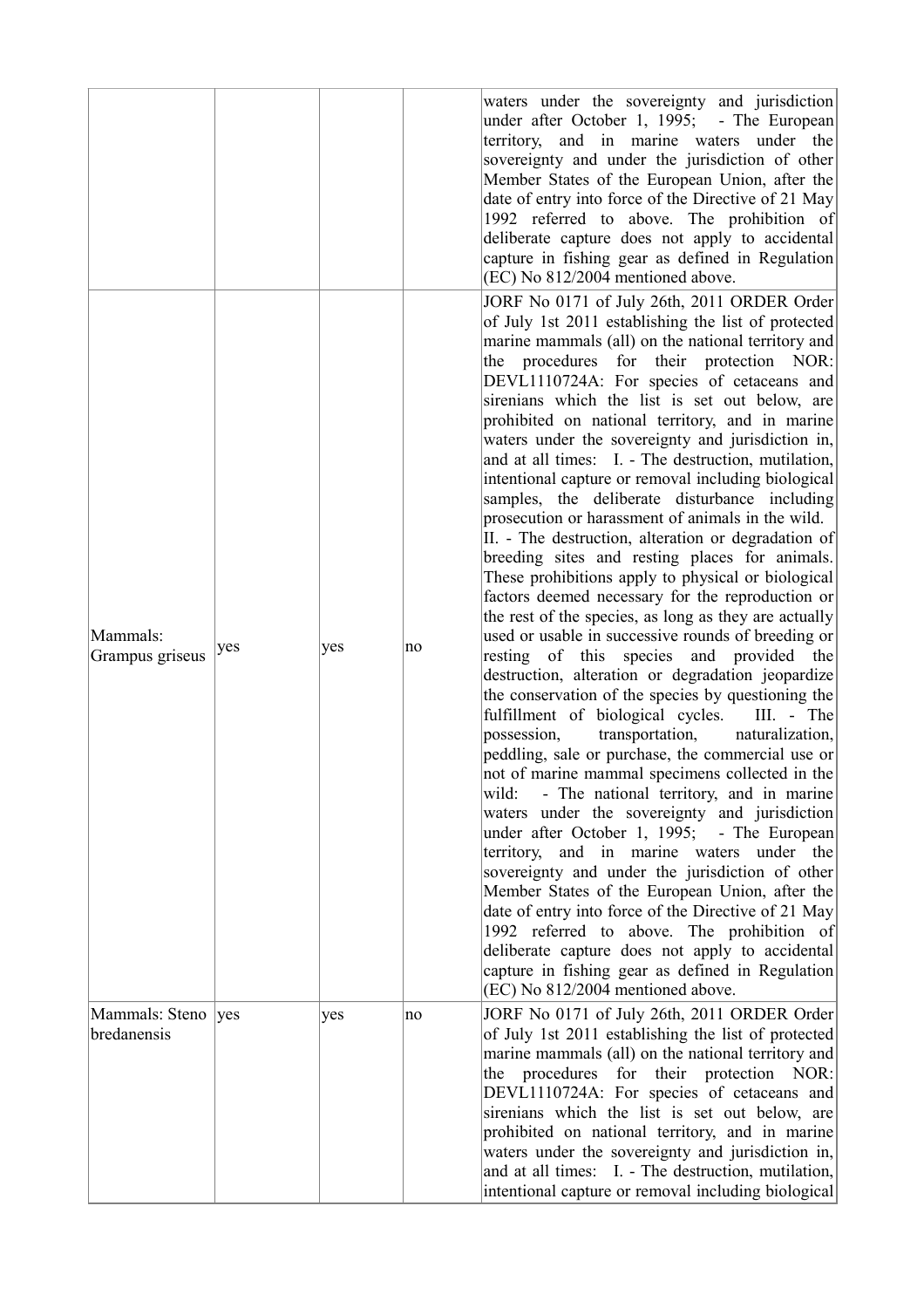| | | | | |
|---|---|---|---|---|
| | | | | waters under the sovereignty and jurisdiction under after October 1, 1995; - The European territory, and in marine waters under the sovereignty and under the jurisdiction of other Member States of the European Union, after the date of entry into force of the Directive of 21 May 1992 referred to above. The prohibition of deliberate capture does not apply to accidental capture in fishing gear as defined in Regulation (EC) No 812/2004 mentioned above. |
| Mammals: Grampus griseus | yes | yes | no | JORF No 0171 of July 26th, 2011 ORDER Order of July 1st 2011 establishing the list of protected marine mammals (all) on the national territory and the procedures for their protection NOR: DEVL1110724A: For species of cetaceans and sirenians which the list is set out below, are prohibited on national territory, and in marine waters under the sovereignty and jurisdiction in, and at all times: I. - The destruction, mutilation, intentional capture or removal including biological samples, the deliberate disturbance including prosecution or harassment of animals in the wild. II. - The destruction, alteration or degradation of breeding sites and resting places for animals. These prohibitions apply to physical or biological factors deemed necessary for the reproduction or the rest of the species, as long as they are actually used or usable in successive rounds of breeding or resting of this species and provided the destruction, alteration or degradation jeopardize the conservation of the species by questioning the fulfillment of biological cycles. III. - The possession, transportation, naturalization, peddling, sale or purchase, the commercial use or not of marine mammal specimens collected in the wild: - The national territory, and in marine waters under the sovereignty and jurisdiction under after October 1, 1995; - The European territory, and in marine waters under the sovereignty and under the jurisdiction of other Member States of the European Union, after the date of entry into force of the Directive of 21 May 1992 referred to above. The prohibition of deliberate capture does not apply to accidental capture in fishing gear as defined in Regulation (EC) No 812/2004 mentioned above. |
| Mammals: Steno bredanensis | yes | yes | no | JORF No 0171 of July 26th, 2011 ORDER Order of July 1st 2011 establishing the list of protected marine mammals (all) on the national territory and the procedures for their protection NOR: DEVL1110724A: For species of cetaceans and sirenians which the list is set out below, are prohibited on national territory, and in marine waters under the sovereignty and jurisdiction in, and at all times: I. - The destruction, mutilation, intentional capture or removal including biological |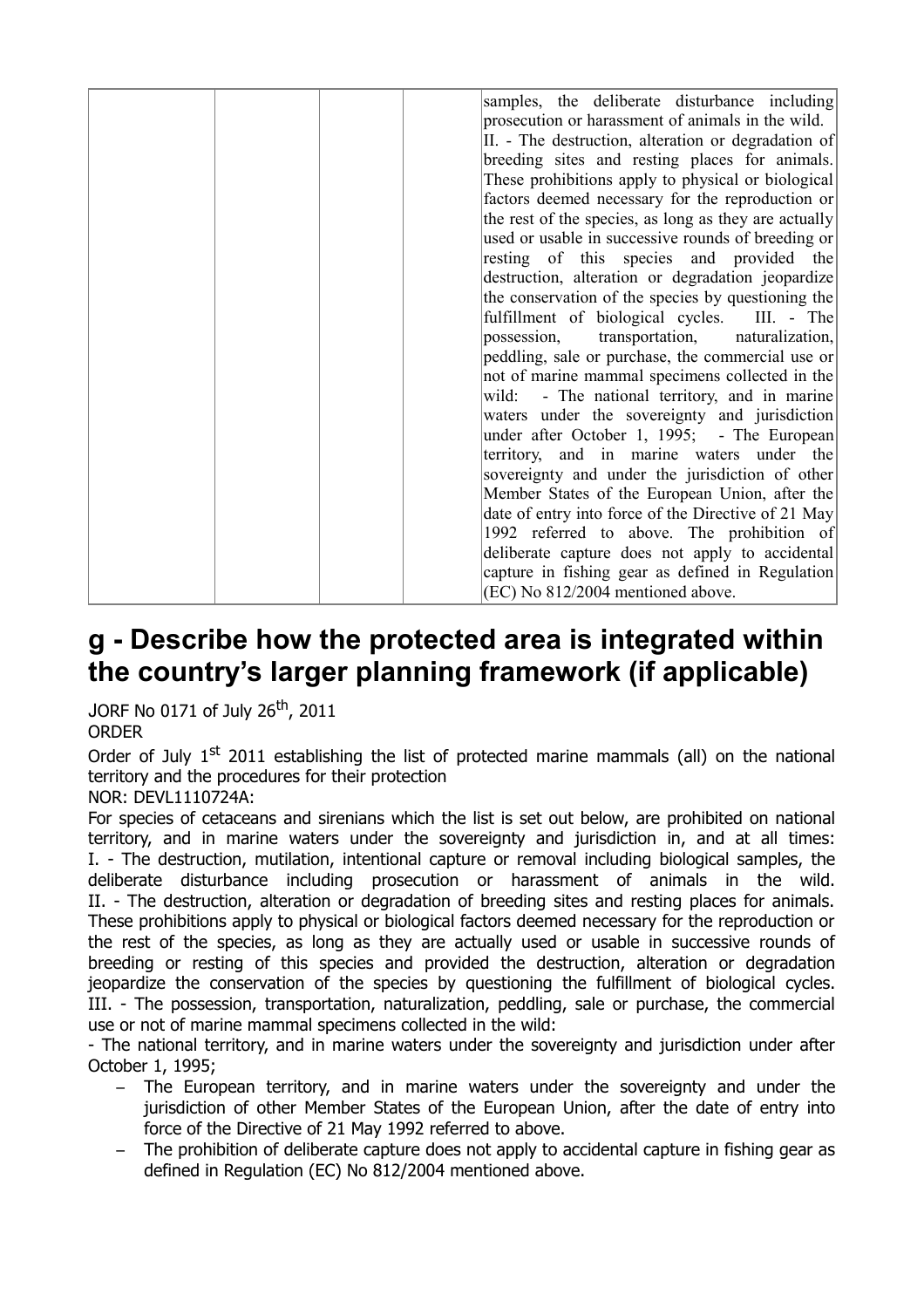| | | | |
|---|---|---|---|
| | | | samples, the deliberate disturbance including prosecution or harassment of animals in the wild. II. - The destruction, alteration or degradation of breeding sites and resting places for animals. These prohibitions apply to physical or biological factors deemed necessary for the reproduction or the rest of the species, as long as they are actually used or usable in successive rounds of breeding or resting of this species and provided the destruction, alteration or degradation jeopardize the conservation of the species by questioning the fulfillment of biological cycles. III. - The possession, transportation, naturalization, peddling, sale or purchase, the commercial use or not of marine mammal specimens collected in the wild: - The national territory, and in marine waters under the sovereignty and jurisdiction under after October 1, 1995; - The European territory, and in marine waters under the sovereignty and under the jurisdiction of other Member States of the European Union, after the date of entry into force of the Directive of 21 May 1992 referred to above. The prohibition of deliberate capture does not apply to accidental capture in fishing gear as defined in Regulation (EC) No 812/2004 mentioned above. |

# g - Describe how the protected area is integrated within the country's larger planning framework (if applicable)

JORF No 0171 of July 26th, 2011
ORDER

Order of July 1st 2011 establishing the list of protected marine mammals (all) on the national territory and the procedures for their protection

NOR: DEVL1110724A:

For species of cetaceans and sirenians which the list is set out below, are prohibited on national territory, and in marine waters under the sovereignty and jurisdiction in, and at all times: I. - The destruction, mutilation, intentional capture or removal including biological samples, the deliberate disturbance including prosecution or harassment of animals in the wild. II. - The destruction, alteration or degradation of breeding sites and resting places for animals. These prohibitions apply to physical or biological factors deemed necessary for the reproduction or the rest of the species, as long as they are actually used or usable in successive rounds of breeding or resting of this species and provided the destruction, alteration or degradation jeopardize the conservation of the species by questioning the fulfillment of biological cycles. III. - The possession, transportation, naturalization, peddling, sale or purchase, the commercial use or not of marine mammal specimens collected in the wild:

- The national territory, and in marine waters under the sovereignty and jurisdiction under after October 1, 1995;

- The European territory, and in marine waters under the sovereignty and under the jurisdiction of other Member States of the European Union, after the date of entry into force of the Directive of 21 May 1992 referred to above.
- The prohibition of deliberate capture does not apply to accidental capture in fishing gear as defined in Regulation (EC) No 812/2004 mentioned above.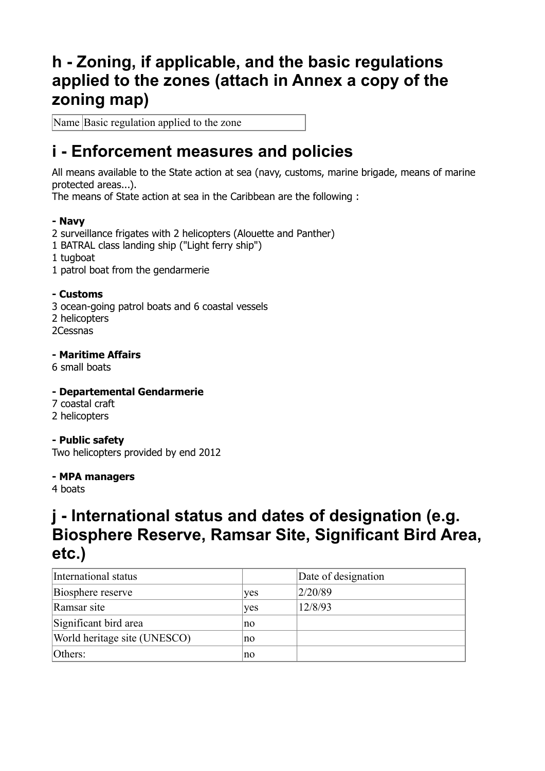## h - Zoning, if applicable, and the basic regulations applied to the zones (attach in Annex a copy of the zoning map)

| Name | Basic regulation applied to the zone |
|---|---|

## i - Enforcement measures and policies

All means available to the State action at sea (navy, customs, marine brigade, means of marine protected areas...).
The means of State action at sea in the Caribbean are the following :

**- Navy**
2 surveillance frigates with 2 helicopters (Alouette and Panther)
1 BATRAL class landing ship ("Light ferry ship")
1 tugboat
1 patrol boat from the gendarmerie

**- Customs**
3 ocean-going patrol boats and 6 coastal vessels
2 helicopters
2Cessnas

**- Maritime Affairs**
6 small boats

**- Departemental Gendarmerie**
7 coastal craft
2 helicopters

**- Public safety**
Two helicopters provided by end 2012

**- MPA managers**
4 boats

## j - International status and dates of designation (e.g. Biosphere Reserve, Ramsar Site, Significant Bird Area, etc.)

| International status | | Date of designation |
|---|---|---|
| Biosphere reserve | yes | 2/20/89 |
| Ramsar site | yes | 12/8/93 |
| Significant bird area | no | |
| World heritage site (UNESCO) | no | |
| Others: | no | |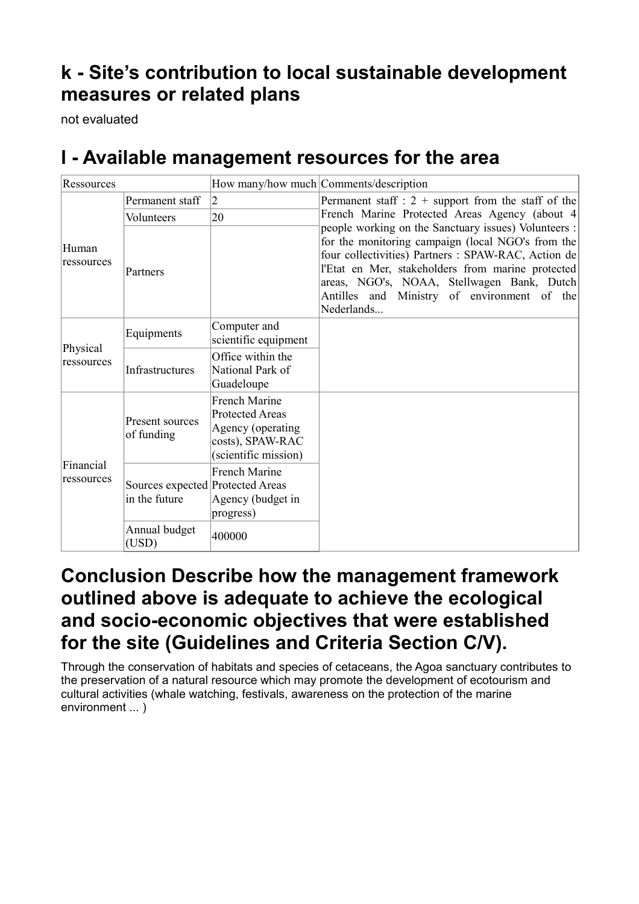## k - Site's contribution to local sustainable development measures or related plans

not evaluated

## l - Available management resources for the area

| Ressources | | How many/how much | Comments/description |
|---|---|---|---|
| Human ressources | Permanent staff | 2 | Permanent staff : 2 + support from the staff of the French Marine Protected Areas Agency (about 4 people working on the Sanctuary issues) Volunteers : for the monitoring campaign (local NGO's from the four collectivities) Partners : SPAW-RAC, Action de l'Etat en Mer, stakeholders from marine protected areas, NGO's, NOAA, Stellwagen Bank, Dutch Antilles and Ministry of environment of the Nederlands... |
| | Volunteers | 20 | |
| | Partners | | |
| Physical ressources | Equipments | Computer and scientific equipment | |
| | Infrastructures | Office within the National Park of Guadeloupe | |
| Financial ressources | Present sources of funding | French Marine Protected Areas Agency (operating costs), SPAW-RAC (scientific mission) | |
| | Sources expected in the future | French Marine Protected Areas Agency (budget in progress) | |
| | Annual budget (USD) | 400000 | |

## Conclusion Describe how the management framework outlined above is adequate to achieve the ecological and socio-economic objectives that were established for the site (Guidelines and Criteria Section C/V).

Through the conservation of habitats and species of cetaceans, the Agoa sanctuary contributes to the preservation of a natural resource which may promote the development of ecotourism and cultural activities (whale watching, festivals, awareness on the protection of the marine environment ... )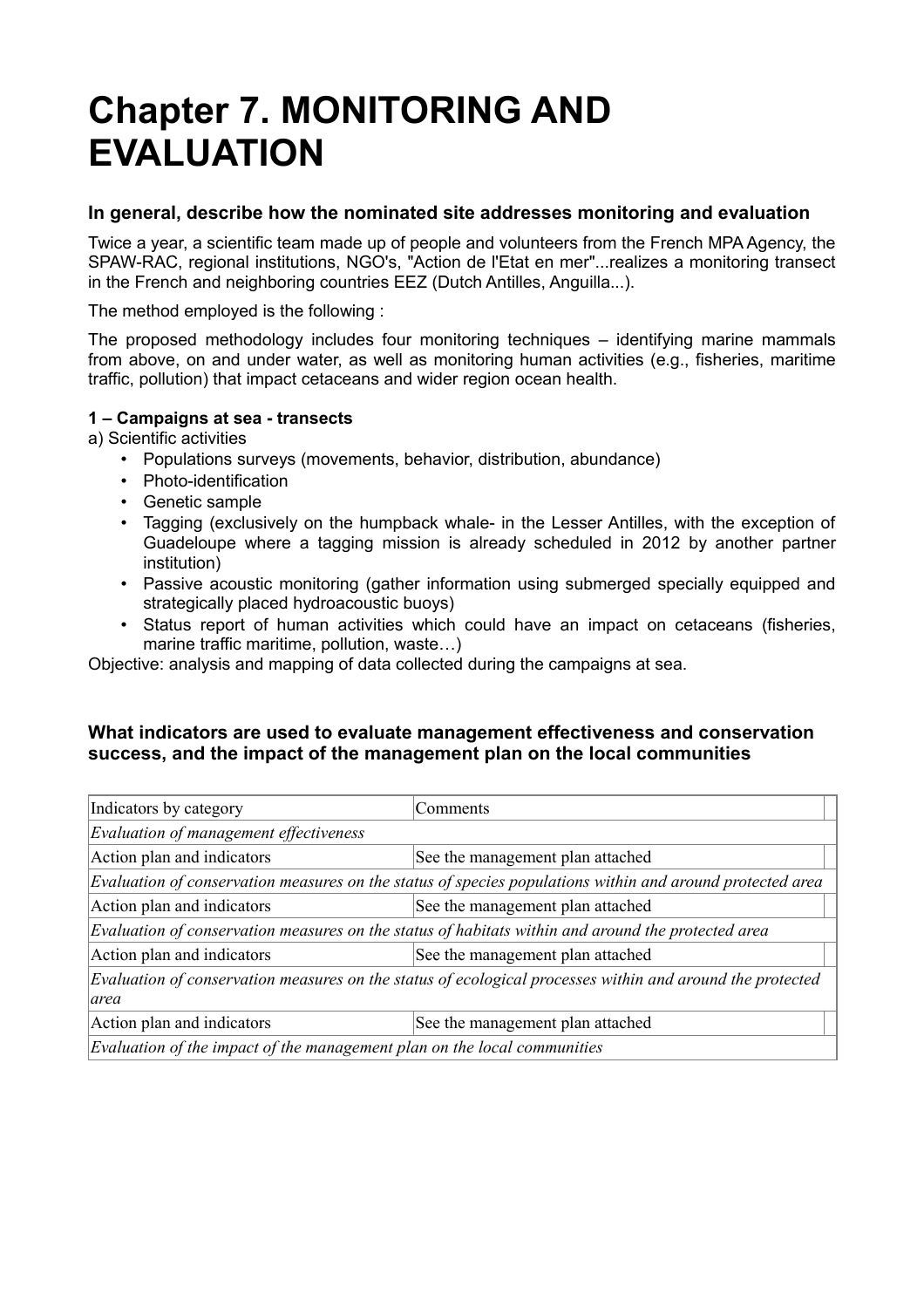# Chapter 7. MONITORING AND EVALUATION

### In general, describe how the nominated site addresses monitoring and evaluation

Twice a year, a scientific team made up of people and volunteers from the French MPA Agency, the SPAW-RAC, regional institutions, NGO's, "Action de l'Etat en mer"...realizes a monitoring transect in the French and neighboring countries EEZ (Dutch Antilles, Anguilla...).

The method employed is the following :

The proposed methodology includes four monitoring techniques – identifying marine mammals from above, on and under water, as well as monitoring human activities (e.g., fisheries, maritime traffic, pollution) that impact cetaceans and wider region ocean health.

**1 – Campaigns at sea - transects**

a) Scientific activities

- Populations surveys (movements, behavior, distribution, abundance)
- Photo-identification
- Genetic sample
- Tagging (exclusively on the humpback whale- in the Lesser Antilles, with the exception of Guadeloupe where a tagging mission is already scheduled in 2012 by another partner institution)
- Passive acoustic monitoring (gather information using submerged specially equipped and strategically placed hydroacoustic buoys)
- Status report of human activities which could have an impact on cetaceans (fisheries, marine traffic maritime, pollution, waste…)

Objective: analysis and mapping of data collected during the campaigns at sea.

### What indicators are used to evaluate management effectiveness and conservation success, and the impact of the management plan on the local communities

| Indicators by category | Comments |
|---|---|
| *Evaluation of management effectiveness* | |
| Action plan and indicators | See the management plan attached |
| *Evaluation of conservation measures on the status of species populations within and around protected area* | |
| Action plan and indicators | See the management plan attached |
| *Evaluation of conservation measures on the status of habitats within and around the protected area* | |
| Action plan and indicators | See the management plan attached |
| *Evaluation of conservation measures on the status of ecological processes within and around the protected area* | |
| Action plan and indicators | See the management plan attached |
| *Evaluation of the impact of the management plan on the local communities* | |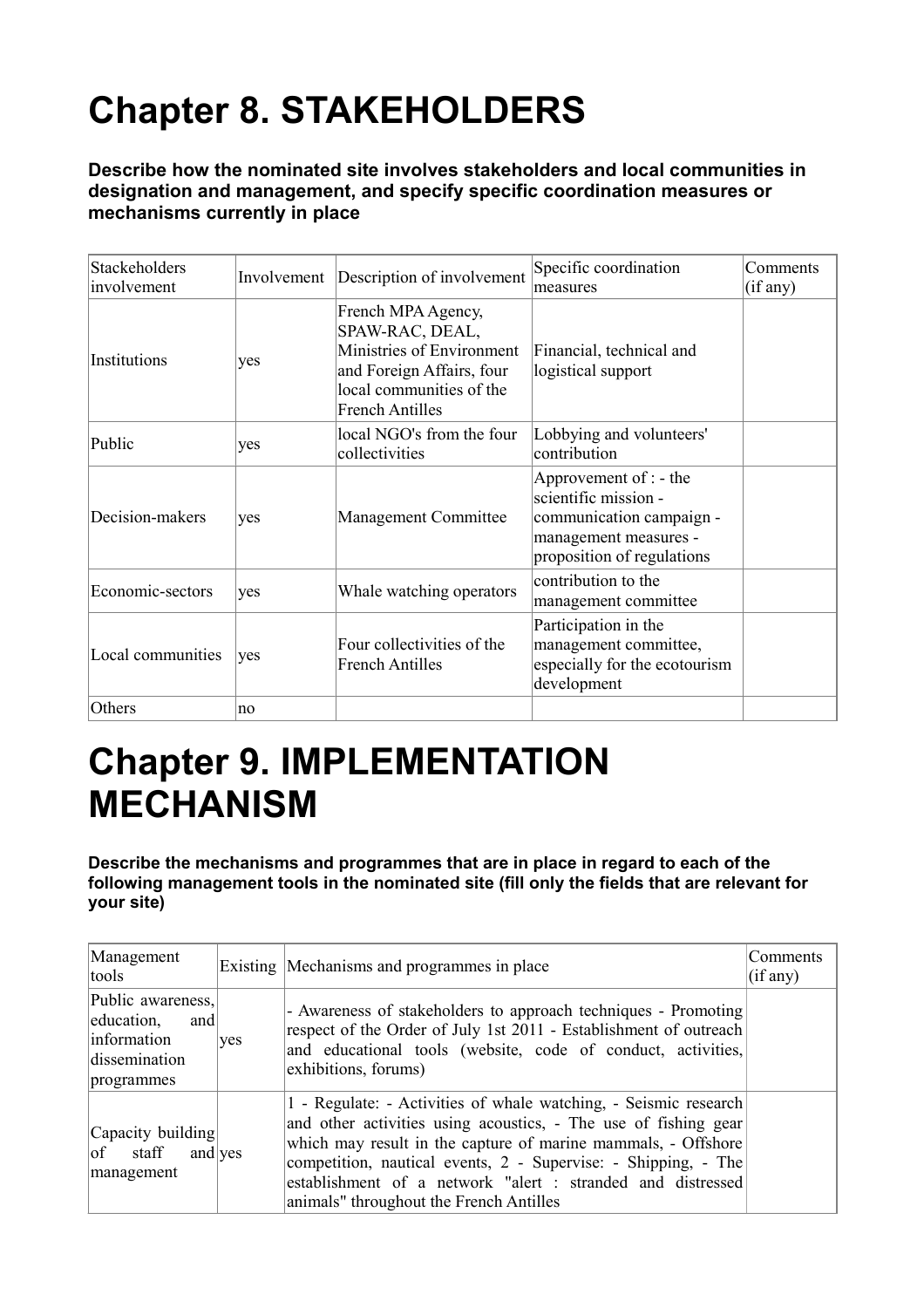# Chapter 8. STAKEHOLDERS

**Describe how the nominated site involves stakeholders and local communities in designation and management, and specify specific coordination measures or mechanisms currently in place**

| Stackeholders involvement | Involvement | Description of involvement | Specific coordination measures | Comments (if any) |
|---|---|---|---|---|
| Institutions | yes | French MPA Agency, SPAW-RAC, DEAL, Ministries of Environment and Foreign Affairs, four local communities of the French Antilles | Financial, technical and logistical support | |
| Public | yes | local NGO's from the four collectivities | Lobbying and volunteers' contribution | |
| Decision-makers | yes | Management Committee | Approvement of : - the scientific mission - communication campaign - management measures - proposition of regulations | |
| Economic-sectors | yes | Whale watching operators | contribution to the management committee | |
| Local communities | yes | Four collectivities of the French Antilles | Participation in the management committee, especially for the ecotourism development | |
| Others | no | | | |

# Chapter 9. IMPLEMENTATION MECHANISM

**Describe the mechanisms and programmes that are in place in regard to each of the following management tools in the nominated site (fill only the fields that are relevant for your site)**

| Management tools | Existing | Mechanisms and programmes in place | Comments (if any) |
|---|---|---|---|
| Public awareness, education, and information dissemination programmes | yes | - Awareness of stakeholders to approach techniques - Promoting respect of the Order of July 1st 2011 - Establishment of outreach and educational tools (website, code of conduct, activities, exhibitions, forums) | |
| Capacity building of staff and management | yes | 1 - Regulate: - Activities of whale watching, - Seismic research and other activities using acoustics, - The use of fishing gear which may result in the capture of marine mammals, - Offshore competition, nautical events, 2 - Supervise: - Shipping, - The establishment of a network "alert : stranded and distressed animals" throughout the French Antilles | |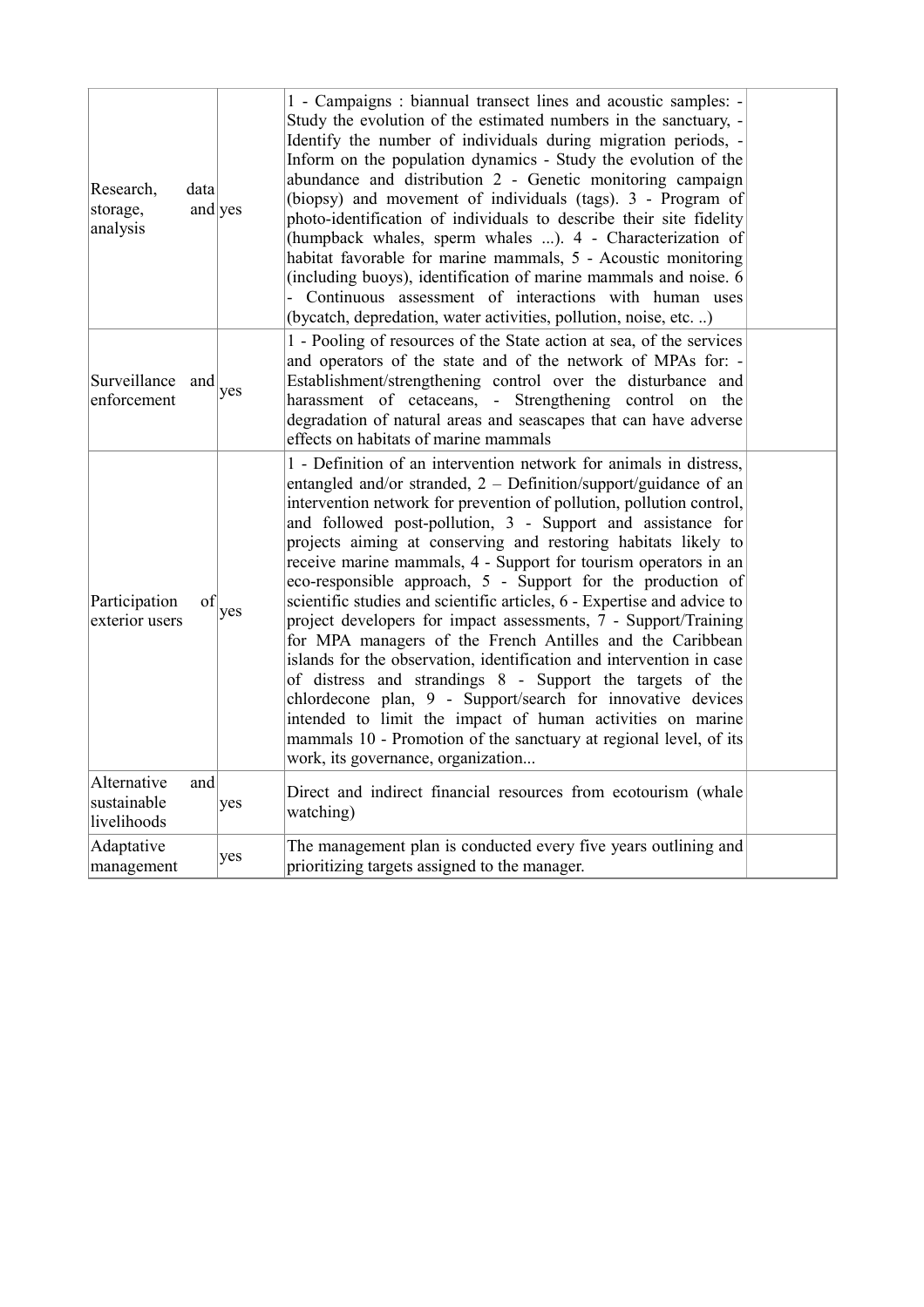| | | | |
|---|---|---|---|
| Research, data storage, and analysis | yes | 1 - Campaigns : biannual transect lines and acoustic samples: - Study the evolution of the estimated numbers in the sanctuary, - Identify the number of individuals during migration periods, - Inform on the population dynamics - Study the evolution of the abundance and distribution 2 - Genetic monitoring campaign (biopsy) and movement of individuals (tags). 3 - Program of photo-identification of individuals to describe their site fidelity (humpback whales, sperm whales ...). 4 - Characterization of habitat favorable for marine mammals, 5 - Acoustic monitoring (including buoys), identification of marine mammals and noise. 6 - Continuous assessment of interactions with human uses (bycatch, depredation, water activities, pollution, noise, etc. ..) | |
| Surveillance and enforcement | yes | 1 - Pooling of resources of the State action at sea, of the services and operators of the state and of the network of MPAs for: - Establishment/strengthening control over the disturbance and harassment of cetaceans, - Strengthening control on the degradation of natural areas and seascapes that can have adverse effects on habitats of marine mammals | |
| Participation of exterior users | yes | 1 - Definition of an intervention network for animals in distress, entangled and/or stranded, 2 – Definition/support/guidance of an intervention network for prevention of pollution, pollution control, and followed post-pollution, 3 - Support and assistance for projects aiming at conserving and restoring habitats likely to receive marine mammals, 4 - Support for tourism operators in an eco-responsible approach, 5 - Support for the production of scientific studies and scientific articles, 6 - Expertise and advice to project developers for impact assessments, 7 - Support/Training for MPA managers of the French Antilles and the Caribbean islands for the observation, identification and intervention in case of distress and strandings 8 - Support the targets of the chlordecone plan, 9 - Support/search for innovative devices intended to limit the impact of human activities on marine mammals 10 - Promotion of the sanctuary at regional level, of its work, its governance, organization... | |
| Alternative and sustainable livelihoods | yes | Direct and indirect financial resources from ecotourism (whale watching) | |
| Adaptative management | yes | The management plan is conducted every five years outlining and prioritizing targets assigned to the manager. | |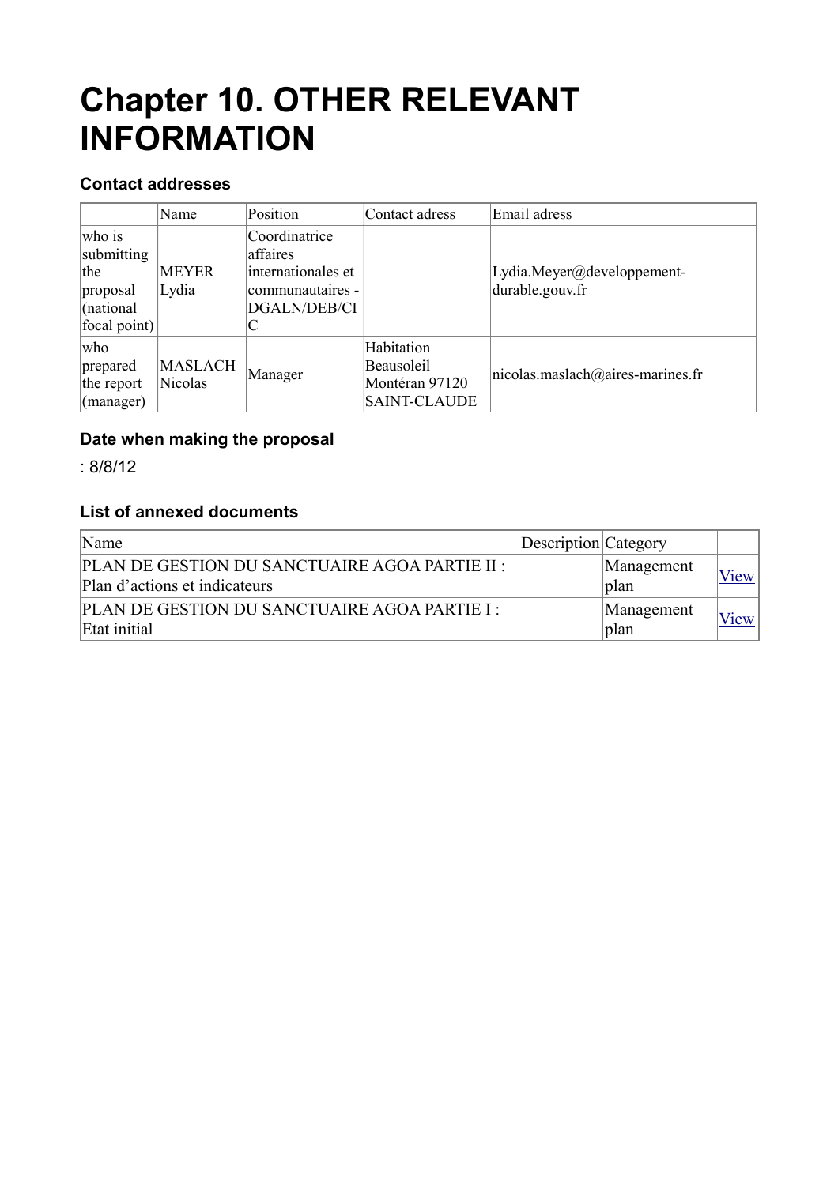# Chapter 10. OTHER RELEVANT INFORMATION

### Contact addresses

| | Name | Position | Contact adress | Email adress |
|---|---|---|---|---|
| who is submitting the proposal (national focal point) | MEYER Lydia | Coordinatrice affaires internationales et communautaires - DGALN/DEB/CIC | | Lydia.Meyer@developpement-durable.gouv.fr |
| who prepared the report (manager) | MASLACH Nicolas | Manager | Habitation Beausoleil Montéran 97120 SAINT-CLAUDE | nicolas.maslach@aires-marines.fr |

### Date when making the proposal

: 8/8/12

### List of annexed documents

| Name | Description | Category | |
|---|---|---|---|
| PLAN DE GESTION DU SANCTUAIRE AGOA PARTIE II : Plan d'actions et indicateurs | | Management plan | View |
| PLAN DE GESTION DU SANCTUAIRE AGOA PARTIE I : Etat initial | | Management plan | View |